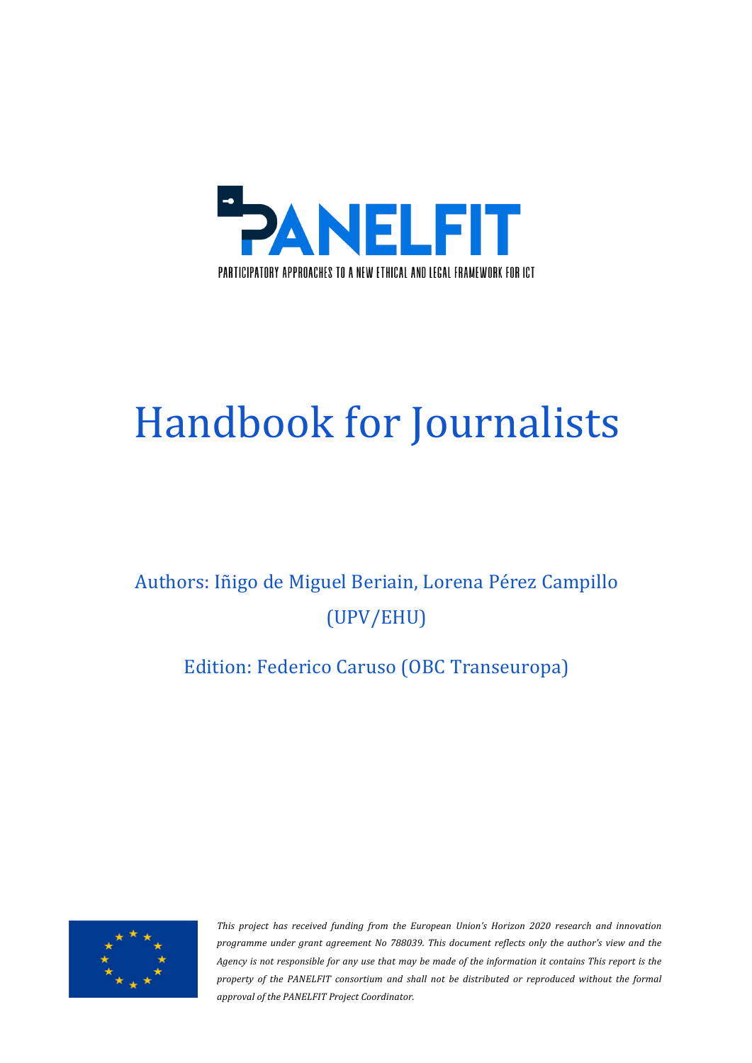# PANELFIT

PARTICIPATORY APPROACHES TO A NEW ETHICAL AND LEGAL FRAMEWORK FOR ICT

# Handbook for Journalists

Authors: Iñigo de Miguel Beriain, Lorena Pérez Campillo (UPV/EHU)

Edition: Federico Caruso (OBC Transeuropa)

*This project has received funding from the European Union's Horizon 2020 research and innovation programme under grant agreement No 788039. This document reflects only the author's view and the Agency is not responsible for any use that may be made of the information it contains This report is the property of the PANELFIT consortium and shall not be distributed or reproduced without the formal approval of the PANELFIT Project Coordinator.*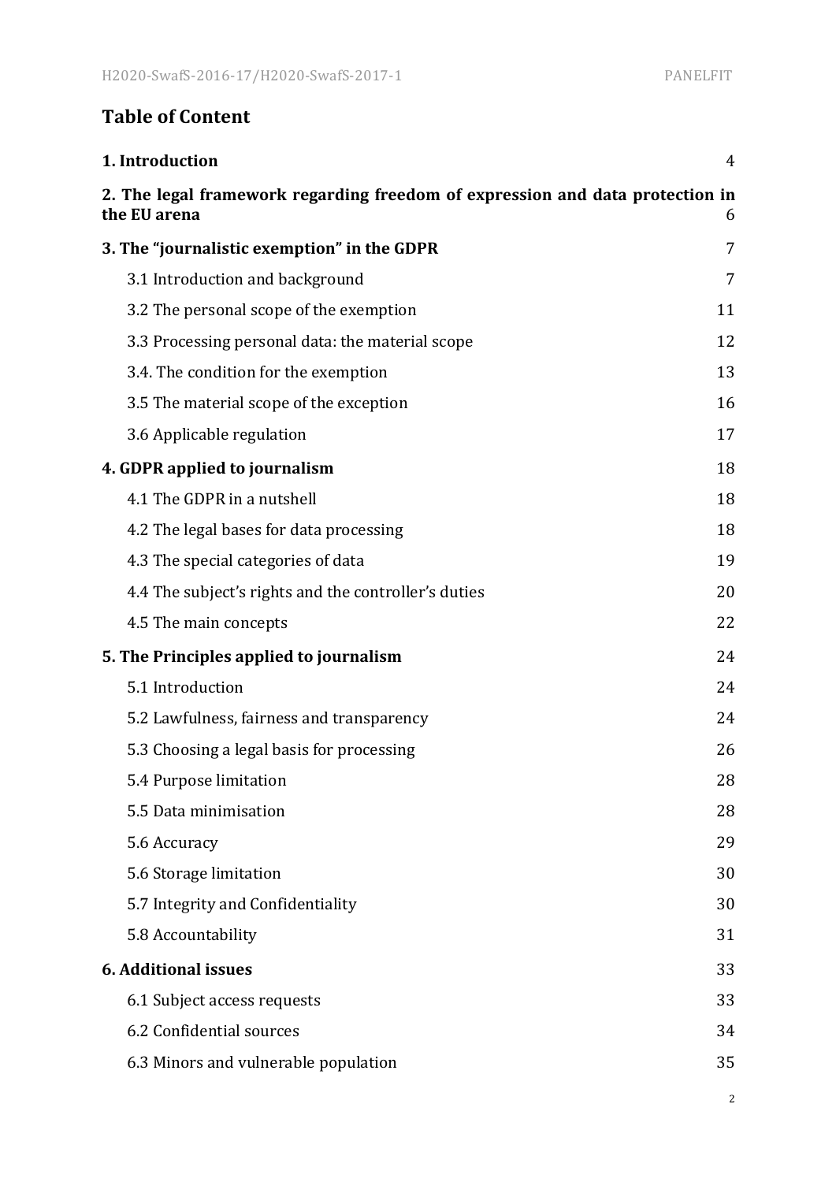## Table of Content

| | |
|---|---|
| **1. Introduction** | 4 |
| **2. The legal framework regarding freedom of expression and data protection in the EU arena** | 6 |
| **3. The "journalistic exemption" in the GDPR** | 7 |
| 3.1 Introduction and background | 7 |
| 3.2 The personal scope of the exemption | 11 |
| 3.3 Processing personal data: the material scope | 12 |
| 3.4. The condition for the exemption | 13 |
| 3.5 The material scope of the exception | 16 |
| 3.6 Applicable regulation | 17 |
| **4. GDPR applied to journalism** | 18 |
| 4.1 The GDPR in a nutshell | 18 |
| 4.2 The legal bases for data processing | 18 |
| 4.3 The special categories of data | 19 |
| 4.4 The subject's rights and the controller's duties | 20 |
| 4.5 The main concepts | 22 |
| **5. The Principles applied to journalism** | 24 |
| 5.1 Introduction | 24 |
| 5.2 Lawfulness, fairness and transparency | 24 |
| 5.3 Choosing a legal basis for processing | 26 |
| 5.4 Purpose limitation | 28 |
| 5.5 Data minimisation | 28 |
| 5.6 Accuracy | 29 |
| 5.6 Storage limitation | 30 |
| 5.7 Integrity and Confidentiality | 30 |
| 5.8 Accountability | 31 |
| **6. Additional issues** | 33 |
| 6.1 Subject access requests | 33 |
| 6.2 Confidential sources | 34 |
| 6.3 Minors and vulnerable population | 35 |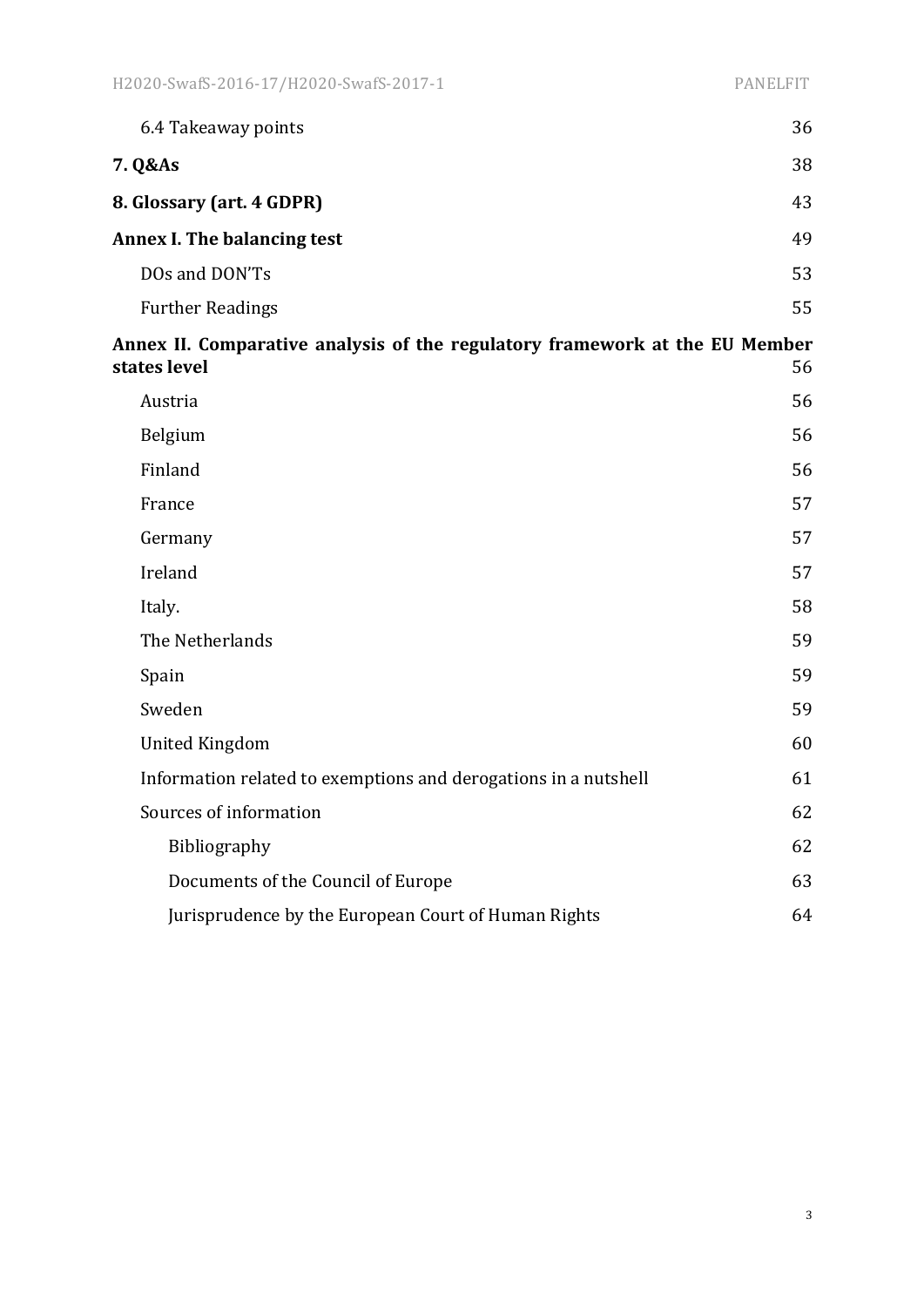| | |
|---|---|
| 6.4 Takeaway points | 36 |
| **7. Q&As** | 38 |
| **8. Glossary (art. 4 GDPR)** | 43 |
| **Annex I. The balancing test** | 49 |
| DOs and DON'Ts | 53 |
| Further Readings | 55 |
| **Annex II. Comparative analysis of the regulatory framework at the EU Member states level** | 56 |
| Austria | 56 |
| Belgium | 56 |
| Finland | 56 |
| France | 57 |
| Germany | 57 |
| Ireland | 57 |
| Italy. | 58 |
| The Netherlands | 59 |
| Spain | 59 |
| Sweden | 59 |
| United Kingdom | 60 |
| Information related to exemptions and derogations in a nutshell | 61 |
| Sources of information | 62 |
| Bibliography | 62 |
| Documents of the Council of Europe | 63 |
| Jurisprudence by the European Court of Human Rights | 64 |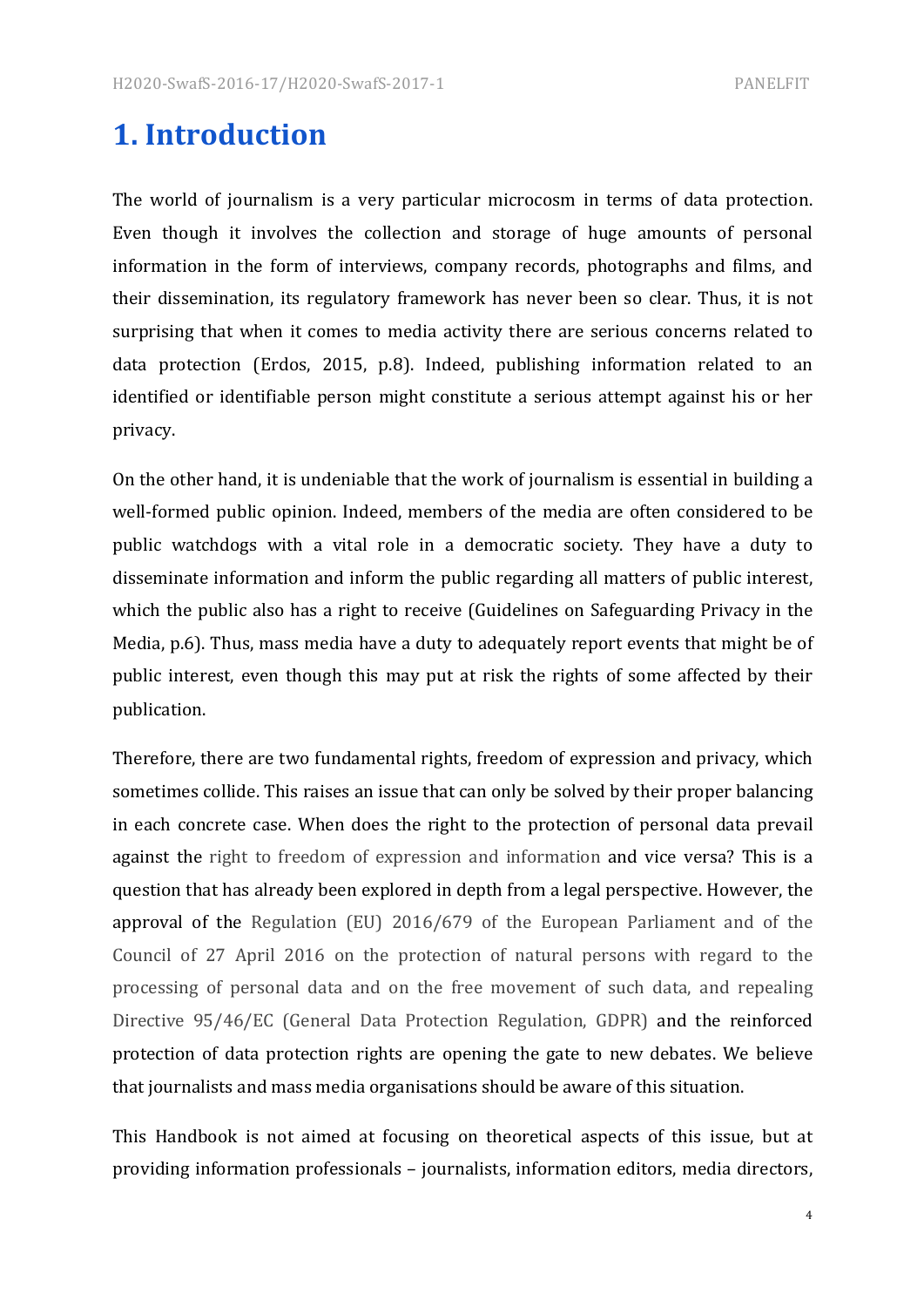# 1. Introduction

The world of journalism is a very particular microcosm in terms of data protection. Even though it involves the collection and storage of huge amounts of personal information in the form of interviews, company records, photographs and films, and their dissemination, its regulatory framework has never been so clear. Thus, it is not surprising that when it comes to media activity there are serious concerns related to data protection (Erdos, 2015, p.8). Indeed, publishing information related to an identified or identifiable person might constitute a serious attempt against his or her privacy.

On the other hand, it is undeniable that the work of journalism is essential in building a well-formed public opinion. Indeed, members of the media are often considered to be public watchdogs with a vital role in a democratic society. They have a duty to disseminate information and inform the public regarding all matters of public interest, which the public also has a right to receive (Guidelines on Safeguarding Privacy in the Media, p.6). Thus, mass media have a duty to adequately report events that might be of public interest, even though this may put at risk the rights of some affected by their publication.

Therefore, there are two fundamental rights, freedom of expression and privacy, which sometimes collide. This raises an issue that can only be solved by their proper balancing in each concrete case. When does the right to the protection of personal data prevail against the right to freedom of expression and information and vice versa? This is a question that has already been explored in depth from a legal perspective. However, the approval of the Regulation (EU) 2016/679 of the European Parliament and of the Council of 27 April 2016 on the protection of natural persons with regard to the processing of personal data and on the free movement of such data, and repealing Directive 95/46/EC (General Data Protection Regulation, GDPR) and the reinforced protection of data protection rights are opening the gate to new debates. We believe that journalists and mass media organisations should be aware of this situation.

This Handbook is not aimed at focusing on theoretical aspects of this issue, but at providing information professionals – journalists, information editors, media directors,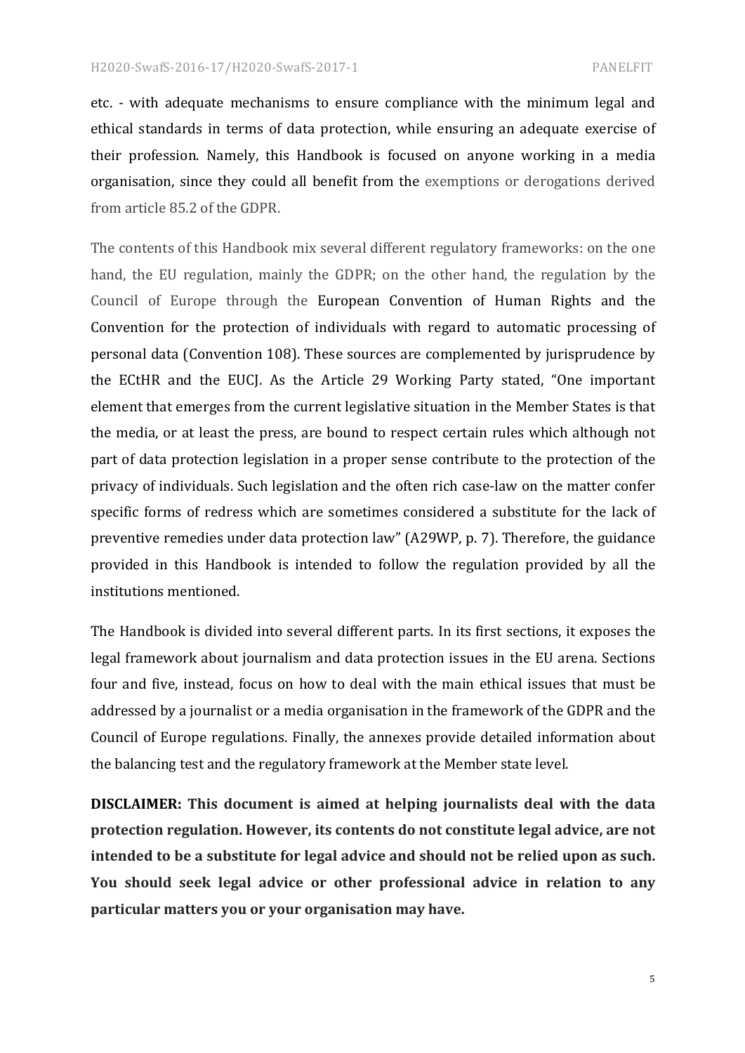etc. - with adequate mechanisms to ensure compliance with the minimum legal and ethical standards in terms of data protection, while ensuring an adequate exercise of their profession. Namely, this Handbook is focused on anyone working in a media organisation, since they could all benefit from the exemptions or derogations derived from article 85.2 of the GDPR.

The contents of this Handbook mix several different regulatory frameworks: on the one hand, the EU regulation, mainly the GDPR; on the other hand, the regulation by the Council of Europe through the European Convention of Human Rights and the Convention for the protection of individuals with regard to automatic processing of personal data (Convention 108). These sources are complemented by jurisprudence by the ECtHR and the EUCJ. As the Article 29 Working Party stated, "One important element that emerges from the current legislative situation in the Member States is that the media, or at least the press, are bound to respect certain rules which although not part of data protection legislation in a proper sense contribute to the protection of the privacy of individuals. Such legislation and the often rich case-law on the matter confer specific forms of redress which are sometimes considered a substitute for the lack of preventive remedies under data protection law" (A29WP, p. 7). Therefore, the guidance provided in this Handbook is intended to follow the regulation provided by all the institutions mentioned.

The Handbook is divided into several different parts. In its first sections, it exposes the legal framework about journalism and data protection issues in the EU arena. Sections four and five, instead, focus on how to deal with the main ethical issues that must be addressed by a journalist or a media organisation in the framework of the GDPR and the Council of Europe regulations. Finally, the annexes provide detailed information about the balancing test and the regulatory framework at the Member state level.

**DISCLAIMER: This document is aimed at helping journalists deal with the data protection regulation. However, its contents do not constitute legal advice, are not intended to be a substitute for legal advice and should not be relied upon as such. You should seek legal advice or other professional advice in relation to any particular matters you or your organisation may have.**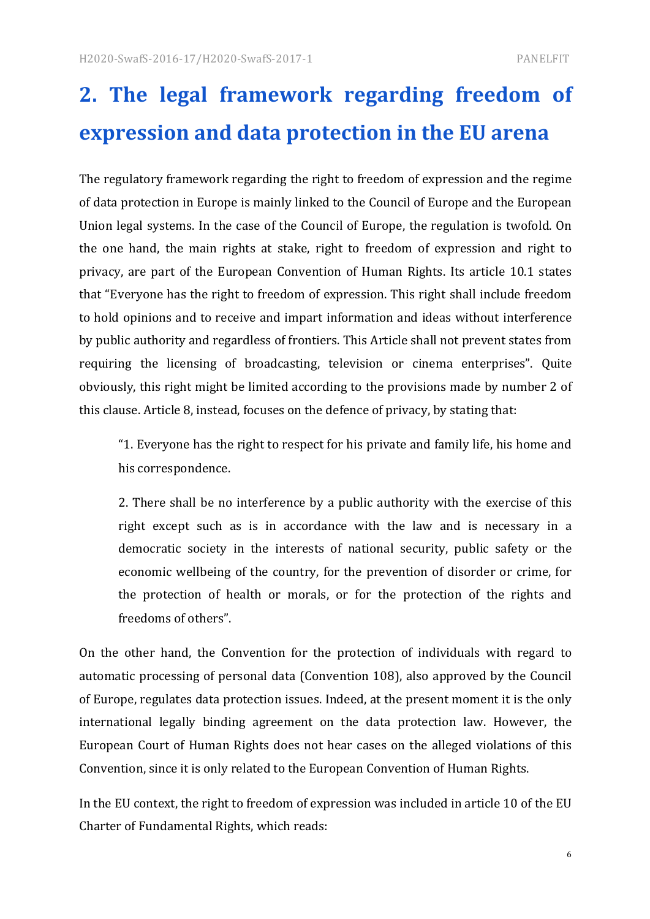# 2. The legal framework regarding freedom of expression and data protection in the EU arena

The regulatory framework regarding the right to freedom of expression and the regime of data protection in Europe is mainly linked to the Council of Europe and the European Union legal systems. In the case of the Council of Europe, the regulation is twofold. On the one hand, the main rights at stake, right to freedom of expression and right to privacy, are part of the European Convention of Human Rights. Its article 10.1 states that "Everyone has the right to freedom of expression. This right shall include freedom to hold opinions and to receive and impart information and ideas without interference by public authority and regardless of frontiers. This Article shall not prevent states from requiring the licensing of broadcasting, television or cinema enterprises". Quite obviously, this right might be limited according to the provisions made by number 2 of this clause. Article 8, instead, focuses on the defence of privacy, by stating that:

> "1. Everyone has the right to respect for his private and family life, his home and his correspondence.
>
> 2. There shall be no interference by a public authority with the exercise of this right except such as is in accordance with the law and is necessary in a democratic society in the interests of national security, public safety or the economic wellbeing of the country, for the prevention of disorder or crime, for the protection of health or morals, or for the protection of the rights and freedoms of others".

On the other hand, the Convention for the protection of individuals with regard to automatic processing of personal data (Convention 108), also approved by the Council of Europe, regulates data protection issues. Indeed, at the present moment it is the only international legally binding agreement on the data protection law. However, the European Court of Human Rights does not hear cases on the alleged violations of this Convention, since it is only related to the European Convention of Human Rights.

In the EU context, the right to freedom of expression was included in article 10 of the EU Charter of Fundamental Rights, which reads: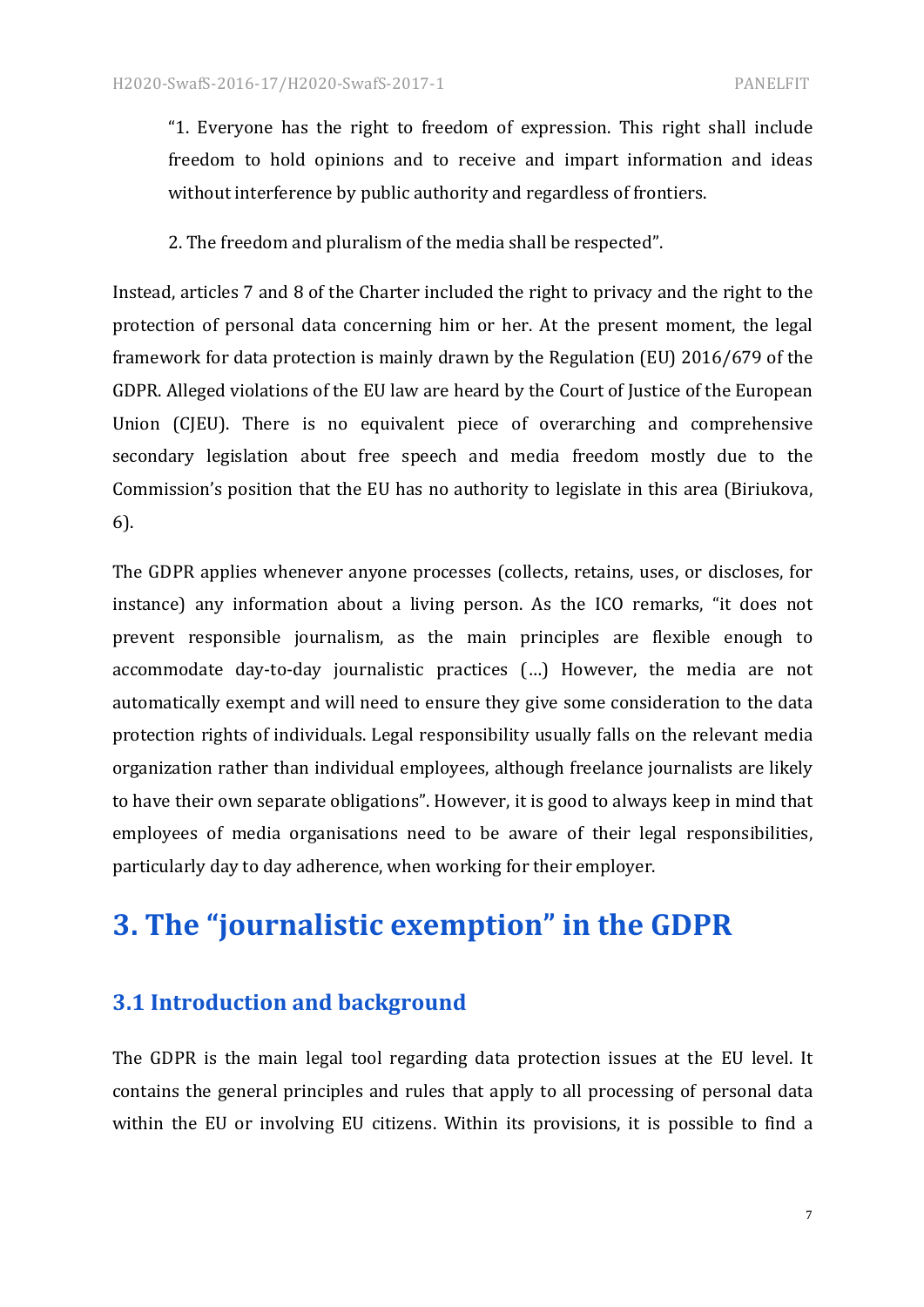> "1. Everyone has the right to freedom of expression. This right shall include freedom to hold opinions and to receive and impart information and ideas without interference by public authority and regardless of frontiers.
>
> 2. The freedom and pluralism of the media shall be respected".

Instead, articles 7 and 8 of the Charter included the right to privacy and the right to the protection of personal data concerning him or her. At the present moment, the legal framework for data protection is mainly drawn by the Regulation (EU) 2016/679 of the GDPR. Alleged violations of the EU law are heard by the Court of Justice of the European Union (CJEU). There is no equivalent piece of overarching and comprehensive secondary legislation about free speech and media freedom mostly due to the Commission's position that the EU has no authority to legislate in this area (Biriukova, 6).

The GDPR applies whenever anyone processes (collects, retains, uses, or discloses, for instance) any information about a living person. As the ICO remarks, "it does not prevent responsible journalism, as the main principles are flexible enough to accommodate day-to-day journalistic practices (…) However, the media are not automatically exempt and will need to ensure they give some consideration to the data protection rights of individuals. Legal responsibility usually falls on the relevant media organization rather than individual employees, although freelance journalists are likely to have their own separate obligations". However, it is good to always keep in mind that employees of media organisations need to be aware of their legal responsibilities, particularly day to day adherence, when working for their employer.

# 3. The "journalistic exemption" in the GDPR

## 3.1 Introduction and background

The GDPR is the main legal tool regarding data protection issues at the EU level. It contains the general principles and rules that apply to all processing of personal data within the EU or involving EU citizens. Within its provisions, it is possible to find a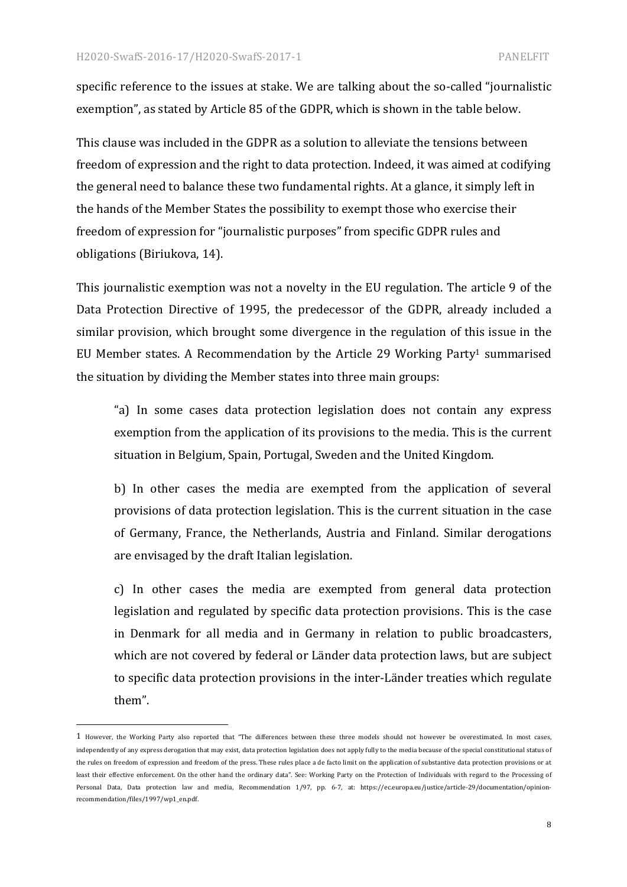specific reference to the issues at stake. We are talking about the so-called "journalistic exemption", as stated by Article 85 of the GDPR, which is shown in the table below.

This clause was included in the GDPR as a solution to alleviate the tensions between freedom of expression and the right to data protection. Indeed, it was aimed at codifying the general need to balance these two fundamental rights. At a glance, it simply left in the hands of the Member States the possibility to exempt those who exercise their freedom of expression for "journalistic purposes" from specific GDPR rules and obligations (Biriukova, 14).

This journalistic exemption was not a novelty in the EU regulation. The article 9 of the Data Protection Directive of 1995, the predecessor of the GDPR, already included a similar provision, which brought some divergence in the regulation of this issue in the EU Member states. A Recommendation by the Article 29 Working Party[1] summarised the situation by dividing the Member states into three main groups:

> "a) In some cases data protection legislation does not contain any express exemption from the application of its provisions to the media. This is the current situation in Belgium, Spain, Portugal, Sweden and the United Kingdom.
>
> b) In other cases the media are exempted from the application of several provisions of data protection legislation. This is the current situation in the case of Germany, France, the Netherlands, Austria and Finland. Similar derogations are envisaged by the draft Italian legislation.
>
> c) In other cases the media are exempted from general data protection legislation and regulated by specific data protection provisions. This is the case in Denmark for all media and in Germany in relation to public broadcasters, which are not covered by federal or Länder data protection laws, but are subject to specific data protection provisions in the inter-Länder treaties which regulate them".

---

[1] However, the Working Party also reported that "The differences between these three models should not however be overestimated. In most cases, independently of any express derogation that may exist, data protection legislation does not apply fully to the media because of the special constitutional status of the rules on freedom of expression and freedom of the press. These rules place a de facto limit on the application of substantive data protection provisions or at least their effective enforcement. On the other hand the ordinary data". See: Working Party on the Protection of Individuals with regard to the Processing of Personal Data, Data protection law and media, Recommendation 1/97, pp. 6-7, at: https://ec.europa.eu/justice/article-29/documentation/opinion-recommendation/files/1997/wp1_en.pdf.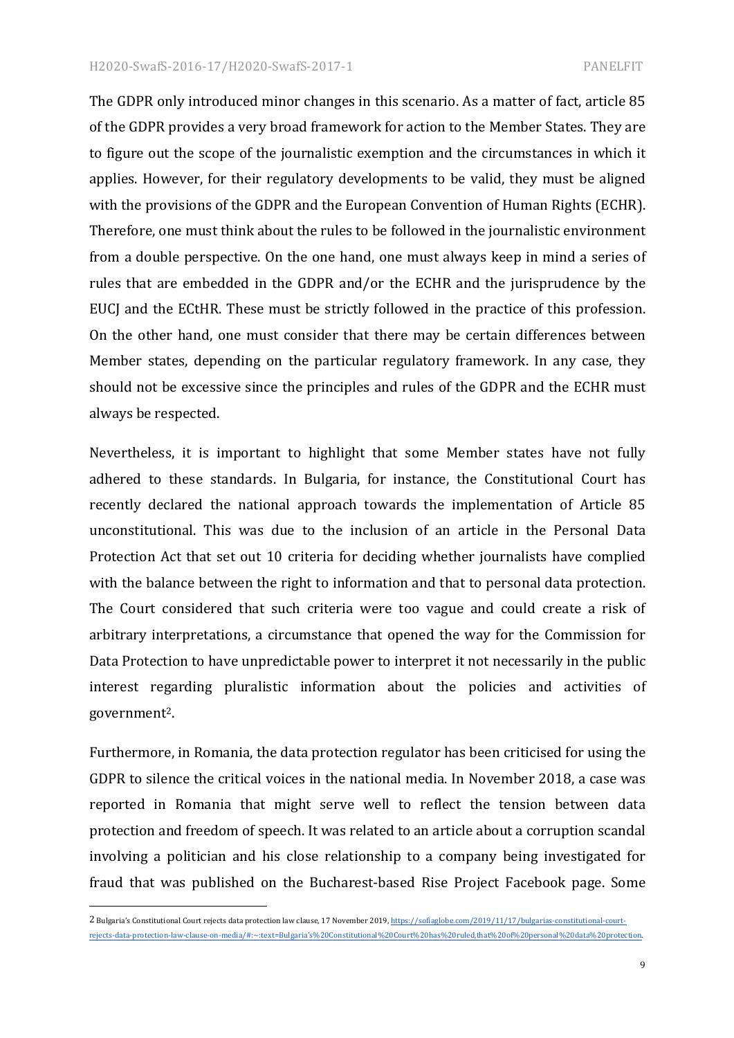The GDPR only introduced minor changes in this scenario. As a matter of fact, article 85 of the GDPR provides a very broad framework for action to the Member States. They are to figure out the scope of the journalistic exemption and the circumstances in which it applies. However, for their regulatory developments to be valid, they must be aligned with the provisions of the GDPR and the European Convention of Human Rights (ECHR). Therefore, one must think about the rules to be followed in the journalistic environment from a double perspective. On the one hand, one must always keep in mind a series of rules that are embedded in the GDPR and/or the ECHR and the jurisprudence by the EUCJ and the ECtHR. These must be strictly followed in the practice of this profession. On the other hand, one must consider that there may be certain differences between Member states, depending on the particular regulatory framework. In any case, they should not be excessive since the principles and rules of the GDPR and the ECHR must always be respected.

Nevertheless, it is important to highlight that some Member states have not fully adhered to these standards. In Bulgaria, for instance, the Constitutional Court has recently declared the national approach towards the implementation of Article 85 unconstitutional. This was due to the inclusion of an article in the Personal Data Protection Act that set out 10 criteria for deciding whether journalists have complied with the balance between the right to information and that to personal data protection. The Court considered that such criteria were too vague and could create a risk of arbitrary interpretations, a circumstance that opened the way for the Commission for Data Protection to have unpredictable power to interpret it not necessarily in the public interest regarding pluralistic information about the policies and activities of government[2].

Furthermore, in Romania, the data protection regulator has been criticised for using the GDPR to silence the critical voices in the national media. In November 2018, a case was reported in Romania that might serve well to reflect the tension between data protection and freedom of speech. It was related to an article about a corruption scandal involving a politician and his close relationship to a company being investigated for fraud that was published on the Bucharest-based Rise Project Facebook page. Some

[2] Bulgaria's Constitutional Court rejects data protection law clause, 17 November 2019, https://sofiaglobe.com/2019/11/17/bulgarias-constitutional-court-rejects-data-protection-law-clause-on-media/#:~:text=Bulgaria's%20Constitutional%20Court%20has%20ruled,that%20of%20personal%20data%20protection.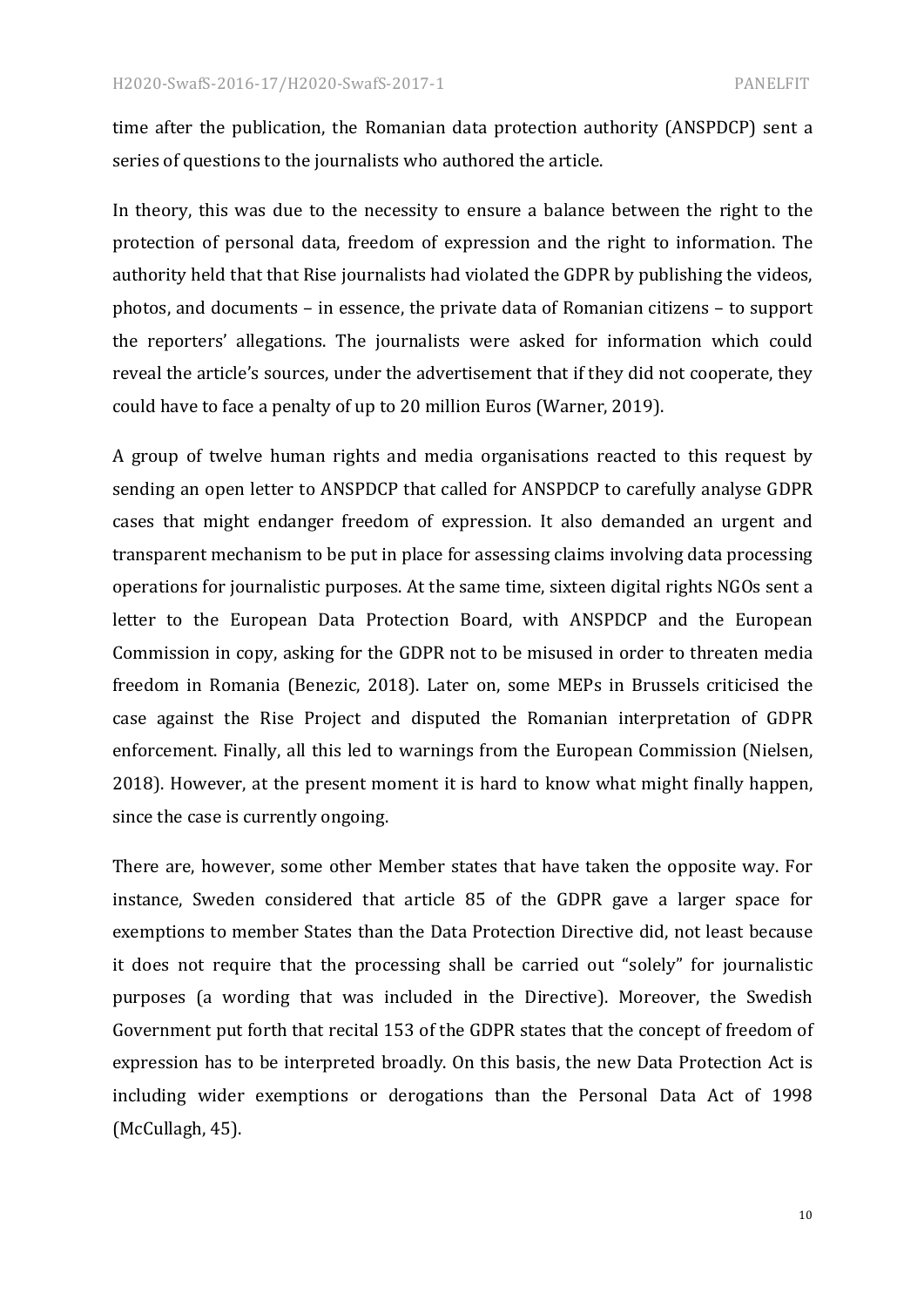time after the publication, the Romanian data protection authority (ANSPDCP) sent a series of questions to the journalists who authored the article.

In theory, this was due to the necessity to ensure a balance between the right to the protection of personal data, freedom of expression and the right to information. The authority held that that Rise journalists had violated the GDPR by publishing the videos, photos, and documents – in essence, the private data of Romanian citizens – to support the reporters' allegations. The journalists were asked for information which could reveal the article's sources, under the advertisement that if they did not cooperate, they could have to face a penalty of up to 20 million Euros (Warner, 2019).

A group of twelve human rights and media organisations reacted to this request by sending an open letter to ANSPDCP that called for ANSPDCP to carefully analyse GDPR cases that might endanger freedom of expression. It also demanded an urgent and transparent mechanism to be put in place for assessing claims involving data processing operations for journalistic purposes. At the same time, sixteen digital rights NGOs sent a letter to the European Data Protection Board, with ANSPDCP and the European Commission in copy, asking for the GDPR not to be misused in order to threaten media freedom in Romania (Benezic, 2018). Later on, some MEPs in Brussels criticised the case against the Rise Project and disputed the Romanian interpretation of GDPR enforcement. Finally, all this led to warnings from the European Commission (Nielsen, 2018). However, at the present moment it is hard to know what might finally happen, since the case is currently ongoing.

There are, however, some other Member states that have taken the opposite way. For instance, Sweden considered that article 85 of the GDPR gave a larger space for exemptions to member States than the Data Protection Directive did, not least because it does not require that the processing shall be carried out "solely" for journalistic purposes (a wording that was included in the Directive). Moreover, the Swedish Government put forth that recital 153 of the GDPR states that the concept of freedom of expression has to be interpreted broadly. On this basis, the new Data Protection Act is including wider exemptions or derogations than the Personal Data Act of 1998 (McCullagh, 45).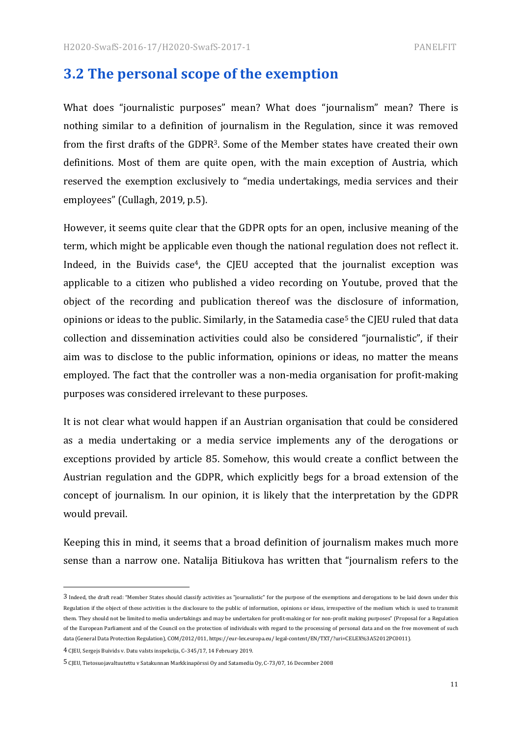## 3.2 The personal scope of the exemption

What does "journalistic purposes" mean? What does "journalism" mean? There is nothing similar to a definition of journalism in the Regulation, since it was removed from the first drafts of the GDPR[3]. Some of the Member states have created their own definitions. Most of them are quite open, with the main exception of Austria, which reserved the exemption exclusively to "media undertakings, media services and their employees" (Cullagh, 2019, p.5).

However, it seems quite clear that the GDPR opts for an open, inclusive meaning of the term, which might be applicable even though the national regulation does not reflect it. Indeed, in the Buivids case[4], the CJEU accepted that the journalist exception was applicable to a citizen who published a video recording on Youtube, proved that the object of the recording and publication thereof was the disclosure of information, opinions or ideas to the public. Similarly, in the Satamedia case[5] the CJEU ruled that data collection and dissemination activities could also be considered "journalistic", if their aim was to disclose to the public information, opinions or ideas, no matter the means employed. The fact that the controller was a non-media organisation for profit-making purposes was considered irrelevant to these purposes.

It is not clear what would happen if an Austrian organisation that could be considered as a media undertaking or a media service implements any of the derogations or exceptions provided by article 85. Somehow, this would create a conflict between the Austrian regulation and the GDPR, which explicitly begs for a broad extension of the concept of journalism. In our opinion, it is likely that the interpretation by the GDPR would prevail.

Keeping this in mind, it seems that a broad definition of journalism makes much more sense than a narrow one. Natalija Bitiukova has written that "journalism refers to the

---

[3] Indeed, the draft read: "Member States should classify activities as "journalistic" for the purpose of the exemptions and derogations to be laid down under this Regulation if the object of these activities is the disclosure to the public of information, opinions or ideas, irrespective of the medium which is used to transmit them. They should not be limited to media undertakings and may be undertaken for profit-making or for non-profit making purposes" (Proposal for a Regulation of the European Parliament and of the Council on the protection of individuals with regard to the processing of personal data and on the free movement of such data (General Data Protection Regulation), COM/2012/011, https://eur-lex.europa.eu/legal-content/EN/TXT/?uri=CELEX%3A52012PC0011).

[4] CJEU, Sergejs Buivids v. Datu valsts inspekcija, C–345/17, 14 February 2019.

[5] CJEU, Tietosuojavaltuutettu v Satakunnan Markkinapörssi Oy and Satamedia Oy, C-73/07, 16 December 2008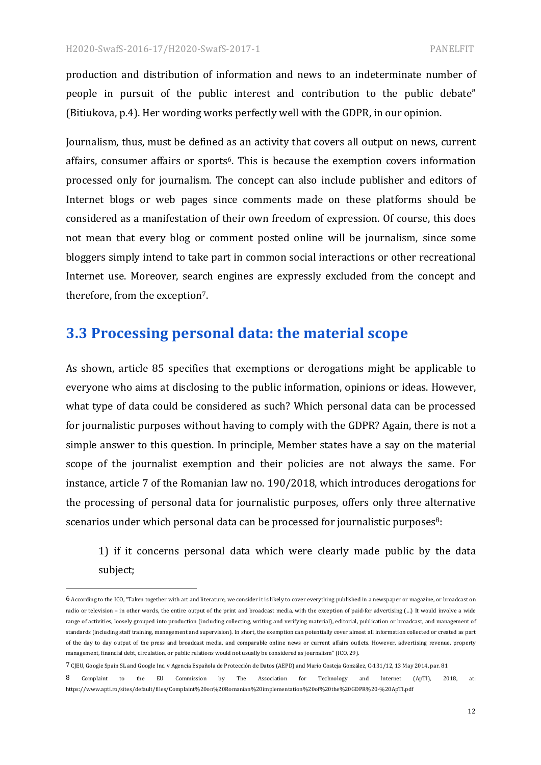production and distribution of information and news to an indeterminate number of people in pursuit of the public interest and contribution to the public debate" (Bitiukova, p.4). Her wording works perfectly well with the GDPR, in our opinion.

Journalism, thus, must be defined as an activity that covers all output on news, current affairs, consumer affairs or sports[6]. This is because the exemption covers information processed only for journalism. The concept can also include publisher and editors of Internet blogs or web pages since comments made on these platforms should be considered as a manifestation of their own freedom of expression. Of course, this does not mean that every blog or comment posted online will be journalism, since some bloggers simply intend to take part in common social interactions or other recreational Internet use. Moreover, search engines are expressly excluded from the concept and therefore, from the exception[7].

## 3.3 Processing personal data: the material scope

As shown, article 85 specifies that exemptions or derogations might be applicable to everyone who aims at disclosing to the public information, opinions or ideas. However, what type of data could be considered as such? Which personal data can be processed for journalistic purposes without having to comply with the GDPR? Again, there is not a simple answer to this question. In principle, Member states have a say on the material scope of the journalist exemption and their policies are not always the same. For instance, article 7 of the Romanian law no. 190/2018, which introduces derogations for the processing of personal data for journalistic purposes, offers only three alternative scenarios under which personal data can be processed for journalistic purposes[8]:

> 1) if it concerns personal data which were clearly made public by the data subject;

---

6 According to the ICO, "Taken together with art and literature, we consider it is likely to cover everything published in a newspaper or magazine, or broadcast on radio or television – in other words, the entire output of the print and broadcast media, with the exception of paid-for advertising (…) It would involve a wide range of activities, loosely grouped into production (including collecting, writing and verifying material), editorial, publication or broadcast, and management of standards (including staff training, management and supervision). In short, the exemption can potentially cover almost all information collected or created as part of the day to day output of the press and broadcast media, and comparable online news or current affairs outlets. However, advertising revenue, property management, financial debt, circulation, or public relations would not usually be considered as journalism" (ICO, 29).

7 CJEU, Google Spain SL and Google Inc. v Agencia Española de Protección de Datos (AEPD) and Mario Costeja González, C-131/12, 13 May 2014, par. 81

8 Complaint to the EU Commission by The Association for Technology and Internet (ApTI), 2018, at: https://www.apti.ro/sites/default/files/Complaint%20on%20Romanian%20implementation%20of%20the%20GDPR%20-%20ApTI.pdf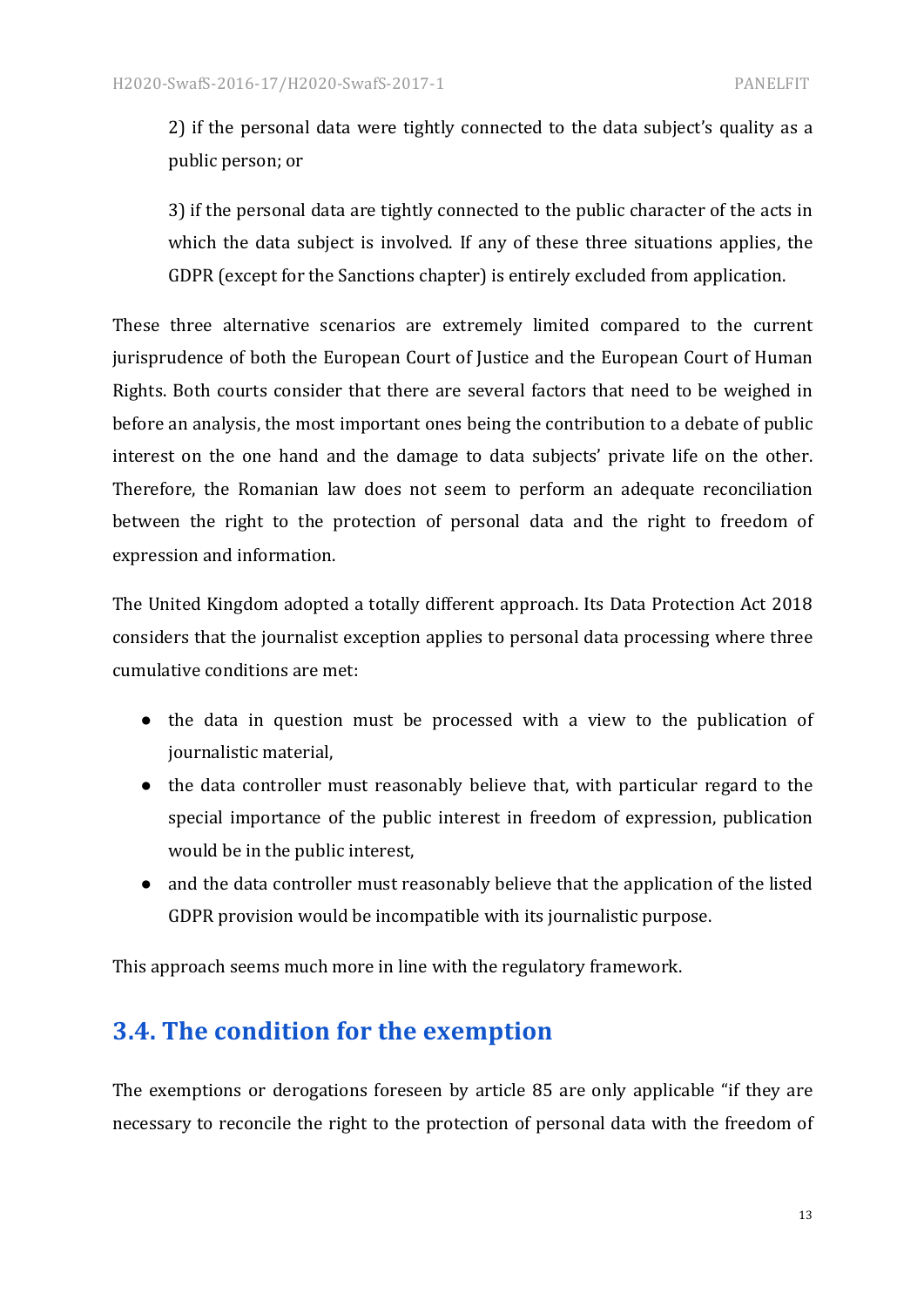2) if the personal data were tightly connected to the data subject's quality as a public person; or

3) if the personal data are tightly connected to the public character of the acts in which the data subject is involved. If any of these three situations applies, the GDPR (except for the Sanctions chapter) is entirely excluded from application.

These three alternative scenarios are extremely limited compared to the current jurisprudence of both the European Court of Justice and the European Court of Human Rights. Both courts consider that there are several factors that need to be weighed in before an analysis, the most important ones being the contribution to a debate of public interest on the one hand and the damage to data subjects' private life on the other. Therefore, the Romanian law does not seem to perform an adequate reconciliation between the right to the protection of personal data and the right to freedom of expression and information.

The United Kingdom adopted a totally different approach. Its Data Protection Act 2018 considers that the journalist exception applies to personal data processing where three cumulative conditions are met:

- the data in question must be processed with a view to the publication of journalistic material,
- the data controller must reasonably believe that, with particular regard to the special importance of the public interest in freedom of expression, publication would be in the public interest,
- and the data controller must reasonably believe that the application of the listed GDPR provision would be incompatible with its journalistic purpose.

This approach seems much more in line with the regulatory framework.

## 3.4. The condition for the exemption

The exemptions or derogations foreseen by article 85 are only applicable "if they are necessary to reconcile the right to the protection of personal data with the freedom of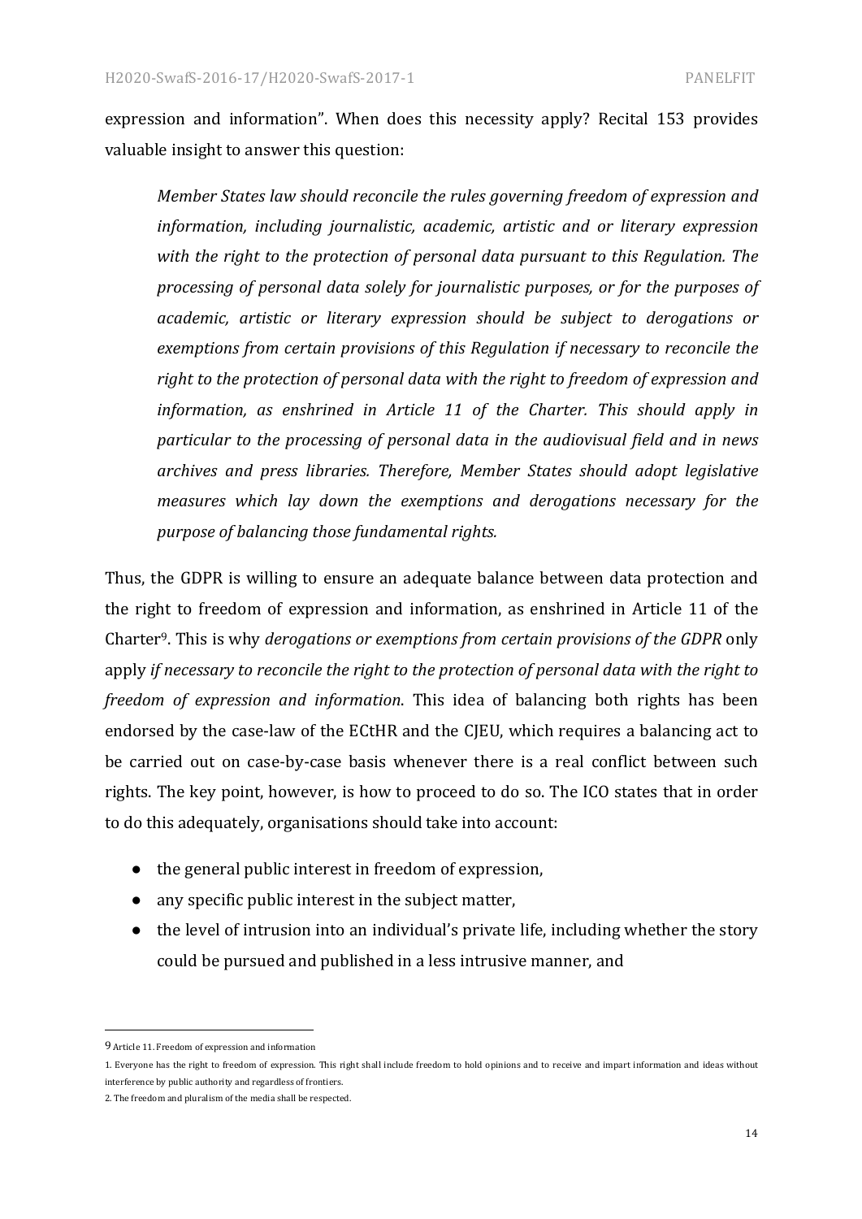expression and information". When does this necessity apply? Recital 153 provides valuable insight to answer this question:

> *Member States law should reconcile the rules governing freedom of expression and information, including journalistic, academic, artistic and or literary expression with the right to the protection of personal data pursuant to this Regulation. The processing of personal data solely for journalistic purposes, or for the purposes of academic, artistic or literary expression should be subject to derogations or exemptions from certain provisions of this Regulation if necessary to reconcile the right to the protection of personal data with the right to freedom of expression and information, as enshrined in Article 11 of the Charter. This should apply in particular to the processing of personal data in the audiovisual field and in news archives and press libraries. Therefore, Member States should adopt legislative measures which lay down the exemptions and derogations necessary for the purpose of balancing those fundamental rights.*

Thus, the GDPR is willing to ensure an adequate balance between data protection and the right to freedom of expression and information, as enshrined in Article 11 of the Charter[9]. This is why *derogations or exemptions from certain provisions of the GDPR* only apply *if necessary to reconcile the right to the protection of personal data with the right to freedom of expression and information*. This idea of balancing both rights has been endorsed by the case-law of the ECtHR and the CJEU, which requires a balancing act to be carried out on case-by-case basis whenever there is a real conflict between such rights. The key point, however, is how to proceed to do so. The ICO states that in order to do this adequately, organisations should take into account:

- the general public interest in freedom of expression,
- any specific public interest in the subject matter,
- the level of intrusion into an individual's private life, including whether the story could be pursued and published in a less intrusive manner, and

---

9 Article 11. Freedom of expression and information

1. Everyone has the right to freedom of expression. This right shall include freedom to hold opinions and to receive and impart information and ideas without interference by public authority and regardless of frontiers.

2. The freedom and pluralism of the media shall be respected.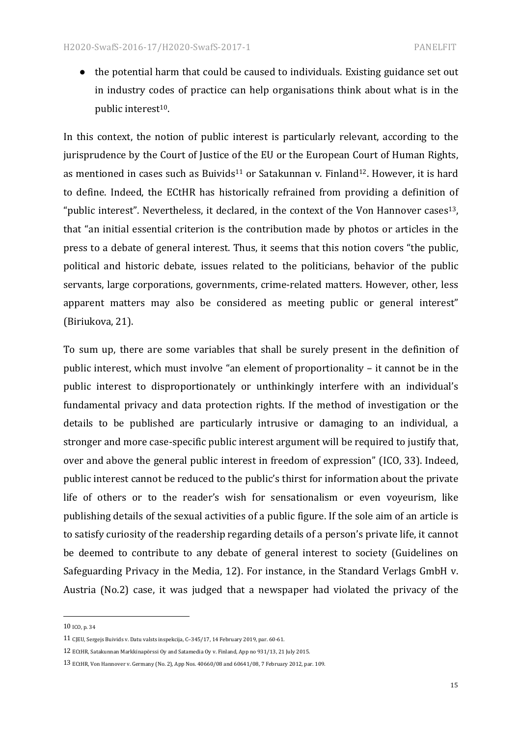- the potential harm that could be caused to individuals. Existing guidance set out in industry codes of practice can help organisations think about what is in the public interest[10].

In this context, the notion of public interest is particularly relevant, according to the jurisprudence by the Court of Justice of the EU or the European Court of Human Rights, as mentioned in cases such as Buivids[11] or Satakunnan v. Finland[12]. However, it is hard to define. Indeed, the ECtHR has historically refrained from providing a definition of "public interest". Nevertheless, it declared, in the context of the Von Hannover cases[13], that "an initial essential criterion is the contribution made by photos or articles in the press to a debate of general interest. Thus, it seems that this notion covers "the public, political and historic debate, issues related to the politicians, behavior of the public servants, large corporations, governments, crime-related matters. However, other, less apparent matters may also be considered as meeting public or general interest" (Biriukova, 21).

To sum up, there are some variables that shall be surely present in the definition of public interest, which must involve "an element of proportionality – it cannot be in the public interest to disproportionately or unthinkingly interfere with an individual's fundamental privacy and data protection rights. If the method of investigation or the details to be published are particularly intrusive or damaging to an individual, a stronger and more case-specific public interest argument will be required to justify that, over and above the general public interest in freedom of expression" (ICO, 33). Indeed, public interest cannot be reduced to the public's thirst for information about the private life of others or to the reader's wish for sensationalism or even voyeurism, like publishing details of the sexual activities of a public figure. If the sole aim of an article is to satisfy curiosity of the readership regarding details of a person's private life, it cannot be deemed to contribute to any debate of general interest to society (Guidelines on Safeguarding Privacy in the Media, 12). For instance, in the Standard Verlags GmbH v. Austria (No.2) case, it was judged that a newspaper had violated the privacy of the

---

10 ICO, p. 34

11 CJEU, Sergejs Buivids v. Datu valsts inspekcija, C–345/17, 14 February 2019, par. 60-61.

12 ECtHR, Satakunnan Markkinapörssi Oy and Satamedia Oy v. Finland, App no 931/13, 21 July 2015.

13 ECtHR, Von Hannover v. Germany (No. 2), App Nos. 40660/08 and 60641/08, 7 February 2012, par. 109.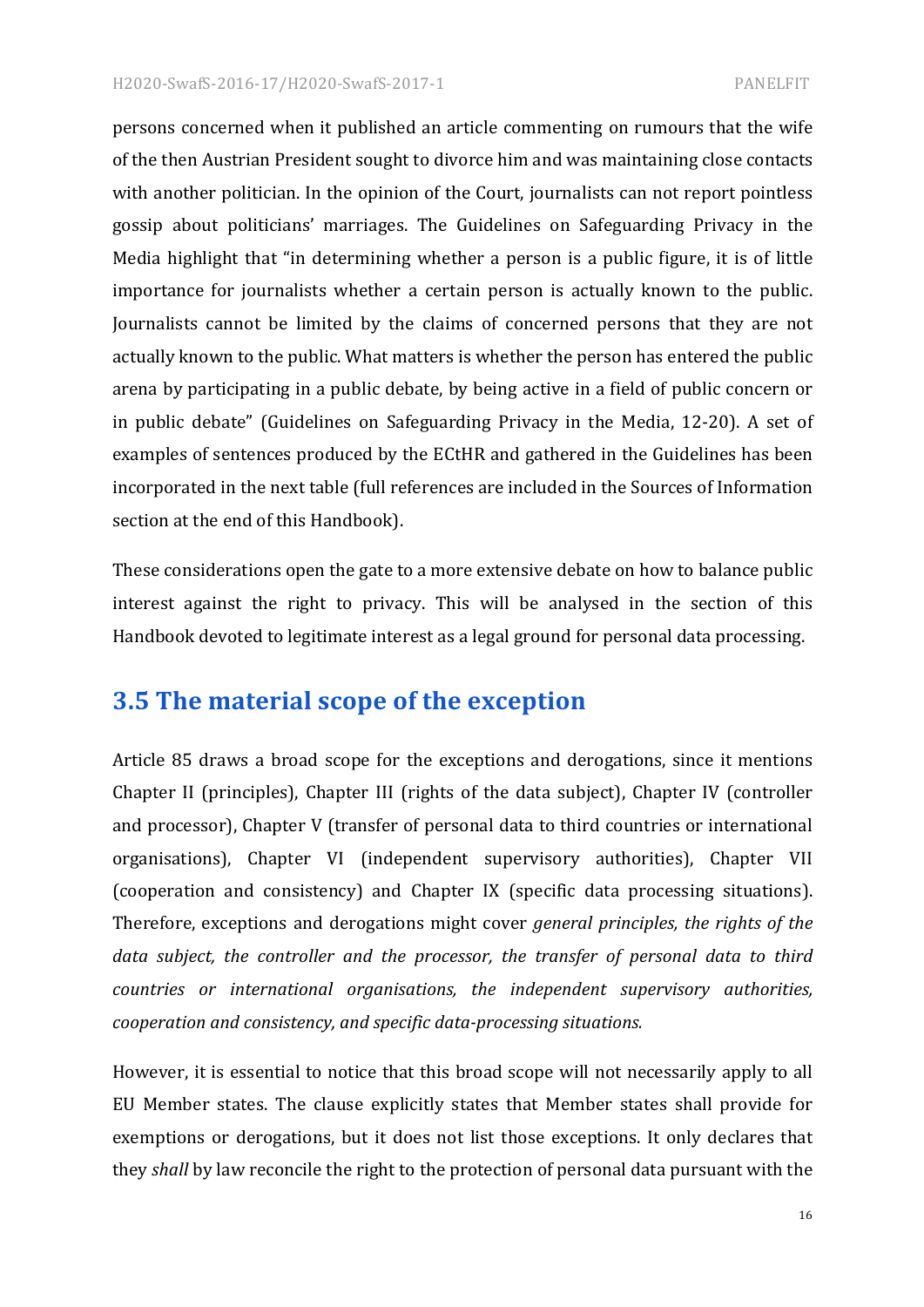persons concerned when it published an article commenting on rumours that the wife of the then Austrian President sought to divorce him and was maintaining close contacts with another politician. In the opinion of the Court, journalists can not report pointless gossip about politicians' marriages. The Guidelines on Safeguarding Privacy in the Media highlight that "in determining whether a person is a public figure, it is of little importance for journalists whether a certain person is actually known to the public. Journalists cannot be limited by the claims of concerned persons that they are not actually known to the public. What matters is whether the person has entered the public arena by participating in a public debate, by being active in a field of public concern or in public debate" (Guidelines on Safeguarding Privacy in the Media, 12-20). A set of examples of sentences produced by the ECtHR and gathered in the Guidelines has been incorporated in the next table (full references are included in the Sources of Information section at the end of this Handbook).

These considerations open the gate to a more extensive debate on how to balance public interest against the right to privacy. This will be analysed in the section of this Handbook devoted to legitimate interest as a legal ground for personal data processing.

## 3.5 The material scope of the exception

Article 85 draws a broad scope for the exceptions and derogations, since it mentions Chapter II (principles), Chapter III (rights of the data subject), Chapter IV (controller and processor), Chapter V (transfer of personal data to third countries or international organisations), Chapter VI (independent supervisory authorities), Chapter VII (cooperation and consistency) and Chapter IX (specific data processing situations). Therefore, exceptions and derogations might cover *general principles, the rights of the data subject, the controller and the processor, the transfer of personal data to third countries or international organisations, the independent supervisory authorities, cooperation and consistency, and specific data-processing situations.*

However, it is essential to notice that this broad scope will not necessarily apply to all EU Member states. The clause explicitly states that Member states shall provide for exemptions or derogations, but it does not list those exceptions. It only declares that they *shall* by law reconcile the right to the protection of personal data pursuant with the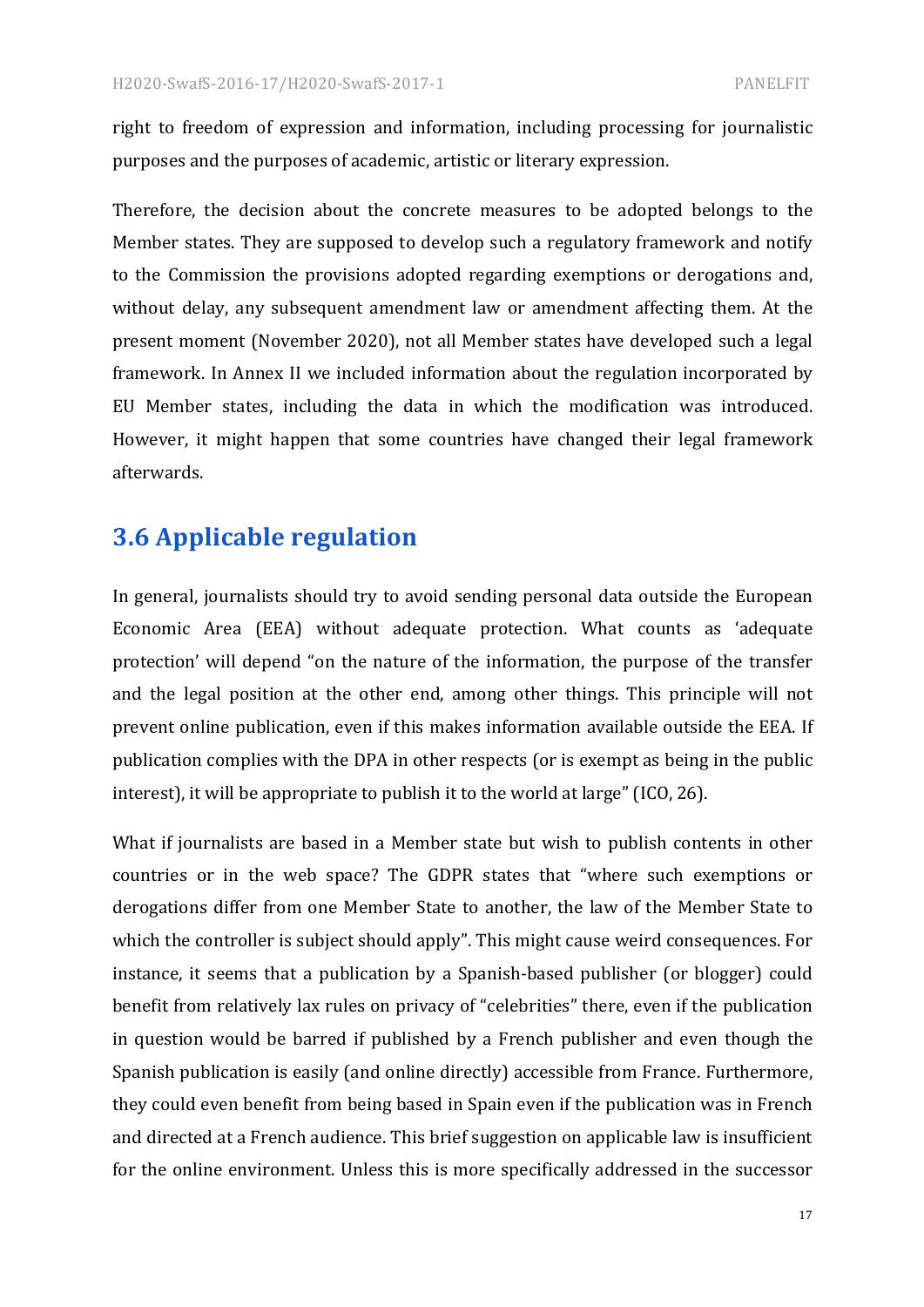right to freedom of expression and information, including processing for journalistic purposes and the purposes of academic, artistic or literary expression.

Therefore, the decision about the concrete measures to be adopted belongs to the Member states. They are supposed to develop such a regulatory framework and notify to the Commission the provisions adopted regarding exemptions or derogations and, without delay, any subsequent amendment law or amendment affecting them. At the present moment (November 2020), not all Member states have developed such a legal framework. In Annex II we included information about the regulation incorporated by EU Member states, including the data in which the modification was introduced. However, it might happen that some countries have changed their legal framework afterwards.

## 3.6 Applicable regulation

In general, journalists should try to avoid sending personal data outside the European Economic Area (EEA) without adequate protection. What counts as 'adequate protection' will depend "on the nature of the information, the purpose of the transfer and the legal position at the other end, among other things. This principle will not prevent online publication, even if this makes information available outside the EEA. If publication complies with the DPA in other respects (or is exempt as being in the public interest), it will be appropriate to publish it to the world at large" (ICO, 26).

What if journalists are based in a Member state but wish to publish contents in other countries or in the web space? The GDPR states that "where such exemptions or derogations differ from one Member State to another, the law of the Member State to which the controller is subject should apply". This might cause weird consequences. For instance, it seems that a publication by a Spanish-based publisher (or blogger) could benefit from relatively lax rules on privacy of "celebrities" there, even if the publication in question would be barred if published by a French publisher and even though the Spanish publication is easily (and online directly) accessible from France. Furthermore, they could even benefit from being based in Spain even if the publication was in French and directed at a French audience. This brief suggestion on applicable law is insufficient for the online environment. Unless this is more specifically addressed in the successor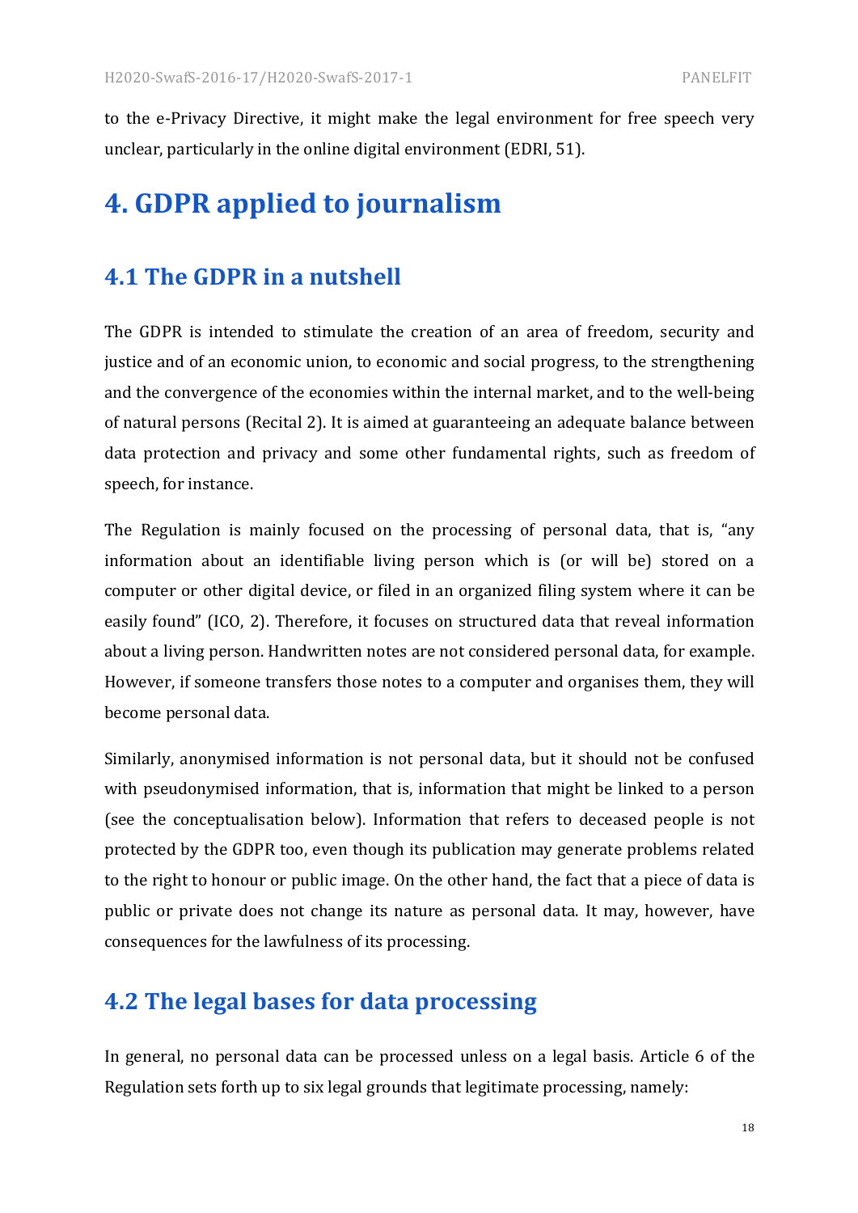to the e-Privacy Directive, it might make the legal environment for free speech very unclear, particularly in the online digital environment (EDRI, 51).

# 4. GDPR applied to journalism

## 4.1 The GDPR in a nutshell

The GDPR is intended to stimulate the creation of an area of freedom, security and justice and of an economic union, to economic and social progress, to the strengthening and the convergence of the economies within the internal market, and to the well-being of natural persons (Recital 2). It is aimed at guaranteeing an adequate balance between data protection and privacy and some other fundamental rights, such as freedom of speech, for instance.

The Regulation is mainly focused on the processing of personal data, that is, "any information about an identifiable living person which is (or will be) stored on a computer or other digital device, or filed in an organized filing system where it can be easily found" (ICO, 2). Therefore, it focuses on structured data that reveal information about a living person. Handwritten notes are not considered personal data, for example. However, if someone transfers those notes to a computer and organises them, they will become personal data.

Similarly, anonymised information is not personal data, but it should not be confused with pseudonymised information, that is, information that might be linked to a person (see the conceptualisation below). Information that refers to deceased people is not protected by the GDPR too, even though its publication may generate problems related to the right to honour or public image. On the other hand, the fact that a piece of data is public or private does not change its nature as personal data. It may, however, have consequences for the lawfulness of its processing.

## 4.2 The legal bases for data processing

In general, no personal data can be processed unless on a legal basis. Article 6 of the Regulation sets forth up to six legal grounds that legitimate processing, namely: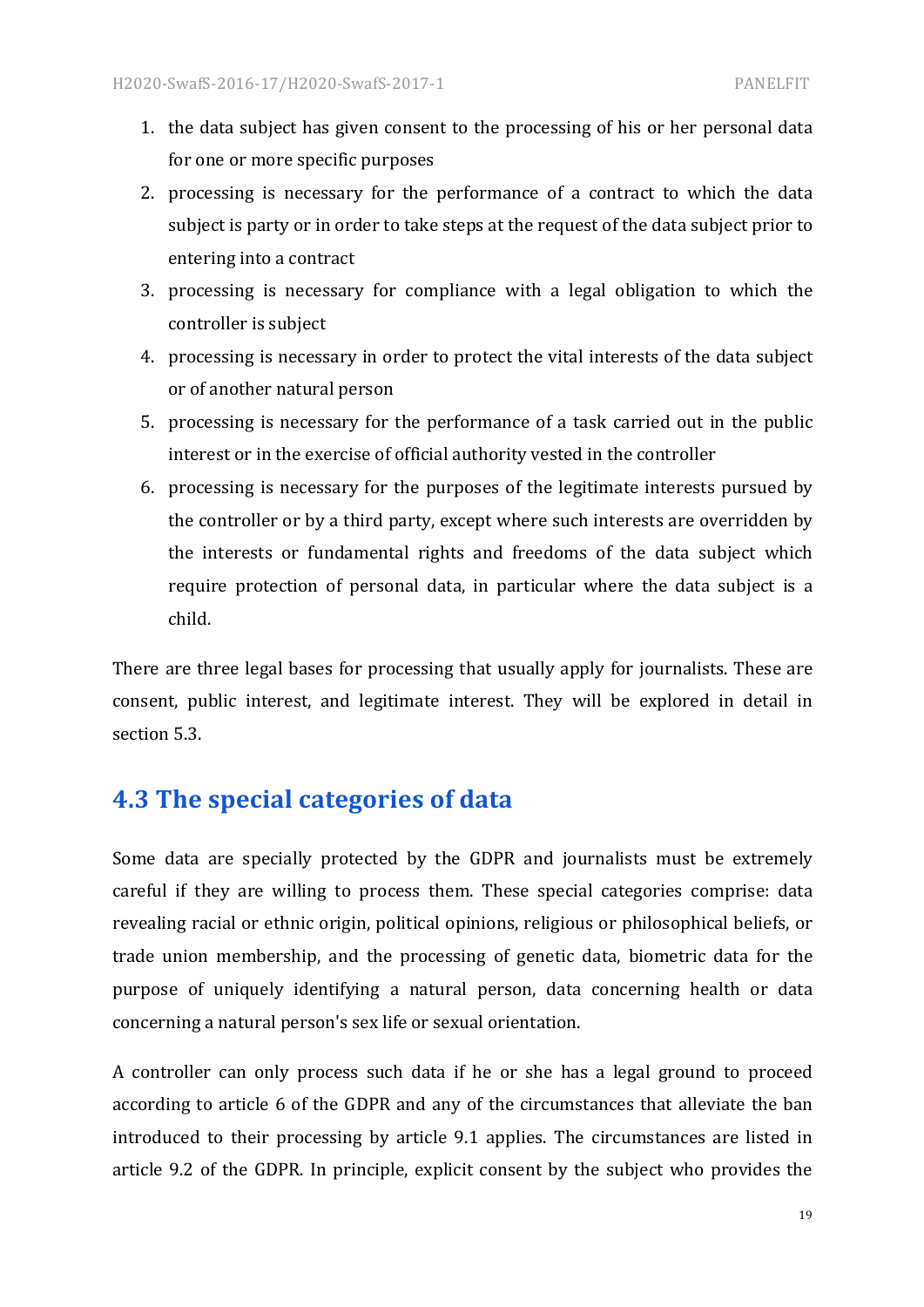1. the data subject has given consent to the processing of his or her personal data for one or more specific purposes
2. processing is necessary for the performance of a contract to which the data subject is party or in order to take steps at the request of the data subject prior to entering into a contract
3. processing is necessary for compliance with a legal obligation to which the controller is subject
4. processing is necessary in order to protect the vital interests of the data subject or of another natural person
5. processing is necessary for the performance of a task carried out in the public interest or in the exercise of official authority vested in the controller
6. processing is necessary for the purposes of the legitimate interests pursued by the controller or by a third party, except where such interests are overridden by the interests or fundamental rights and freedoms of the data subject which require protection of personal data, in particular where the data subject is a child.

There are three legal bases for processing that usually apply for journalists. These are consent, public interest, and legitimate interest. They will be explored in detail in section 5.3.

## 4.3 The special categories of data

Some data are specially protected by the GDPR and journalists must be extremely careful if they are willing to process them. These special categories comprise: data revealing racial or ethnic origin, political opinions, religious or philosophical beliefs, or trade union membership, and the processing of genetic data, biometric data for the purpose of uniquely identifying a natural person, data concerning health or data concerning a natural person's sex life or sexual orientation.

A controller can only process such data if he or she has a legal ground to proceed according to article 6 of the GDPR and any of the circumstances that alleviate the ban introduced to their processing by article 9.1 applies. The circumstances are listed in article 9.2 of the GDPR. In principle, explicit consent by the subject who provides the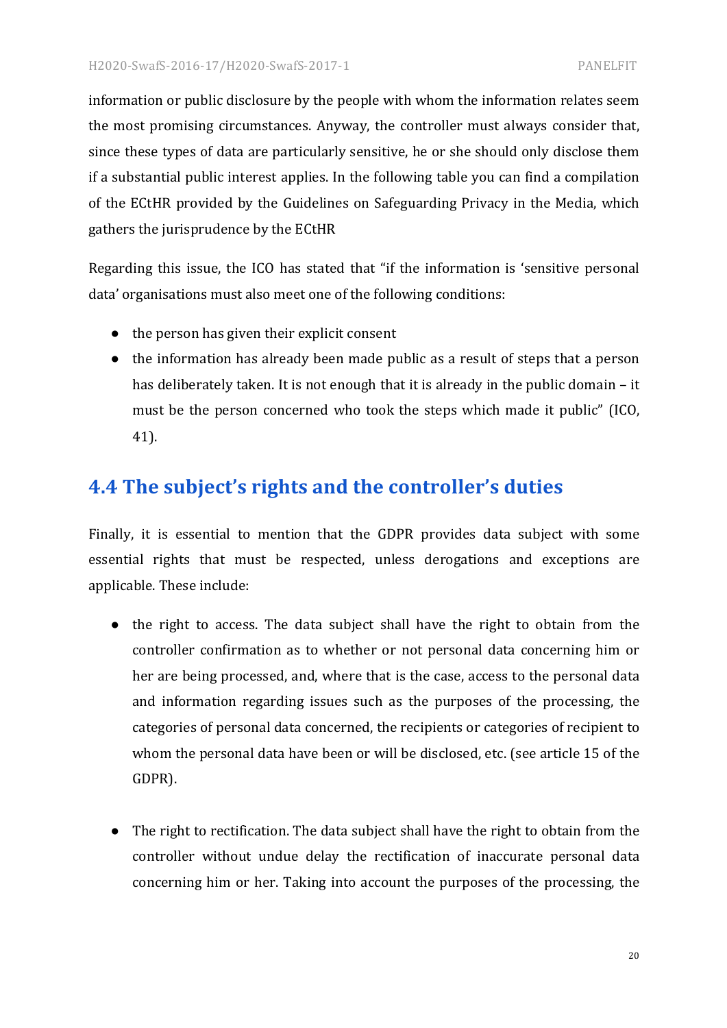information or public disclosure by the people with whom the information relates seem the most promising circumstances. Anyway, the controller must always consider that, since these types of data are particularly sensitive, he or she should only disclose them if a substantial public interest applies. In the following table you can find a compilation of the ECtHR provided by the Guidelines on Safeguarding Privacy in the Media, which gathers the jurisprudence by the ECtHR

Regarding this issue, the ICO has stated that "if the information is 'sensitive personal data' organisations must also meet one of the following conditions:

- the person has given their explicit consent
- the information has already been made public as a result of steps that a person has deliberately taken. It is not enough that it is already in the public domain – it must be the person concerned who took the steps which made it public" (ICO, 41).

## 4.4 The subject's rights and the controller's duties

Finally, it is essential to mention that the GDPR provides data subject with some essential rights that must be respected, unless derogations and exceptions are applicable. These include:

- the right to access. The data subject shall have the right to obtain from the controller confirmation as to whether or not personal data concerning him or her are being processed, and, where that is the case, access to the personal data and information regarding issues such as the purposes of the processing, the categories of personal data concerned, the recipients or categories of recipient to whom the personal data have been or will be disclosed, etc. (see article 15 of the GDPR).

- The right to rectification. The data subject shall have the right to obtain from the controller without undue delay the rectification of inaccurate personal data concerning him or her. Taking into account the purposes of the processing, the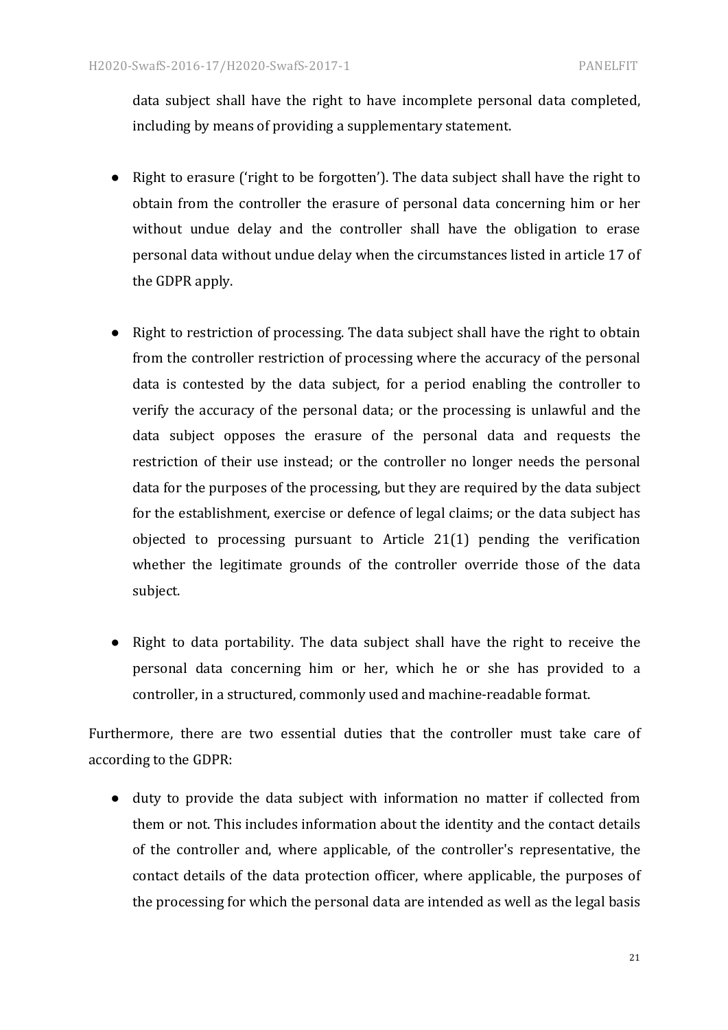data subject shall have the right to have incomplete personal data completed, including by means of providing a supplementary statement.

- Right to erasure ('right to be forgotten'). The data subject shall have the right to obtain from the controller the erasure of personal data concerning him or her without undue delay and the controller shall have the obligation to erase personal data without undue delay when the circumstances listed in article 17 of the GDPR apply.

- Right to restriction of processing. The data subject shall have the right to obtain from the controller restriction of processing where the accuracy of the personal data is contested by the data subject, for a period enabling the controller to verify the accuracy of the personal data; or the processing is unlawful and the data subject opposes the erasure of the personal data and requests the restriction of their use instead; or the controller no longer needs the personal data for the purposes of the processing, but they are required by the data subject for the establishment, exercise or defence of legal claims; or the data subject has objected to processing pursuant to Article 21(1) pending the verification whether the legitimate grounds of the controller override those of the data subject.

- Right to data portability. The data subject shall have the right to receive the personal data concerning him or her, which he or she has provided to a controller, in a structured, commonly used and machine-readable format.

Furthermore, there are two essential duties that the controller must take care of according to the GDPR:

- duty to provide the data subject with information no matter if collected from them or not. This includes information about the identity and the contact details of the controller and, where applicable, of the controller's representative, the contact details of the data protection officer, where applicable, the purposes of the processing for which the personal data are intended as well as the legal basis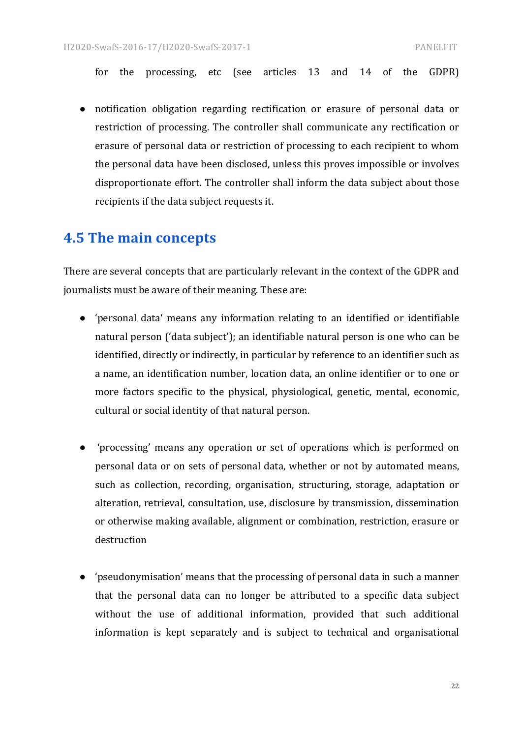for the processing, etc (see articles 13 and 14 of the GDPR)

- notification obligation regarding rectification or erasure of personal data or restriction of processing. The controller shall communicate any rectification or erasure of personal data or restriction of processing to each recipient to whom the personal data have been disclosed, unless this proves impossible or involves disproportionate effort. The controller shall inform the data subject about those recipients if the data subject requests it.

## 4.5 The main concepts

There are several concepts that are particularly relevant in the context of the GDPR and journalists must be aware of their meaning. These are:

- 'personal data' means any information relating to an identified or identifiable natural person ('data subject'); an identifiable natural person is one who can be identified, directly or indirectly, in particular by reference to an identifier such as a name, an identification number, location data, an online identifier or to one or more factors specific to the physical, physiological, genetic, mental, economic, cultural or social identity of that natural person.

- 'processing' means any operation or set of operations which is performed on personal data or on sets of personal data, whether or not by automated means, such as collection, recording, organisation, structuring, storage, adaptation or alteration, retrieval, consultation, use, disclosure by transmission, dissemination or otherwise making available, alignment or combination, restriction, erasure or destruction

- 'pseudonymisation' means that the processing of personal data in such a manner that the personal data can no longer be attributed to a specific data subject without the use of additional information, provided that such additional information is kept separately and is subject to technical and organisational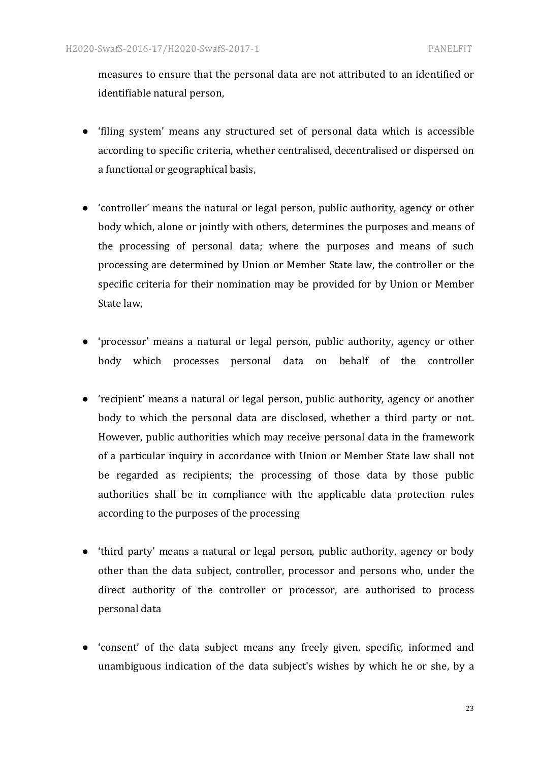measures to ensure that the personal data are not attributed to an identified or identifiable natural person,

- ‘filing system’ means any structured set of personal data which is accessible according to specific criteria, whether centralised, decentralised or dispersed on a functional or geographical basis,

- ‘controller’ means the natural or legal person, public authority, agency or other body which, alone or jointly with others, determines the purposes and means of the processing of personal data; where the purposes and means of such processing are determined by Union or Member State law, the controller or the specific criteria for their nomination may be provided for by Union or Member State law,

- ‘processor’ means a natural or legal person, public authority, agency or other body which processes personal data on behalf of the controller

- ‘recipient’ means a natural or legal person, public authority, agency or another body to which the personal data are disclosed, whether a third party or not. However, public authorities which may receive personal data in the framework of a particular inquiry in accordance with Union or Member State law shall not be regarded as recipients; the processing of those data by those public authorities shall be in compliance with the applicable data protection rules according to the purposes of the processing

- ‘third party’ means a natural or legal person, public authority, agency or body other than the data subject, controller, processor and persons who, under the direct authority of the controller or processor, are authorised to process personal data

- ‘consent’ of the data subject means any freely given, specific, informed and unambiguous indication of the data subject's wishes by which he or she, by a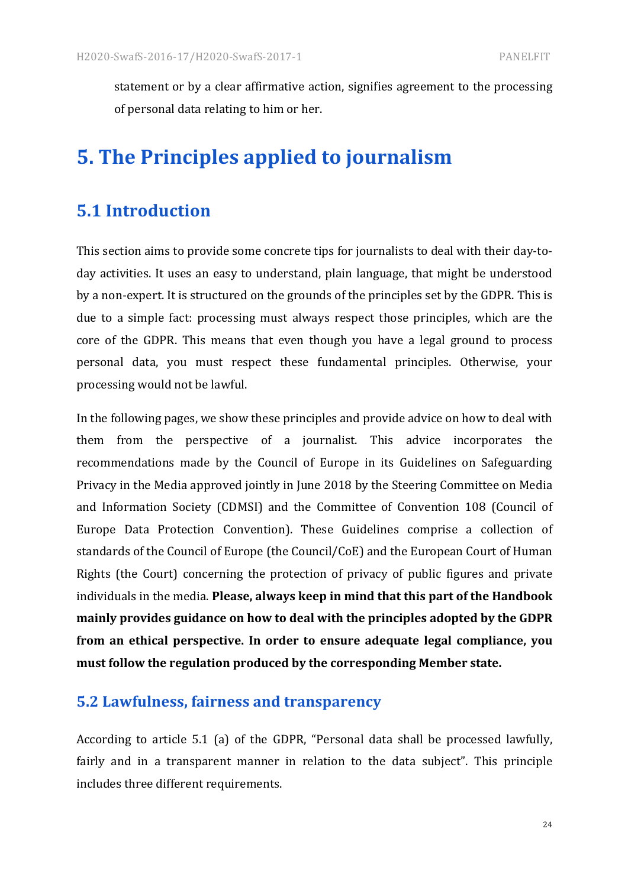statement or by a clear affirmative action, signifies agreement to the processing of personal data relating to him or her.

# 5. The Principles applied to journalism

## 5.1 Introduction

This section aims to provide some concrete tips for journalists to deal with their day-to-day activities. It uses an easy to understand, plain language, that might be understood by a non-expert. It is structured on the grounds of the principles set by the GDPR. This is due to a simple fact: processing must always respect those principles, which are the core of the GDPR. This means that even though you have a legal ground to process personal data, you must respect these fundamental principles. Otherwise, your processing would not be lawful.

In the following pages, we show these principles and provide advice on how to deal with them from the perspective of a journalist. This advice incorporates the recommendations made by the Council of Europe in its Guidelines on Safeguarding Privacy in the Media approved jointly in June 2018 by the Steering Committee on Media and Information Society (CDMSI) and the Committee of Convention 108 (Council of Europe Data Protection Convention). These Guidelines comprise a collection of standards of the Council of Europe (the Council/CoE) and the European Court of Human Rights (the Court) concerning the protection of privacy of public figures and private individuals in the media. **Please, always keep in mind that this part of the Handbook mainly provides guidance on how to deal with the principles adopted by the GDPR from an ethical perspective. In order to ensure adequate legal compliance, you must follow the regulation produced by the corresponding Member state.**

### 5.2 Lawfulness, fairness and transparency

According to article 5.1 (a) of the GDPR, "Personal data shall be processed lawfully, fairly and in a transparent manner in relation to the data subject". This principle includes three different requirements.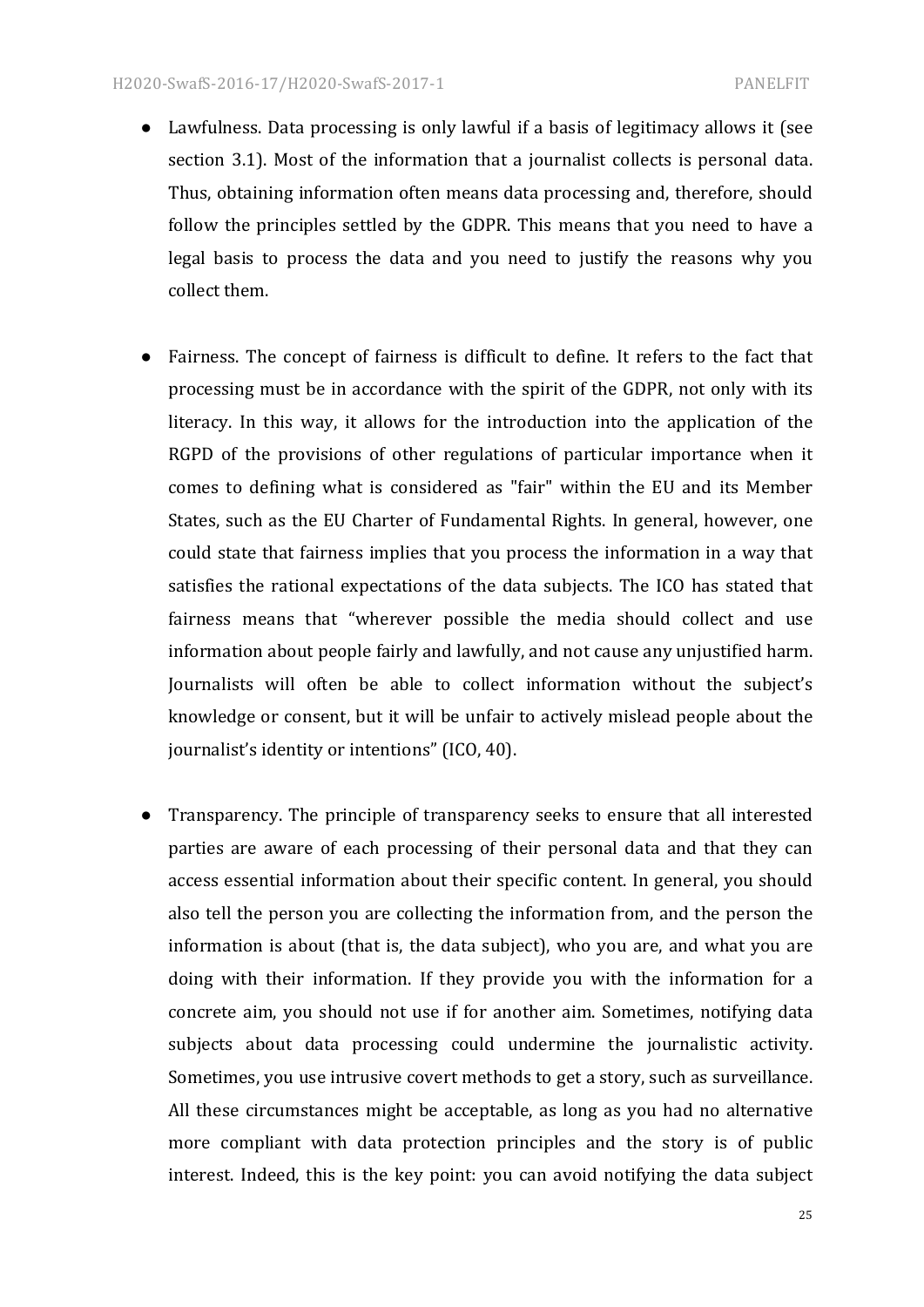- Lawfulness. Data processing is only lawful if a basis of legitimacy allows it (see section 3.1). Most of the information that a journalist collects is personal data. Thus, obtaining information often means data processing and, therefore, should follow the principles settled by the GDPR. This means that you need to have a legal basis to process the data and you need to justify the reasons why you collect them.

- Fairness. The concept of fairness is difficult to define. It refers to the fact that processing must be in accordance with the spirit of the GDPR, not only with its literacy. In this way, it allows for the introduction into the application of the RGPD of the provisions of other regulations of particular importance when it comes to defining what is considered as "fair" within the EU and its Member States, such as the EU Charter of Fundamental Rights. In general, however, one could state that fairness implies that you process the information in a way that satisfies the rational expectations of the data subjects. The ICO has stated that fairness means that "wherever possible the media should collect and use information about people fairly and lawfully, and not cause any unjustified harm. Journalists will often be able to collect information without the subject's knowledge or consent, but it will be unfair to actively mislead people about the journalist's identity or intentions" (ICO, 40).

- Transparency. The principle of transparency seeks to ensure that all interested parties are aware of each processing of their personal data and that they can access essential information about their specific content. In general, you should also tell the person you are collecting the information from, and the person the information is about (that is, the data subject), who you are, and what you are doing with their information. If they provide you with the information for a concrete aim, you should not use if for another aim. Sometimes, notifying data subjects about data processing could undermine the journalistic activity. Sometimes, you use intrusive covert methods to get a story, such as surveillance. All these circumstances might be acceptable, as long as you had no alternative more compliant with data protection principles and the story is of public interest. Indeed, this is the key point: you can avoid notifying the data subject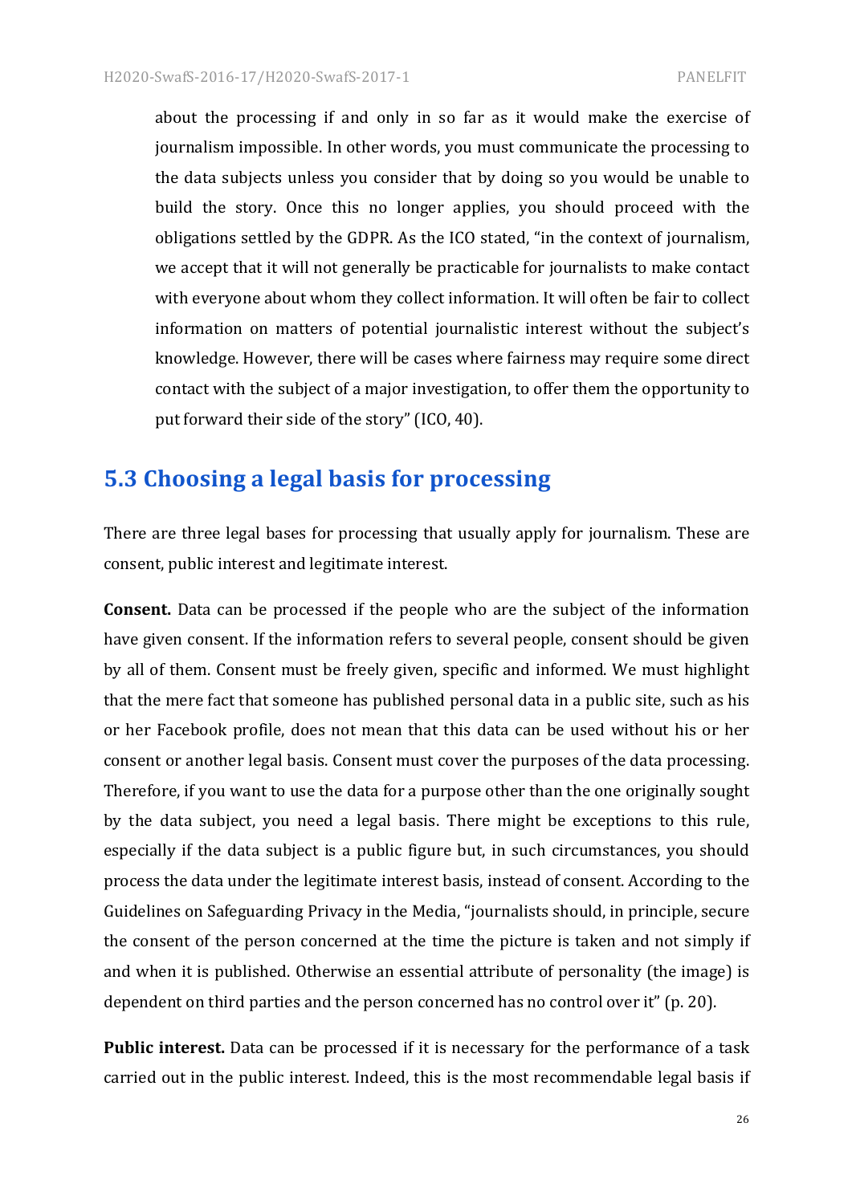about the processing if and only in so far as it would make the exercise of journalism impossible. In other words, you must communicate the processing to the data subjects unless you consider that by doing so you would be unable to build the story. Once this no longer applies, you should proceed with the obligations settled by the GDPR. As the ICO stated, "in the context of journalism, we accept that it will not generally be practicable for journalists to make contact with everyone about whom they collect information. It will often be fair to collect information on matters of potential journalistic interest without the subject's knowledge. However, there will be cases where fairness may require some direct contact with the subject of a major investigation, to offer them the opportunity to put forward their side of the story" (ICO, 40).

## 5.3 Choosing a legal basis for processing

There are three legal bases for processing that usually apply for journalism. These are consent, public interest and legitimate interest.

**Consent.** Data can be processed if the people who are the subject of the information have given consent. If the information refers to several people, consent should be given by all of them. Consent must be freely given, specific and informed. We must highlight that the mere fact that someone has published personal data in a public site, such as his or her Facebook profile, does not mean that this data can be used without his or her consent or another legal basis. Consent must cover the purposes of the data processing. Therefore, if you want to use the data for a purpose other than the one originally sought by the data subject, you need a legal basis. There might be exceptions to this rule, especially if the data subject is a public figure but, in such circumstances, you should process the data under the legitimate interest basis, instead of consent. According to the Guidelines on Safeguarding Privacy in the Media, "journalists should, in principle, secure the consent of the person concerned at the time the picture is taken and not simply if and when it is published. Otherwise an essential attribute of personality (the image) is dependent on third parties and the person concerned has no control over it" (p. 20).

**Public interest.** Data can be processed if it is necessary for the performance of a task carried out in the public interest. Indeed, this is the most recommendable legal basis if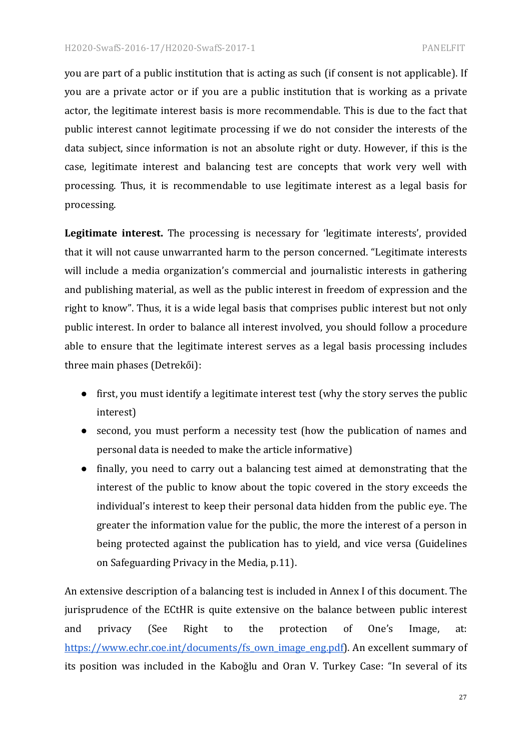you are part of a public institution that is acting as such (if consent is not applicable). If you are a private actor or if you are a public institution that is working as a private actor, the legitimate interest basis is more recommendable. This is due to the fact that public interest cannot legitimate processing if we do not consider the interests of the data subject, since information is not an absolute right or duty. However, if this is the case, legitimate interest and balancing test are concepts that work very well with processing. Thus, it is recommendable to use legitimate interest as a legal basis for processing.

**Legitimate interest.** The processing is necessary for 'legitimate interests', provided that it will not cause unwarranted harm to the person concerned. "Legitimate interests will include a media organization's commercial and journalistic interests in gathering and publishing material, as well as the public interest in freedom of expression and the right to know". Thus, it is a wide legal basis that comprises public interest but not only public interest. In order to balance all interest involved, you should follow a procedure able to ensure that the legitimate interest serves as a legal basis processing includes three main phases (Detrekői):

- first, you must identify a legitimate interest test (why the story serves the public interest)
- second, you must perform a necessity test (how the publication of names and personal data is needed to make the article informative)
- finally, you need to carry out a balancing test aimed at demonstrating that the interest of the public to know about the topic covered in the story exceeds the individual's interest to keep their personal data hidden from the public eye. The greater the information value for the public, the more the interest of a person in being protected against the publication has to yield, and vice versa (Guidelines on Safeguarding Privacy in the Media, p.11).

An extensive description of a balancing test is included in Annex I of this document. The jurisprudence of the ECtHR is quite extensive on the balance between public interest and privacy (See Right to the protection of One's Image, at: https://www.echr.coe.int/documents/fs_own_image_eng.pdf). An excellent summary of its position was included in the Kaboğlu and Oran V. Turkey Case: "In several of its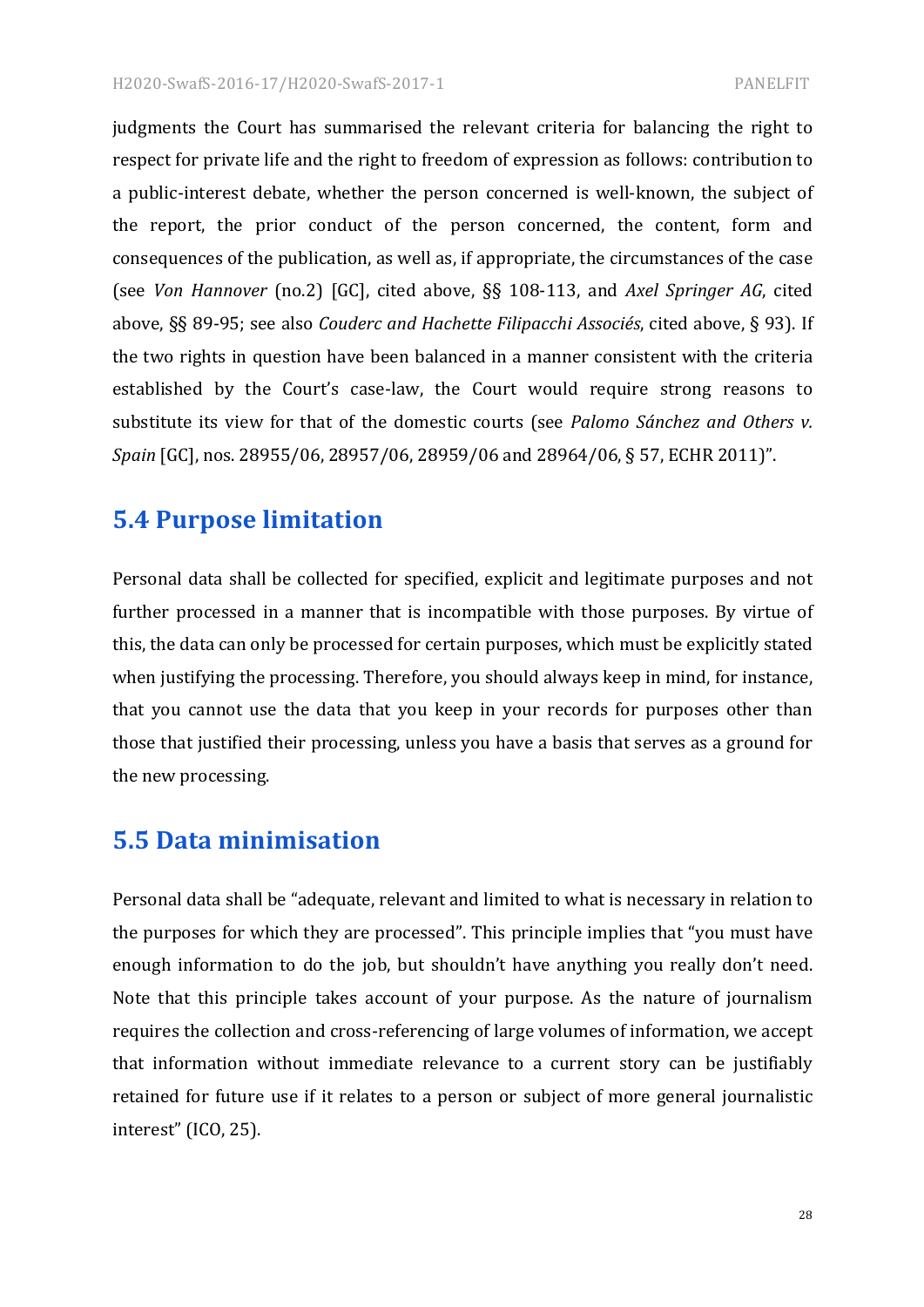judgments the Court has summarised the relevant criteria for balancing the right to respect for private life and the right to freedom of expression as follows: contribution to a public-interest debate, whether the person concerned is well-known, the subject of the report, the prior conduct of the person concerned, the content, form and consequences of the publication, as well as, if appropriate, the circumstances of the case (see *Von Hannover* (no.2) [GC], cited above, §§ 108-113, and *Axel Springer AG*, cited above, §§ 89-95; see also *Couderc and Hachette Filipacchi Associés*, cited above, § 93). If the two rights in question have been balanced in a manner consistent with the criteria established by the Court's case-law, the Court would require strong reasons to substitute its view for that of the domestic courts (see *Palomo Sánchez and Others v. Spain* [GC], nos. 28955/06, 28957/06, 28959/06 and 28964/06, § 57, ECHR 2011)".

## 5.4 Purpose limitation

Personal data shall be collected for specified, explicit and legitimate purposes and not further processed in a manner that is incompatible with those purposes. By virtue of this, the data can only be processed for certain purposes, which must be explicitly stated when justifying the processing. Therefore, you should always keep in mind, for instance, that you cannot use the data that you keep in your records for purposes other than those that justified their processing, unless you have a basis that serves as a ground for the new processing.

## 5.5 Data minimisation

Personal data shall be "adequate, relevant and limited to what is necessary in relation to the purposes for which they are processed". This principle implies that "you must have enough information to do the job, but shouldn't have anything you really don't need. Note that this principle takes account of your purpose. As the nature of journalism requires the collection and cross-referencing of large volumes of information, we accept that information without immediate relevance to a current story can be justifiably retained for future use if it relates to a person or subject of more general journalistic interest" (ICO, 25).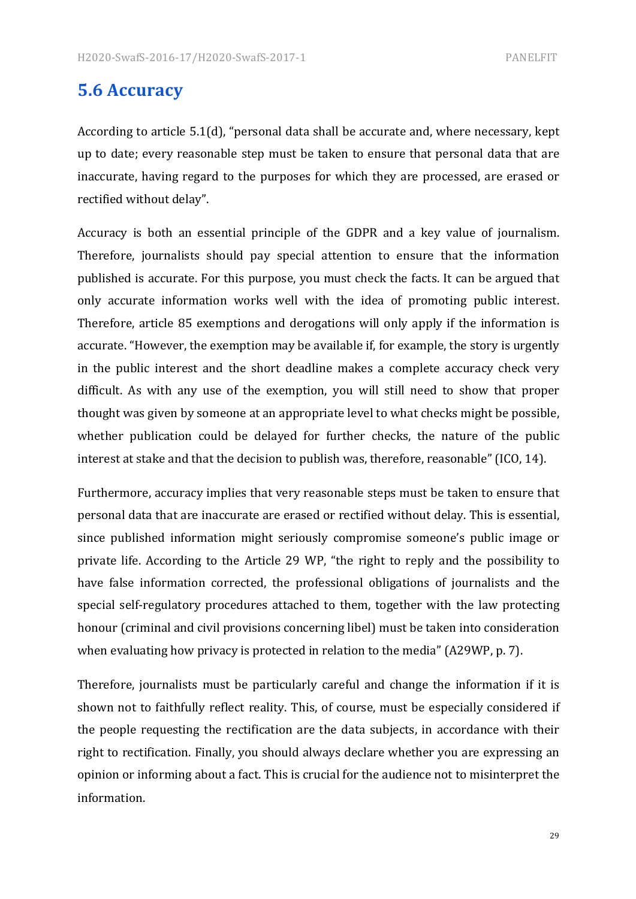## 5.6 Accuracy

According to article 5.1(d), "personal data shall be accurate and, where necessary, kept up to date; every reasonable step must be taken to ensure that personal data that are inaccurate, having regard to the purposes for which they are processed, are erased or rectified without delay".

Accuracy is both an essential principle of the GDPR and a key value of journalism. Therefore, journalists should pay special attention to ensure that the information published is accurate. For this purpose, you must check the facts. It can be argued that only accurate information works well with the idea of promoting public interest. Therefore, article 85 exemptions and derogations will only apply if the information is accurate. "However, the exemption may be available if, for example, the story is urgently in the public interest and the short deadline makes a complete accuracy check very difficult. As with any use of the exemption, you will still need to show that proper thought was given by someone at an appropriate level to what checks might be possible, whether publication could be delayed for further checks, the nature of the public interest at stake and that the decision to publish was, therefore, reasonable" (ICO, 14).

Furthermore, accuracy implies that very reasonable steps must be taken to ensure that personal data that are inaccurate are erased or rectified without delay. This is essential, since published information might seriously compromise someone's public image or private life. According to the Article 29 WP, "the right to reply and the possibility to have false information corrected, the professional obligations of journalists and the special self-regulatory procedures attached to them, together with the law protecting honour (criminal and civil provisions concerning libel) must be taken into consideration when evaluating how privacy is protected in relation to the media" (A29WP, p. 7).

Therefore, journalists must be particularly careful and change the information if it is shown not to faithfully reflect reality. This, of course, must be especially considered if the people requesting the rectification are the data subjects, in accordance with their right to rectification. Finally, you should always declare whether you are expressing an opinion or informing about a fact. This is crucial for the audience not to misinterpret the information.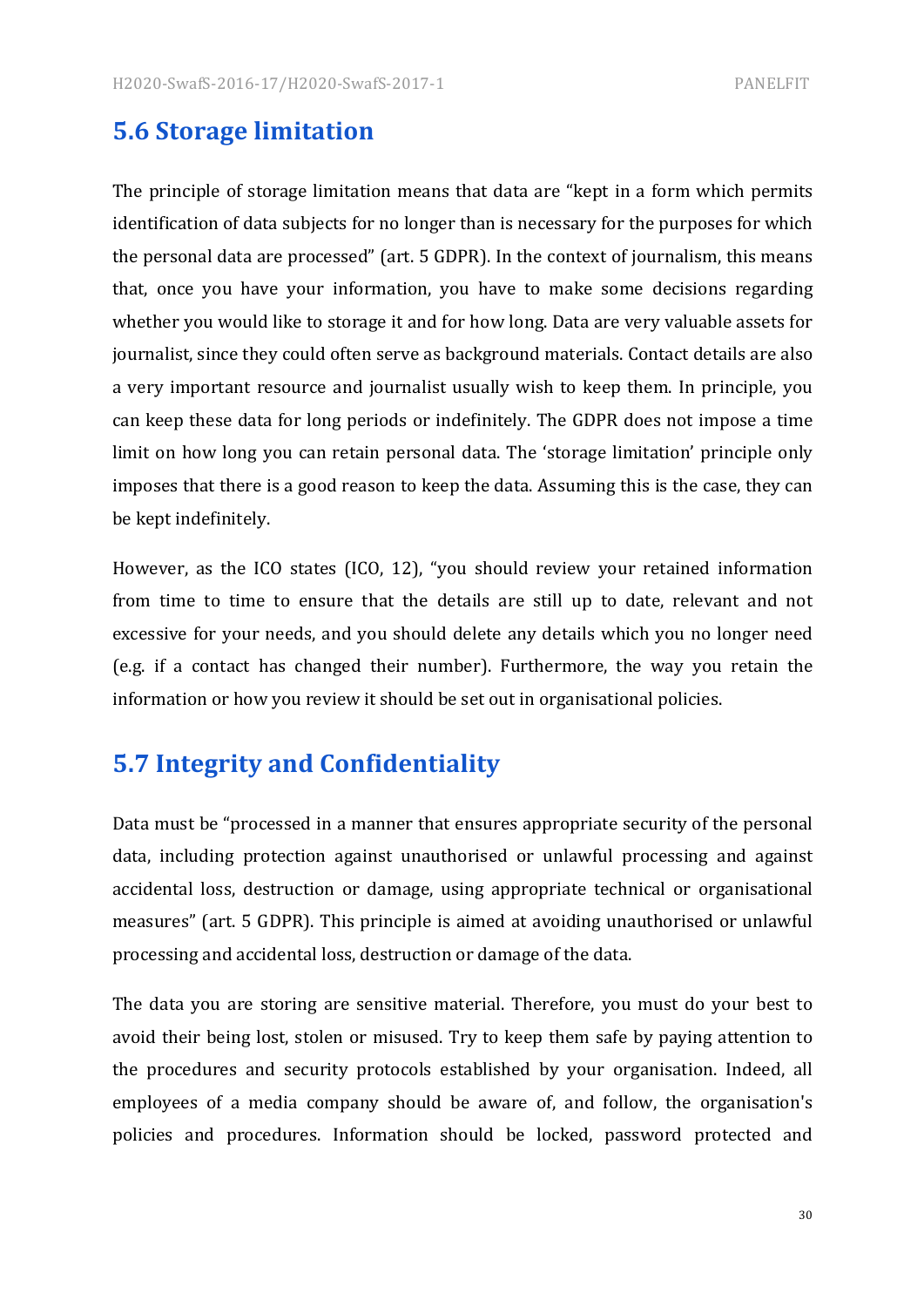## 5.6 Storage limitation

The principle of storage limitation means that data are "kept in a form which permits identification of data subjects for no longer than is necessary for the purposes for which the personal data are processed" (art. 5 GDPR). In the context of journalism, this means that, once you have your information, you have to make some decisions regarding whether you would like to storage it and for how long. Data are very valuable assets for journalist, since they could often serve as background materials. Contact details are also a very important resource and journalist usually wish to keep them. In principle, you can keep these data for long periods or indefinitely. The GDPR does not impose a time limit on how long you can retain personal data. The 'storage limitation' principle only imposes that there is a good reason to keep the data. Assuming this is the case, they can be kept indefinitely.

However, as the ICO states (ICO, 12), "you should review your retained information from time to time to ensure that the details are still up to date, relevant and not excessive for your needs, and you should delete any details which you no longer need (e.g. if a contact has changed their number). Furthermore, the way you retain the information or how you review it should be set out in organisational policies.

## 5.7 Integrity and Confidentiality

Data must be "processed in a manner that ensures appropriate security of the personal data, including protection against unauthorised or unlawful processing and against accidental loss, destruction or damage, using appropriate technical or organisational measures" (art. 5 GDPR). This principle is aimed at avoiding unauthorised or unlawful processing and accidental loss, destruction or damage of the data.

The data you are storing are sensitive material. Therefore, you must do your best to avoid their being lost, stolen or misused. Try to keep them safe by paying attention to the procedures and security protocols established by your organisation. Indeed, all employees of a media company should be aware of, and follow, the organisation's policies and procedures. Information should be locked, password protected and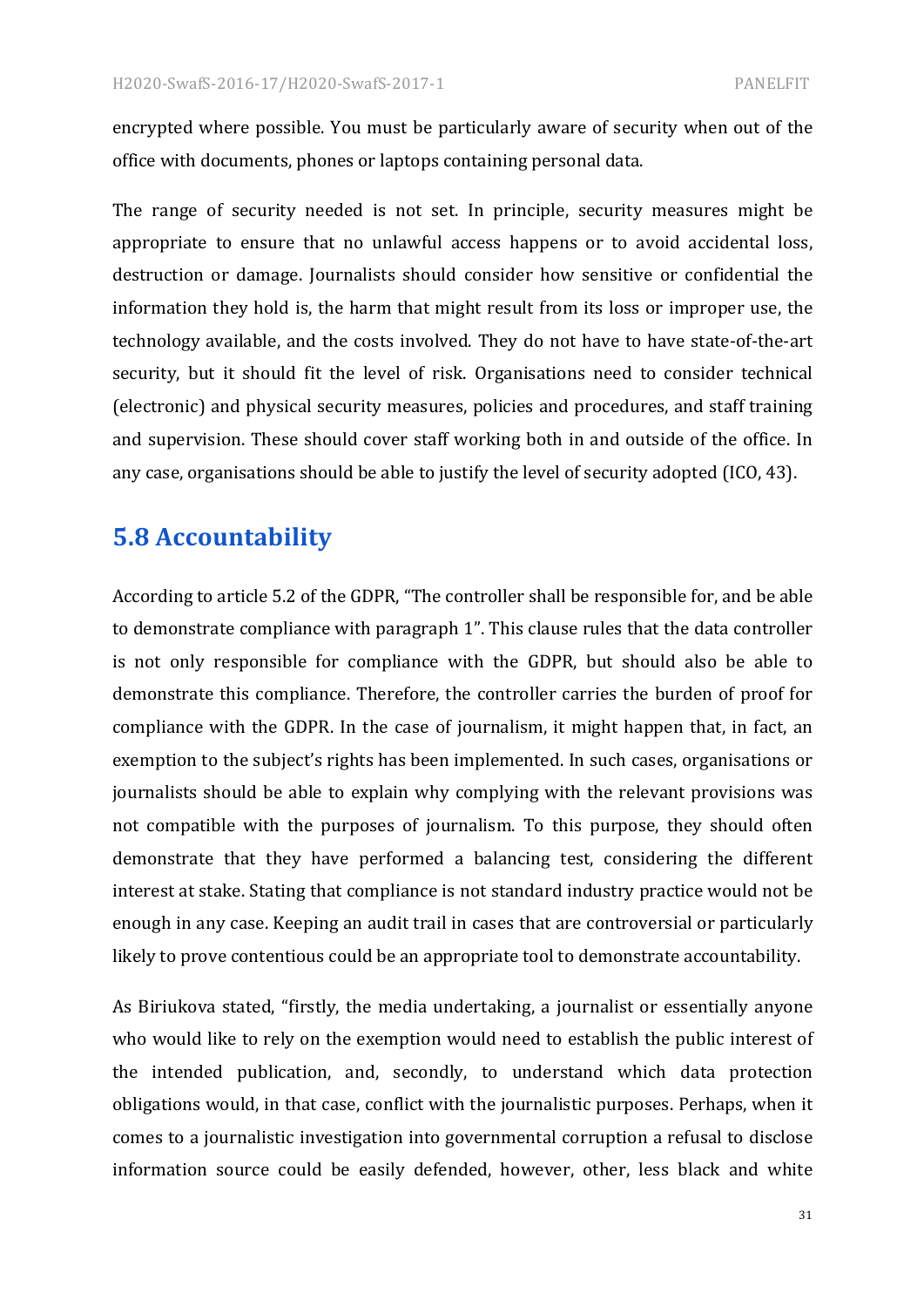encrypted where possible. You must be particularly aware of security when out of the office with documents, phones or laptops containing personal data.

The range of security needed is not set. In principle, security measures might be appropriate to ensure that no unlawful access happens or to avoid accidental loss, destruction or damage. Journalists should consider how sensitive or confidential the information they hold is, the harm that might result from its loss or improper use, the technology available, and the costs involved. They do not have to have state-of-the-art security, but it should fit the level of risk. Organisations need to consider technical (electronic) and physical security measures, policies and procedures, and staff training and supervision. These should cover staff working both in and outside of the office. In any case, organisations should be able to justify the level of security adopted (ICO, 43).

## 5.8 Accountability

According to article 5.2 of the GDPR, "The controller shall be responsible for, and be able to demonstrate compliance with paragraph 1". This clause rules that the data controller is not only responsible for compliance with the GDPR, but should also be able to demonstrate this compliance. Therefore, the controller carries the burden of proof for compliance with the GDPR. In the case of journalism, it might happen that, in fact, an exemption to the subject's rights has been implemented. In such cases, organisations or journalists should be able to explain why complying with the relevant provisions was not compatible with the purposes of journalism. To this purpose, they should often demonstrate that they have performed a balancing test, considering the different interest at stake. Stating that compliance is not standard industry practice would not be enough in any case. Keeping an audit trail in cases that are controversial or particularly likely to prove contentious could be an appropriate tool to demonstrate accountability.

As Biriukova stated, "firstly, the media undertaking, a journalist or essentially anyone who would like to rely on the exemption would need to establish the public interest of the intended publication, and, secondly, to understand which data protection obligations would, in that case, conflict with the journalistic purposes. Perhaps, when it comes to a journalistic investigation into governmental corruption a refusal to disclose information source could be easily defended, however, other, less black and white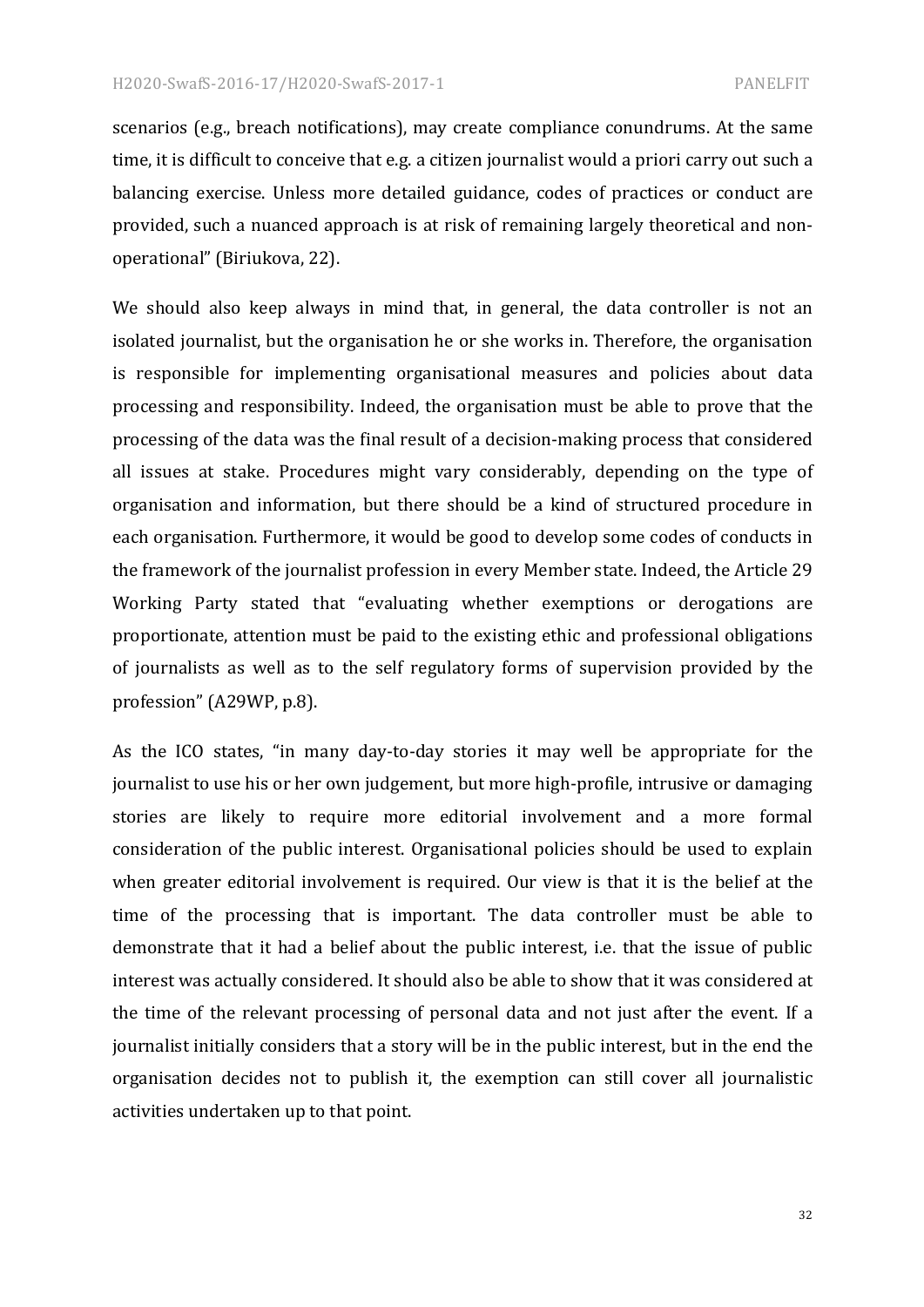scenarios (e.g., breach notifications), may create compliance conundrums. At the same time, it is difficult to conceive that e.g. a citizen journalist would a priori carry out such a balancing exercise. Unless more detailed guidance, codes of practices or conduct are provided, such a nuanced approach is at risk of remaining largely theoretical and non-operational" (Biriukova, 22).

We should also keep always in mind that, in general, the data controller is not an isolated journalist, but the organisation he or she works in. Therefore, the organisation is responsible for implementing organisational measures and policies about data processing and responsibility. Indeed, the organisation must be able to prove that the processing of the data was the final result of a decision-making process that considered all issues at stake. Procedures might vary considerably, depending on the type of organisation and information, but there should be a kind of structured procedure in each organisation. Furthermore, it would be good to develop some codes of conducts in the framework of the journalist profession in every Member state. Indeed, the Article 29 Working Party stated that "evaluating whether exemptions or derogations are proportionate, attention must be paid to the existing ethic and professional obligations of journalists as well as to the self regulatory forms of supervision provided by the profession" (A29WP, p.8).

As the ICO states, "in many day-to-day stories it may well be appropriate for the journalist to use his or her own judgement, but more high-profile, intrusive or damaging stories are likely to require more editorial involvement and a more formal consideration of the public interest. Organisational policies should be used to explain when greater editorial involvement is required. Our view is that it is the belief at the time of the processing that is important. The data controller must be able to demonstrate that it had a belief about the public interest, i.e. that the issue of public interest was actually considered. It should also be able to show that it was considered at the time of the relevant processing of personal data and not just after the event. If a journalist initially considers that a story will be in the public interest, but in the end the organisation decides not to publish it, the exemption can still cover all journalistic activities undertaken up to that point.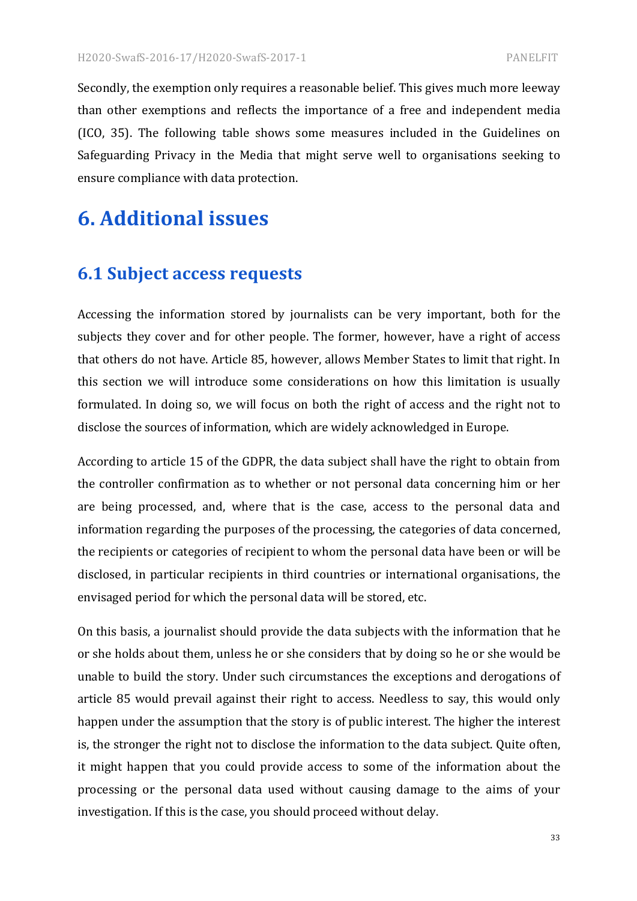Secondly, the exemption only requires a reasonable belief. This gives much more leeway than other exemptions and reflects the importance of a free and independent media (ICO, 35). The following table shows some measures included in the Guidelines on Safeguarding Privacy in the Media that might serve well to organisations seeking to ensure compliance with data protection.

# 6. Additional issues

## 6.1 Subject access requests

Accessing the information stored by journalists can be very important, both for the subjects they cover and for other people. The former, however, have a right of access that others do not have. Article 85, however, allows Member States to limit that right. In this section we will introduce some considerations on how this limitation is usually formulated. In doing so, we will focus on both the right of access and the right not to disclose the sources of information, which are widely acknowledged in Europe.

According to article 15 of the GDPR, the data subject shall have the right to obtain from the controller confirmation as to whether or not personal data concerning him or her are being processed, and, where that is the case, access to the personal data and information regarding the purposes of the processing, the categories of data concerned, the recipients or categories of recipient to whom the personal data have been or will be disclosed, in particular recipients in third countries or international organisations, the envisaged period for which the personal data will be stored, etc.

On this basis, a journalist should provide the data subjects with the information that he or she holds about them, unless he or she considers that by doing so he or she would be unable to build the story. Under such circumstances the exceptions and derogations of article 85 would prevail against their right to access. Needless to say, this would only happen under the assumption that the story is of public interest. The higher the interest is, the stronger the right not to disclose the information to the data subject. Quite often, it might happen that you could provide access to some of the information about the processing or the personal data used without causing damage to the aims of your investigation. If this is the case, you should proceed without delay.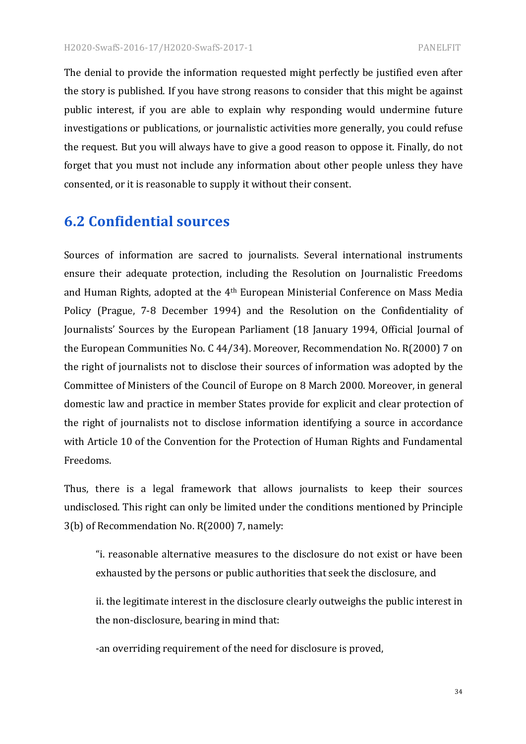The denial to provide the information requested might perfectly be justified even after the story is published. If you have strong reasons to consider that this might be against public interest, if you are able to explain why responding would undermine future investigations or publications, or journalistic activities more generally, you could refuse the request. But you will always have to give a good reason to oppose it. Finally, do not forget that you must not include any information about other people unless they have consented, or it is reasonable to supply it without their consent.

## 6.2 Confidential sources

Sources of information are sacred to journalists. Several international instruments ensure their adequate protection, including the Resolution on Journalistic Freedoms and Human Rights, adopted at the 4th European Ministerial Conference on Mass Media Policy (Prague, 7-8 December 1994) and the Resolution on the Confidentiality of Journalists' Sources by the European Parliament (18 January 1994, Official Journal of the European Communities No. C 44/34). Moreover, Recommendation No. R(2000) 7 on the right of journalists not to disclose their sources of information was adopted by the Committee of Ministers of the Council of Europe on 8 March 2000. Moreover, in general domestic law and practice in member States provide for explicit and clear protection of the right of journalists not to disclose information identifying a source in accordance with Article 10 of the Convention for the Protection of Human Rights and Fundamental Freedoms.

Thus, there is a legal framework that allows journalists to keep their sources undisclosed. This right can only be limited under the conditions mentioned by Principle 3(b) of Recommendation No. R(2000) 7, namely:

> "i. reasonable alternative measures to the disclosure do not exist or have been exhausted by the persons or public authorities that seek the disclosure, and
>
> ii. the legitimate interest in the disclosure clearly outweighs the public interest in the non-disclosure, bearing in mind that:
>
> -an overriding requirement of the need for disclosure is proved,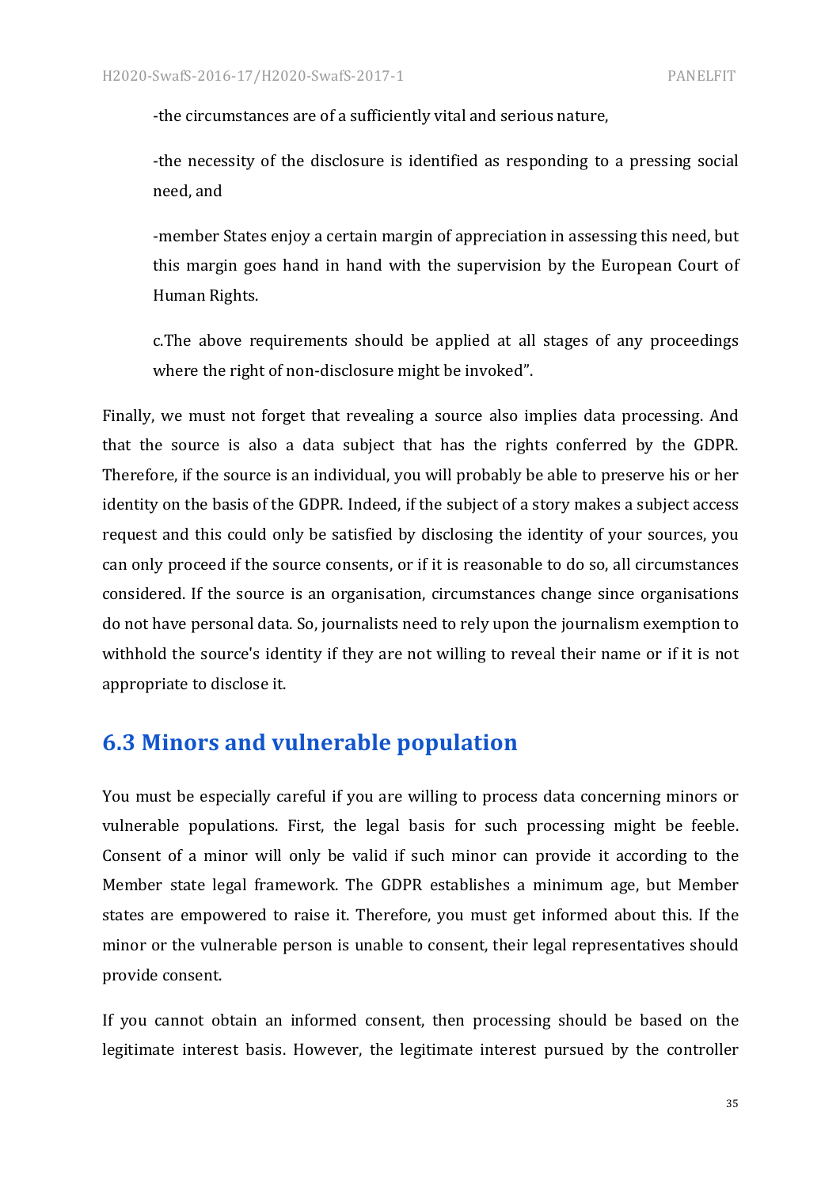-the circumstances are of a sufficiently vital and serious nature,

-the necessity of the disclosure is identified as responding to a pressing social need, and

-member States enjoy a certain margin of appreciation in assessing this need, but this margin goes hand in hand with the supervision by the European Court of Human Rights.

c.The above requirements should be applied at all stages of any proceedings where the right of non-disclosure might be invoked".

Finally, we must not forget that revealing a source also implies data processing. And that the source is also a data subject that has the rights conferred by the GDPR. Therefore, if the source is an individual, you will probably be able to preserve his or her identity on the basis of the GDPR. Indeed, if the subject of a story makes a subject access request and this could only be satisfied by disclosing the identity of your sources, you can only proceed if the source consents, or if it is reasonable to do so, all circumstances considered. If the source is an organisation, circumstances change since organisations do not have personal data. So, journalists need to rely upon the journalism exemption to withhold the source's identity if they are not willing to reveal their name or if it is not appropriate to disclose it.

## 6.3 Minors and vulnerable population

You must be especially careful if you are willing to process data concerning minors or vulnerable populations. First, the legal basis for such processing might be feeble. Consent of a minor will only be valid if such minor can provide it according to the Member state legal framework. The GDPR establishes a minimum age, but Member states are empowered to raise it. Therefore, you must get informed about this. If the minor or the vulnerable person is unable to consent, their legal representatives should provide consent.

If you cannot obtain an informed consent, then processing should be based on the legitimate interest basis. However, the legitimate interest pursued by the controller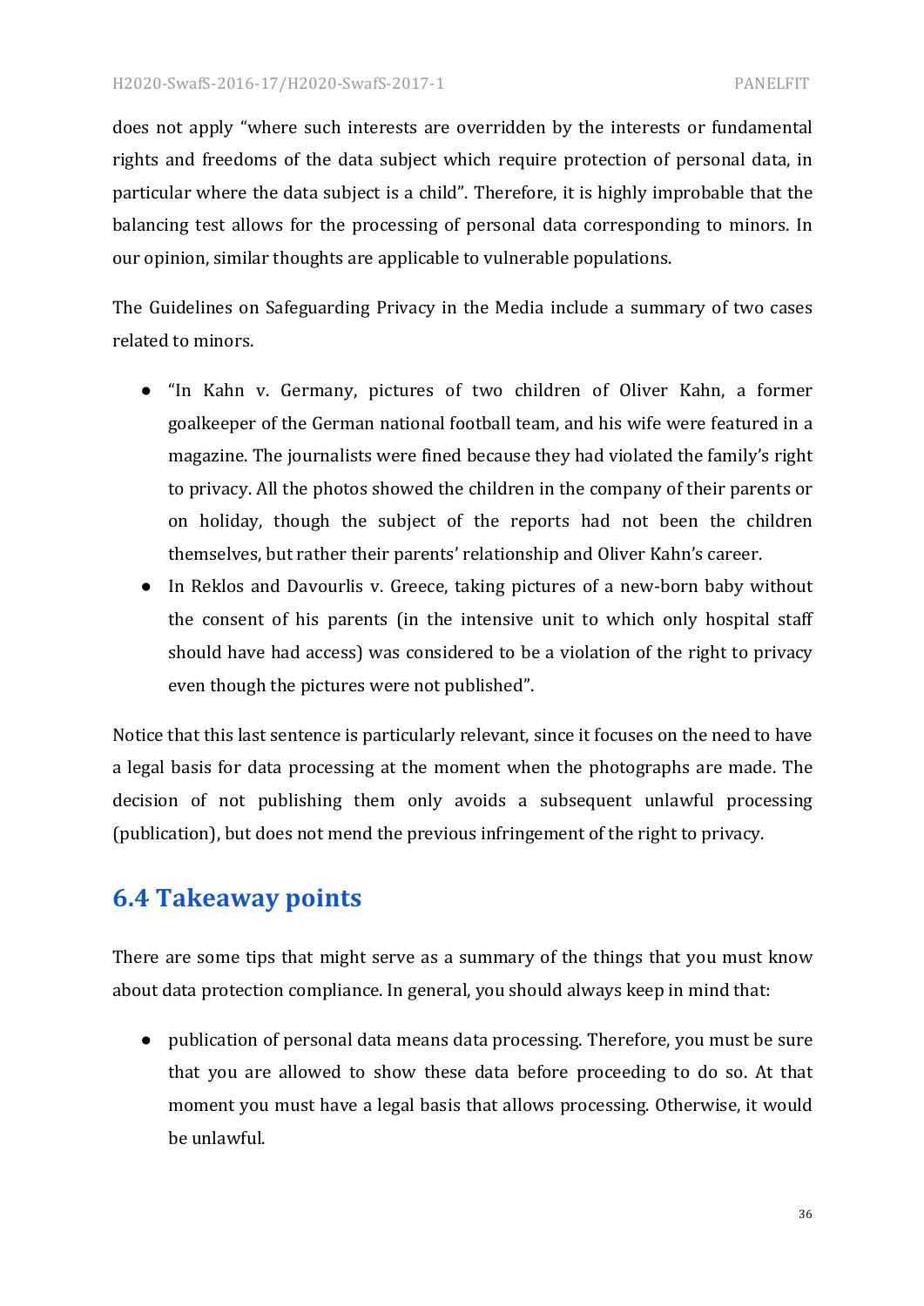does not apply "where such interests are overridden by the interests or fundamental rights and freedoms of the data subject which require protection of personal data, in particular where the data subject is a child". Therefore, it is highly improbable that the balancing test allows for the processing of personal data corresponding to minors. In our opinion, similar thoughts are applicable to vulnerable populations.

The Guidelines on Safeguarding Privacy in the Media include a summary of two cases related to minors.

- "In Kahn v. Germany, pictures of two children of Oliver Kahn, a former goalkeeper of the German national football team, and his wife were featured in a magazine. The journalists were fined because they had violated the family's right to privacy. All the photos showed the children in the company of their parents or on holiday, though the subject of the reports had not been the children themselves, but rather their parents' relationship and Oliver Kahn's career.
- In Reklos and Davourlis v. Greece, taking pictures of a new-born baby without the consent of his parents (in the intensive unit to which only hospital staff should have had access) was considered to be a violation of the right to privacy even though the pictures were not published".

Notice that this last sentence is particularly relevant, since it focuses on the need to have a legal basis for data processing at the moment when the photographs are made. The decision of not publishing them only avoids a subsequent unlawful processing (publication), but does not mend the previous infringement of the right to privacy.

## 6.4 Takeaway points

There are some tips that might serve as a summary of the things that you must know about data protection compliance. In general, you should always keep in mind that:

- publication of personal data means data processing. Therefore, you must be sure that you are allowed to show these data before proceeding to do so. At that moment you must have a legal basis that allows processing. Otherwise, it would be unlawful.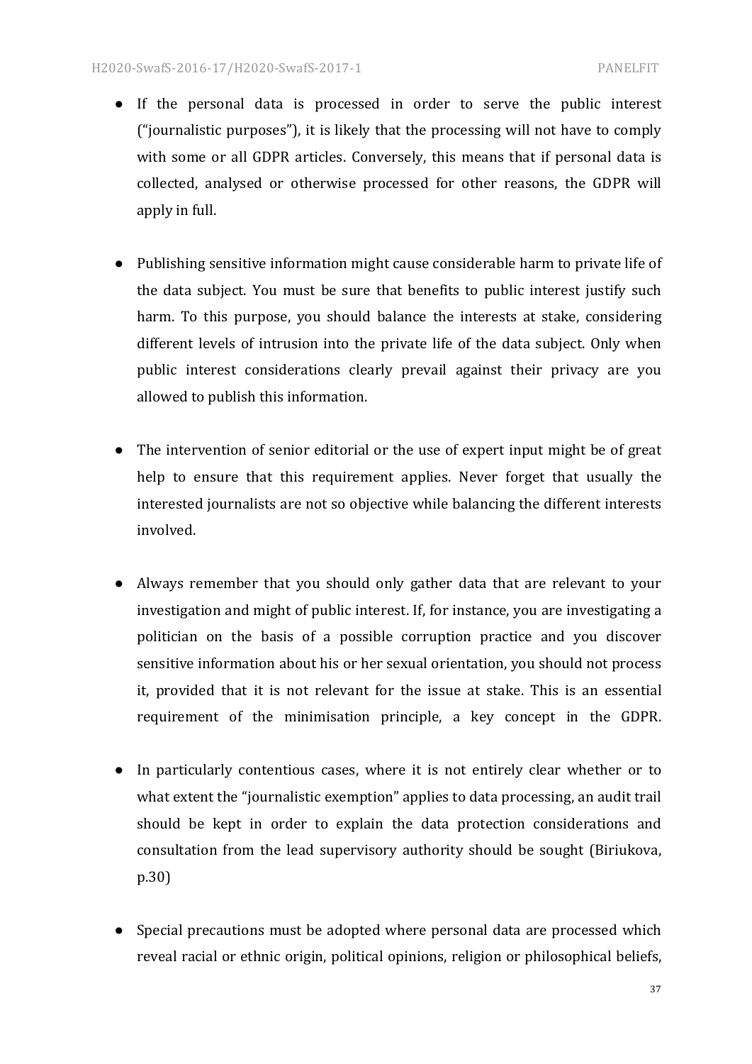- If the personal data is processed in order to serve the public interest ("journalistic purposes"), it is likely that the processing will not have to comply with some or all GDPR articles. Conversely, this means that if personal data is collected, analysed or otherwise processed for other reasons, the GDPR will apply in full.

- Publishing sensitive information might cause considerable harm to private life of the data subject. You must be sure that benefits to public interest justify such harm. To this purpose, you should balance the interests at stake, considering different levels of intrusion into the private life of the data subject. Only when public interest considerations clearly prevail against their privacy are you allowed to publish this information.

- The intervention of senior editorial or the use of expert input might be of great help to ensure that this requirement applies. Never forget that usually the interested journalists are not so objective while balancing the different interests involved.

- Always remember that you should only gather data that are relevant to your investigation and might of public interest. If, for instance, you are investigating a politician on the basis of a possible corruption practice and you discover sensitive information about his or her sexual orientation, you should not process it, provided that it is not relevant for the issue at stake. This is an essential requirement of the minimisation principle, a key concept in the GDPR.

- In particularly contentious cases, where it is not entirely clear whether or to what extent the "journalistic exemption" applies to data processing, an audit trail should be kept in order to explain the data protection considerations and consultation from the lead supervisory authority should be sought (Biriukova, p.30)

- Special precautions must be adopted where personal data are processed which reveal racial or ethnic origin, political opinions, religion or philosophical beliefs,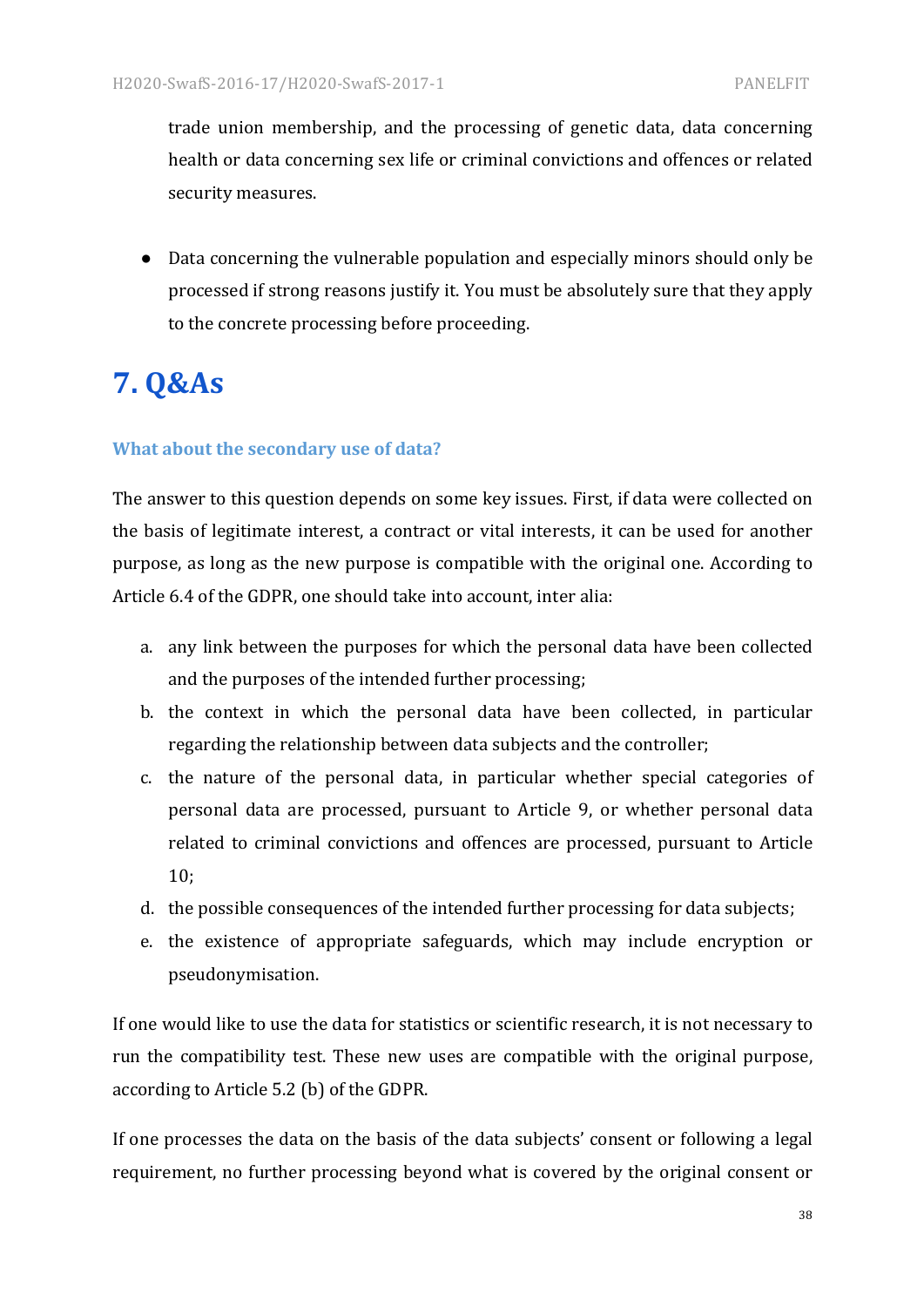trade union membership, and the processing of genetic data, data concerning health or data concerning sex life or criminal convictions and offences or related security measures.

- Data concerning the vulnerable population and especially minors should only be processed if strong reasons justify it. You must be absolutely sure that they apply to the concrete processing before proceeding.

# 7. Q&As

### What about the secondary use of data?

The answer to this question depends on some key issues. First, if data were collected on the basis of legitimate interest, a contract or vital interests, it can be used for another purpose, as long as the new purpose is compatible with the original one. According to Article 6.4 of the GDPR, one should take into account, inter alia:

a. any link between the purposes for which the personal data have been collected and the purposes of the intended further processing;
b. the context in which the personal data have been collected, in particular regarding the relationship between data subjects and the controller;
c. the nature of the personal data, in particular whether special categories of personal data are processed, pursuant to Article 9, or whether personal data related to criminal convictions and offences are processed, pursuant to Article 10;
d. the possible consequences of the intended further processing for data subjects;
e. the existence of appropriate safeguards, which may include encryption or pseudonymisation.

If one would like to use the data for statistics or scientific research, it is not necessary to run the compatibility test. These new uses are compatible with the original purpose, according to Article 5.2 (b) of the GDPR.

If one processes the data on the basis of the data subjects' consent or following a legal requirement, no further processing beyond what is covered by the original consent or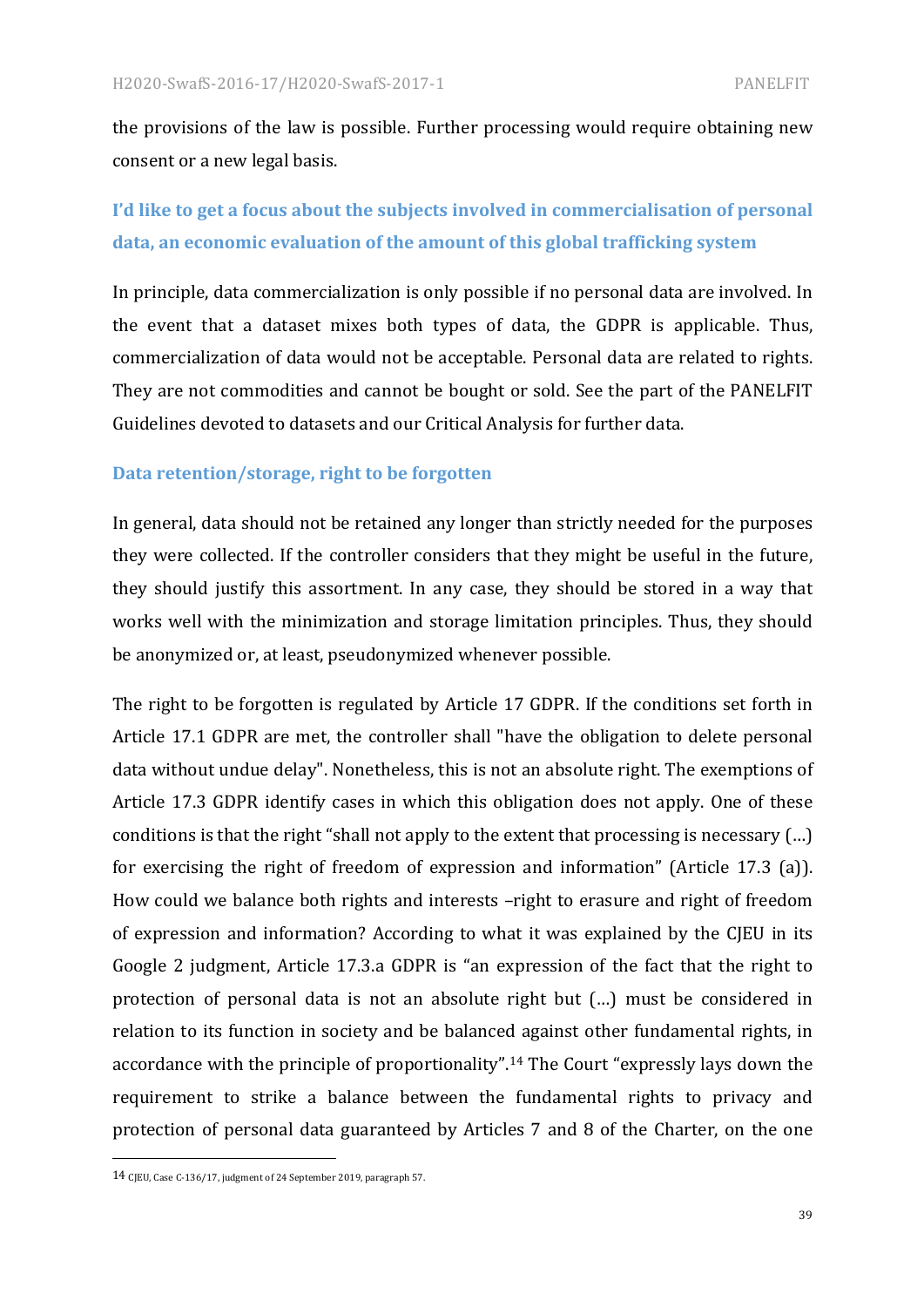the provisions of the law is possible. Further processing would require obtaining new consent or a new legal basis.

### I'd like to get a focus about the subjects involved in commercialisation of personal data, an economic evaluation of the amount of this global trafficking system

In principle, data commercialization is only possible if no personal data are involved. In the event that a dataset mixes both types of data, the GDPR is applicable. Thus, commercialization of data would not be acceptable. Personal data are related to rights. They are not commodities and cannot be bought or sold. See the part of the PANELFIT Guidelines devoted to datasets and our Critical Analysis for further data.

### Data retention/storage, right to be forgotten

In general, data should not be retained any longer than strictly needed for the purposes they were collected. If the controller considers that they might be useful in the future, they should justify this assortment. In any case, they should be stored in a way that works well with the minimization and storage limitation principles. Thus, they should be anonymized or, at least, pseudonymized whenever possible.

The right to be forgotten is regulated by Article 17 GDPR. If the conditions set forth in Article 17.1 GDPR are met, the controller shall "have the obligation to delete personal data without undue delay". Nonetheless, this is not an absolute right. The exemptions of Article 17.3 GDPR identify cases in which this obligation does not apply. One of these conditions is that the right "shall not apply to the extent that processing is necessary (…) for exercising the right of freedom of expression and information" (Article 17.3 (a)). How could we balance both rights and interests –right to erasure and right of freedom of expression and information? According to what it was explained by the CJEU in its Google 2 judgment, Article 17.3.a GDPR is "an expression of the fact that the right to protection of personal data is not an absolute right but (…) must be considered in relation to its function in society and be balanced against other fundamental rights, in accordance with the principle of proportionality".[14] The Court "expressly lays down the requirement to strike a balance between the fundamental rights to privacy and protection of personal data guaranteed by Articles 7 and 8 of the Charter, on the one

---

[14] CJEU, Case C-136/17, judgment of 24 September 2019, paragraph 57.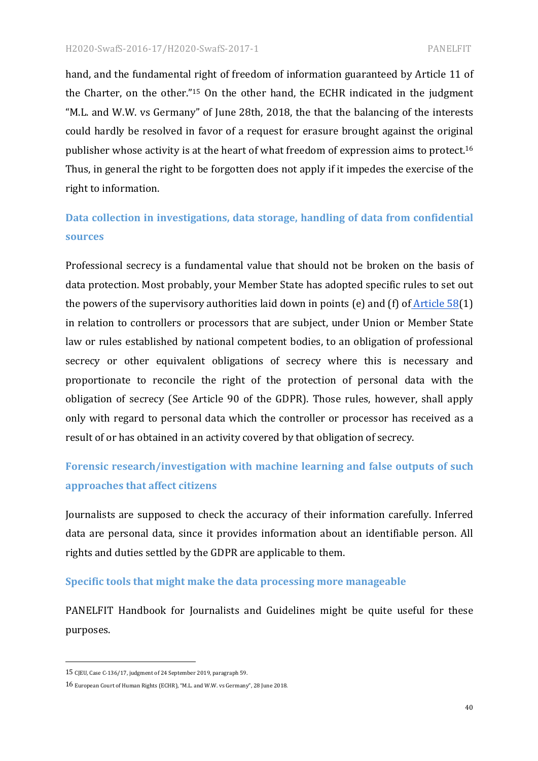hand, and the fundamental right of freedom of information guaranteed by Article 11 of the Charter, on the other."[15] On the other hand, the ECHR indicated in the judgment "M.L. and W.W. vs Germany" of June 28th, 2018, the that the balancing of the interests could hardly be resolved in favor of a request for erasure brought against the original publisher whose activity is at the heart of what freedom of expression aims to protect.[16] Thus, in general the right to be forgotten does not apply if it impedes the exercise of the right to information.

### Data collection in investigations, data storage, handling of data from confidential sources

Professional secrecy is a fundamental value that should not be broken on the basis of data protection. Most probably, your Member State has adopted specific rules to set out the powers of the supervisory authorities laid down in points (e) and (f) of Article 58(1) in relation to controllers or processors that are subject, under Union or Member State law or rules established by national competent bodies, to an obligation of professional secrecy or other equivalent obligations of secrecy where this is necessary and proportionate to reconcile the right of the protection of personal data with the obligation of secrecy (See Article 90 of the GDPR). Those rules, however, shall apply only with regard to personal data which the controller or processor has received as a result of or has obtained in an activity covered by that obligation of secrecy.

### Forensic research/investigation with machine learning and false outputs of such approaches that affect citizens

Journalists are supposed to check the accuracy of their information carefully. Inferred data are personal data, since it provides information about an identifiable person. All rights and duties settled by the GDPR are applicable to them.

### Specific tools that might make the data processing more manageable

PANELFIT Handbook for Journalists and Guidelines might be quite useful for these purposes.

---

[15] CJEU, Case C-136/17, judgment of 24 September 2019, paragraph 59.

[16] European Court of Human Rights (ECHR), "M.L. and W.W. vs Germany", 28 June 2018.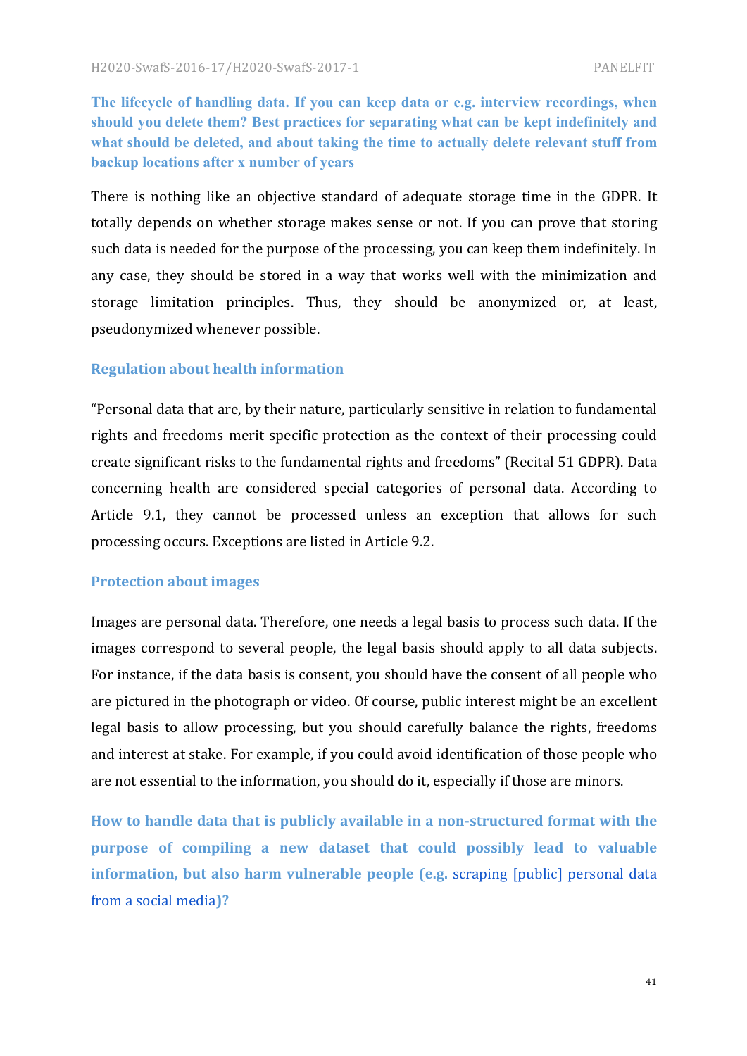### The lifecycle of handling data. If you can keep data or e.g. interview recordings, when should you delete them? Best practices for separating what can be kept indefinitely and what should be deleted, and about taking the time to actually delete relevant stuff from backup locations after x number of years

There is nothing like an objective standard of adequate storage time in the GDPR. It totally depends on whether storage makes sense or not. If you can prove that storing such data is needed for the purpose of the processing, you can keep them indefinitely. In any case, they should be stored in a way that works well with the minimization and storage limitation principles. Thus, they should be anonymized or, at least, pseudonymized whenever possible.

### Regulation about health information

"Personal data that are, by their nature, particularly sensitive in relation to fundamental rights and freedoms merit specific protection as the context of their processing could create significant risks to the fundamental rights and freedoms" (Recital 51 GDPR). Data concerning health are considered special categories of personal data. According to Article 9.1, they cannot be processed unless an exception that allows for such processing occurs. Exceptions are listed in Article 9.2.

### Protection about images

Images are personal data. Therefore, one needs a legal basis to process such data. If the images correspond to several people, the legal basis should apply to all data subjects. For instance, if the data basis is consent, you should have the consent of all people who are pictured in the photograph or video. Of course, public interest might be an excellent legal basis to allow processing, but you should carefully balance the rights, freedoms and interest at stake. For example, if you could avoid identification of those people who are not essential to the information, you should do it, especially if those are minors.

### How to handle data that is publicly available in a non-structured format with the purpose of compiling a new dataset that could possibly lead to valuable information, but also harm vulnerable people (e.g. scraping [public] personal data from a social media)?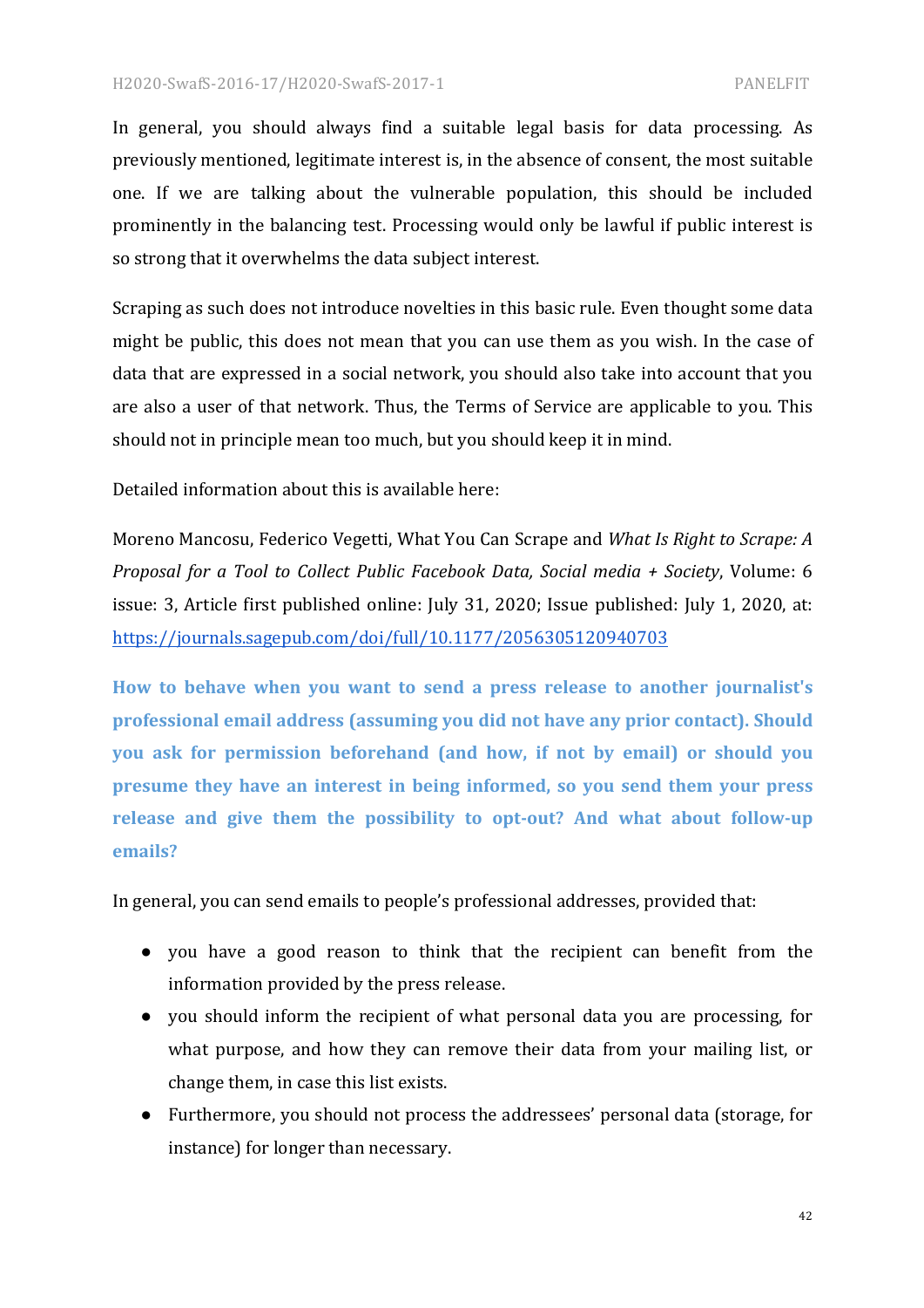In general, you should always find a suitable legal basis for data processing. As previously mentioned, legitimate interest is, in the absence of consent, the most suitable one. If we are talking about the vulnerable population, this should be included prominently in the balancing test. Processing would only be lawful if public interest is so strong that it overwhelms the data subject interest.

Scraping as such does not introduce novelties in this basic rule. Even thought some data might be public, this does not mean that you can use them as you wish. In the case of data that are expressed in a social network, you should also take into account that you are also a user of that network. Thus, the Terms of Service are applicable to you. This should not in principle mean too much, but you should keep it in mind.

Detailed information about this is available here:

Moreno Mancosu, Federico Vegetti, What You Can Scrape and *What Is Right to Scrape: A Proposal for a Tool to Collect Public Facebook Data, Social media + Society*, Volume: 6 issue: 3, Article first published online: July 31, 2020; Issue published: July 1, 2020, at: [https://journals.sagepub.com/doi/full/10.1177/2056305120940703](https://journals.sagepub.com/doi/full/10.1177/2056305120940703)

**How to behave when you want to send a press release to another journalist's professional email address (assuming you did not have any prior contact). Should you ask for permission beforehand (and how, if not by email) or should you presume they have an interest in being informed, so you send them your press release and give them the possibility to opt-out? And what about follow-up emails?**

In general, you can send emails to people's professional addresses, provided that:

- you have a good reason to think that the recipient can benefit from the information provided by the press release.
- you should inform the recipient of what personal data you are processing, for what purpose, and how they can remove their data from your mailing list, or change them, in case this list exists.
- Furthermore, you should not process the addressees' personal data (storage, for instance) for longer than necessary.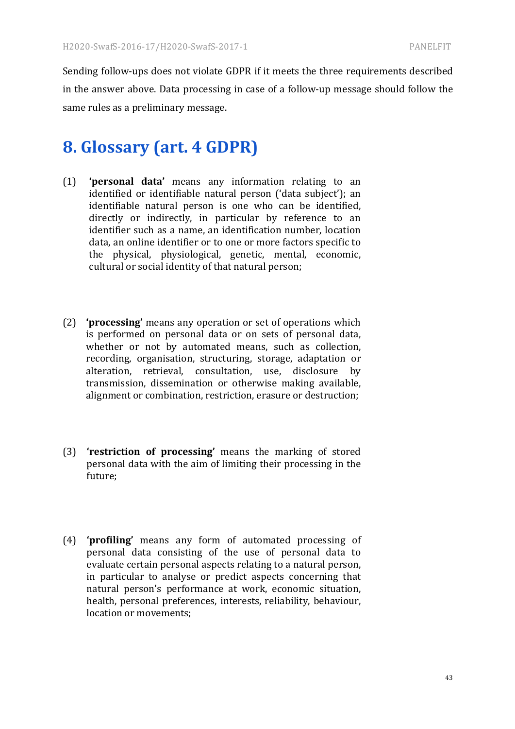Sending follow-ups does not violate GDPR if it meets the three requirements described in the answer above. Data processing in case of a follow-up message should follow the same rules as a preliminary message.

# 8. Glossary (art. 4 GDPR)

(1) **'personal data'** means any information relating to an identified or identifiable natural person ('data subject'); an identifiable natural person is one who can be identified, directly or indirectly, in particular by reference to an identifier such as a name, an identification number, location data, an online identifier or to one or more factors specific to the physical, physiological, genetic, mental, economic, cultural or social identity of that natural person;

(2) **'processing'** means any operation or set of operations which is performed on personal data or on sets of personal data, whether or not by automated means, such as collection, recording, organisation, structuring, storage, adaptation or alteration, retrieval, consultation, use, disclosure by transmission, dissemination or otherwise making available, alignment or combination, restriction, erasure or destruction;

(3) **'restriction of processing'** means the marking of stored personal data with the aim of limiting their processing in the future;

(4) **'profiling'** means any form of automated processing of personal data consisting of the use of personal data to evaluate certain personal aspects relating to a natural person, in particular to analyse or predict aspects concerning that natural person's performance at work, economic situation, health, personal preferences, interests, reliability, behaviour, location or movements;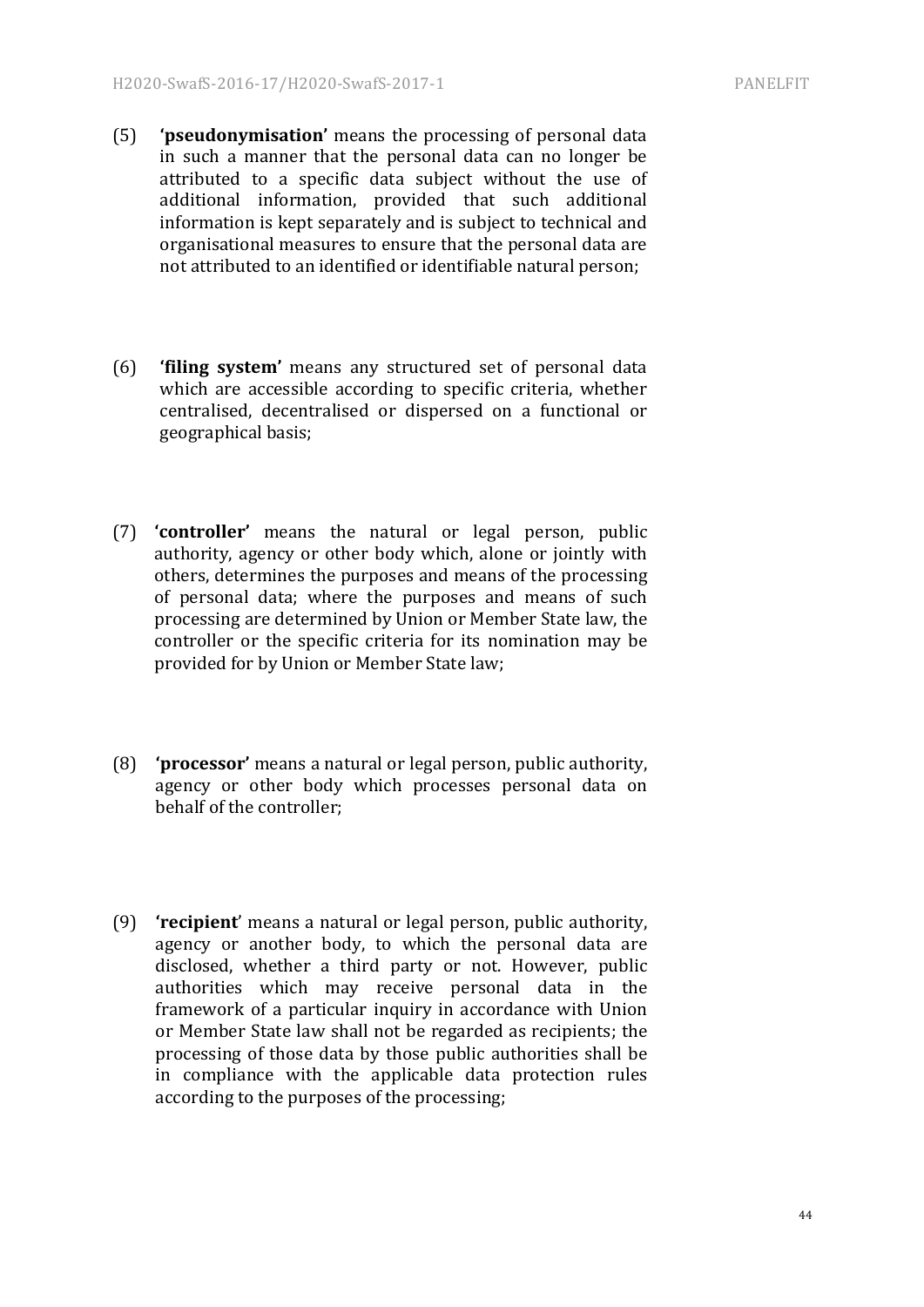(5) **'pseudonymisation'** means the processing of personal data in such a manner that the personal data can no longer be attributed to a specific data subject without the use of additional information, provided that such additional information is kept separately and is subject to technical and organisational measures to ensure that the personal data are not attributed to an identified or identifiable natural person;

(6) **'filing system'** means any structured set of personal data which are accessible according to specific criteria, whether centralised, decentralised or dispersed on a functional or geographical basis;

(7) **'controller'** means the natural or legal person, public authority, agency or other body which, alone or jointly with others, determines the purposes and means of the processing of personal data; where the purposes and means of such processing are determined by Union or Member State law, the controller or the specific criteria for its nomination may be provided for by Union or Member State law;

(8) **'processor'** means a natural or legal person, public authority, agency or other body which processes personal data on behalf of the controller;

(9) **'recipient'** means a natural or legal person, public authority, agency or another body, to which the personal data are disclosed, whether a third party or not. However, public authorities which may receive personal data in the framework of a particular inquiry in accordance with Union or Member State law shall not be regarded as recipients; the processing of those data by those public authorities shall be in compliance with the applicable data protection rules according to the purposes of the processing;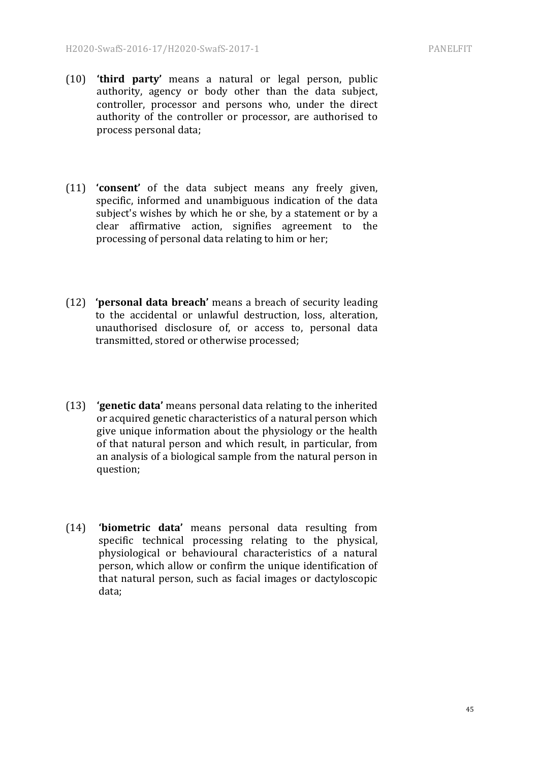(10) **'third party'** means a natural or legal person, public authority, agency or body other than the data subject, controller, processor and persons who, under the direct authority of the controller or processor, are authorised to process personal data;

(11) **'consent'** of the data subject means any freely given, specific, informed and unambiguous indication of the data subject's wishes by which he or she, by a statement or by a clear affirmative action, signifies agreement to the processing of personal data relating to him or her;

(12) **'personal data breach'** means a breach of security leading to the accidental or unlawful destruction, loss, alteration, unauthorised disclosure of, or access to, personal data transmitted, stored or otherwise processed;

(13) **'genetic data'** means personal data relating to the inherited or acquired genetic characteristics of a natural person which give unique information about the physiology or the health of that natural person and which result, in particular, from an analysis of a biological sample from the natural person in question;

(14) **'biometric data'** means personal data resulting from specific technical processing relating to the physical, physiological or behavioural characteristics of a natural person, which allow or confirm the unique identification of that natural person, such as facial images or dactyloscopic data;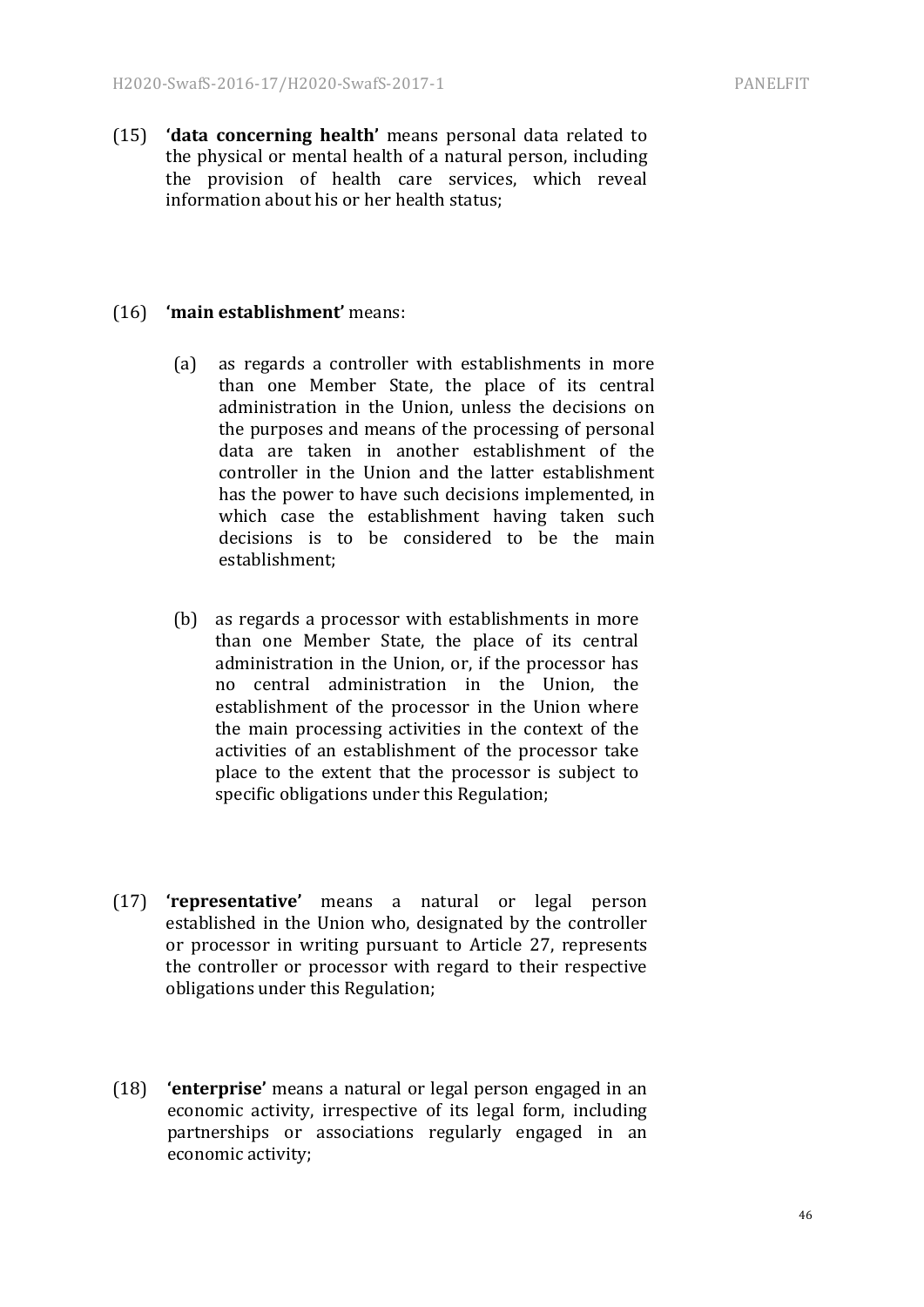(15) **'data concerning health'** means personal data related to the physical or mental health of a natural person, including the provision of health care services, which reveal information about his or her health status;

(16) **'main establishment'** means:

(a) as regards a controller with establishments in more than one Member State, the place of its central administration in the Union, unless the decisions on the purposes and means of the processing of personal data are taken in another establishment of the controller in the Union and the latter establishment has the power to have such decisions implemented, in which case the establishment having taken such decisions is to be considered to be the main establishment;

(b) as regards a processor with establishments in more than one Member State, the place of its central administration in the Union, or, if the processor has no central administration in the Union, the establishment of the processor in the Union where the main processing activities in the context of the activities of an establishment of the processor take place to the extent that the processor is subject to specific obligations under this Regulation;

(17) **'representative'** means a natural or legal person established in the Union who, designated by the controller or processor in writing pursuant to Article 27, represents the controller or processor with regard to their respective obligations under this Regulation;

(18) **'enterprise'** means a natural or legal person engaged in an economic activity, irrespective of its legal form, including partnerships or associations regularly engaged in an economic activity;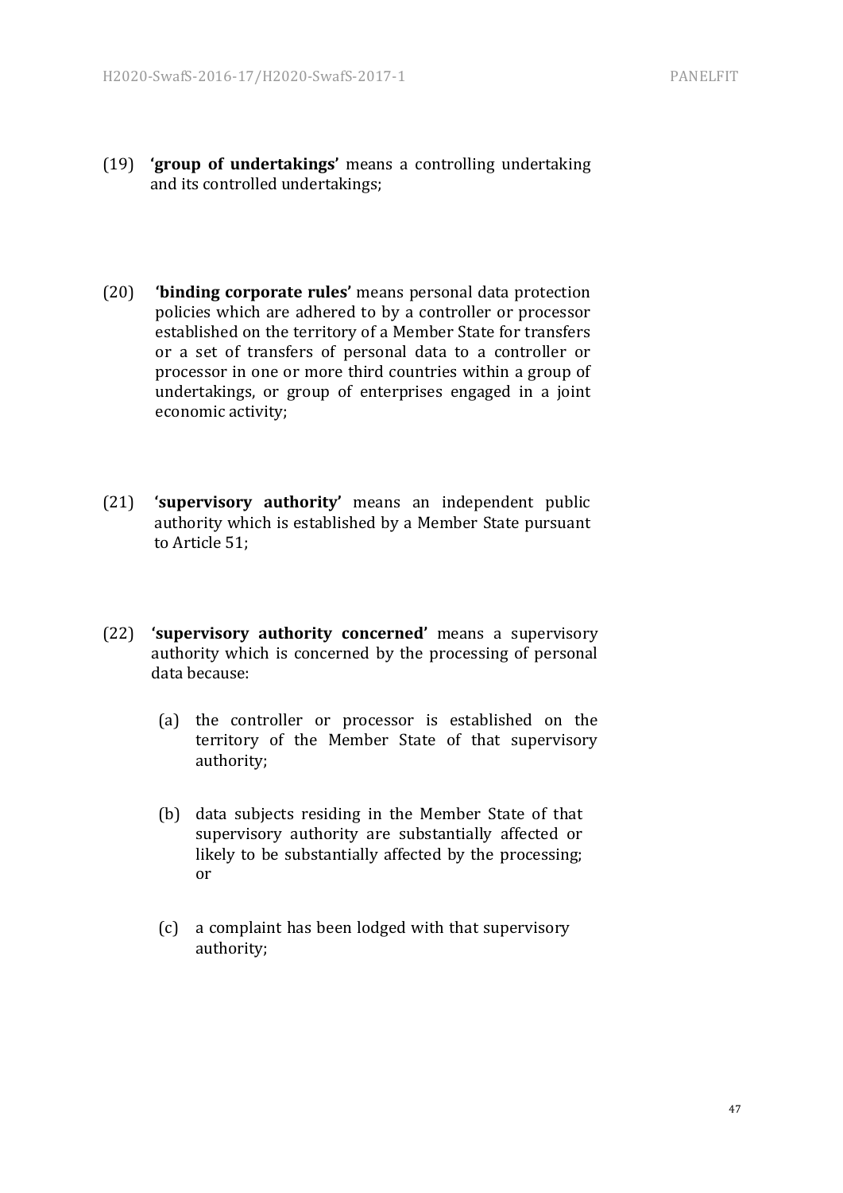(19) **'group of undertakings'** means a controlling undertaking and its controlled undertakings;

(20) **'binding corporate rules'** means personal data protection policies which are adhered to by a controller or processor established on the territory of a Member State for transfers or a set of transfers of personal data to a controller or processor in one or more third countries within a group of undertakings, or group of enterprises engaged in a joint economic activity;

(21) **'supervisory authority'** means an independent public authority which is established by a Member State pursuant to Article 51;

(22) **'supervisory authority concerned'** means a supervisory authority which is concerned by the processing of personal data because:

(a) the controller or processor is established on the territory of the Member State of that supervisory authority;

(b) data subjects residing in the Member State of that supervisory authority are substantially affected or likely to be substantially affected by the processing; or

(c) a complaint has been lodged with that supervisory authority;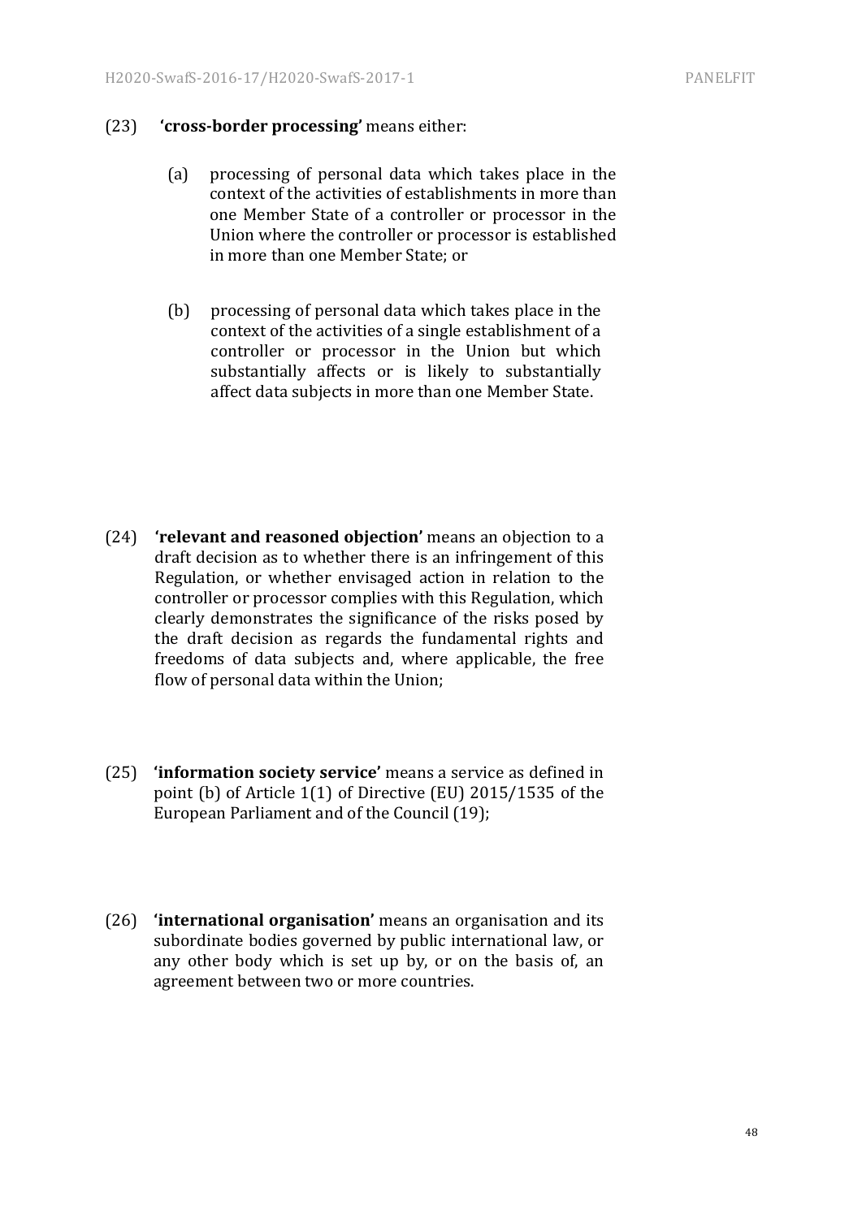(23) **'cross-border processing'** means either:

(a) processing of personal data which takes place in the context of the activities of establishments in more than one Member State of a controller or processor in the Union where the controller or processor is established in more than one Member State; or

(b) processing of personal data which takes place in the context of the activities of a single establishment of a controller or processor in the Union but which substantially affects or is likely to substantially affect data subjects in more than one Member State.

(24) **'relevant and reasoned objection'** means an objection to a draft decision as to whether there is an infringement of this Regulation, or whether envisaged action in relation to the controller or processor complies with this Regulation, which clearly demonstrates the significance of the risks posed by the draft decision as regards the fundamental rights and freedoms of data subjects and, where applicable, the free flow of personal data within the Union;

(25) **'information society service'** means a service as defined in point (b) of Article 1(1) of Directive (EU) 2015/1535 of the European Parliament and of the Council (19);

(26) **'international organisation'** means an organisation and its subordinate bodies governed by public international law, or any other body which is set up by, or on the basis of, an agreement between two or more countries.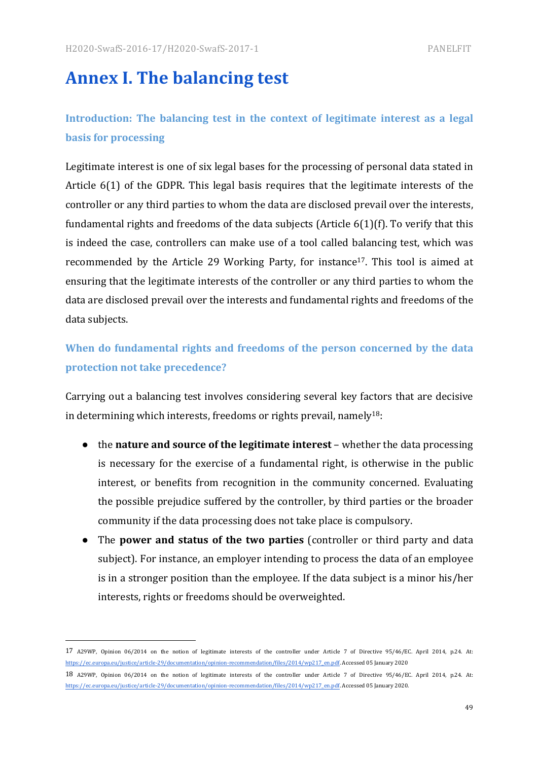# Annex I. The balancing test

### Introduction: The balancing test in the context of legitimate interest as a legal basis for processing

Legitimate interest is one of six legal bases for the processing of personal data stated in Article 6(1) of the GDPR. This legal basis requires that the legitimate interests of the controller or any third parties to whom the data are disclosed prevail over the interests, fundamental rights and freedoms of the data subjects (Article 6(1)(f). To verify that this is indeed the case, controllers can make use of a tool called balancing test, which was recommended by the Article 29 Working Party, for instance[17]. This tool is aimed at ensuring that the legitimate interests of the controller or any third parties to whom the data are disclosed prevail over the interests and fundamental rights and freedoms of the data subjects.

### When do fundamental rights and freedoms of the person concerned by the data protection not take precedence?

Carrying out a balancing test involves considering several key factors that are decisive in determining which interests, freedoms or rights prevail, namely[18]:

- the **nature and source of the legitimate interest** – whether the data processing is necessary for the exercise of a fundamental right, is otherwise in the public interest, or benefits from recognition in the community concerned. Evaluating the possible prejudice suffered by the controller, by third parties or the broader community if the data processing does not take place is compulsory.
- The **power and status of the two parties** (controller or third party and data subject). For instance, an employer intending to process the data of an employee is in a stronger position than the employee. If the data subject is a minor his/her interests, rights or freedoms should be overweighted.

---

17 A29WP, Opinion 06/2014 on the notion of legitimate interests of the controller under Article 7 of Directive 95/46/EC. April 2014, p.24. At: https://ec.europa.eu/justice/article-29/documentation/opinion-recommendation/files/2014/wp217_en.pdf. Accessed 05 January 2020

18 A29WP, Opinion 06/2014 on the notion of legitimate interests of the controller under Article 7 of Directive 95/46/EC. April 2014, p.24. At: https://ec.europa.eu/justice/article-29/documentation/opinion-recommendation/files/2014/wp217_en.pdf. Accessed 05 January 2020.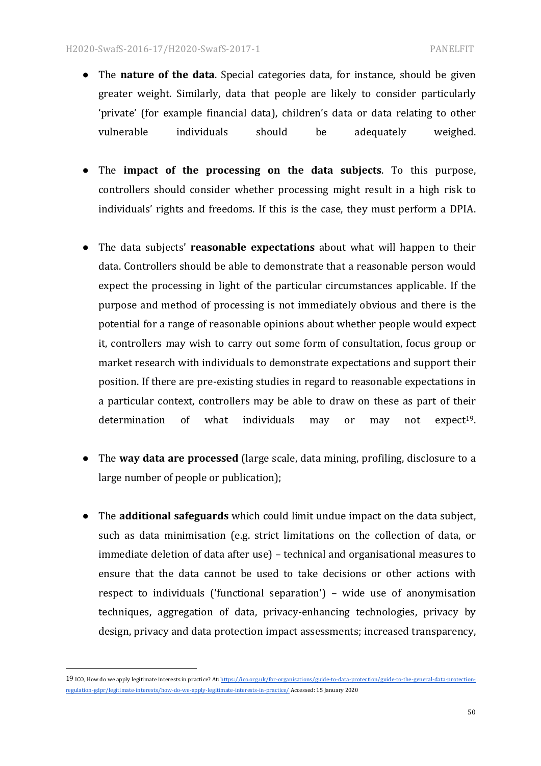- The **nature of the data**. Special categories data, for instance, should be given greater weight. Similarly, data that people are likely to consider particularly 'private' (for example financial data), children's data or data relating to other vulnerable individuals should be adequately weighed.

- The **impact of the processing on the data subjects**. To this purpose, controllers should consider whether processing might result in a high risk to individuals' rights and freedoms. If this is the case, they must perform a DPIA.

- The data subjects' **reasonable expectations** about what will happen to their data. Controllers should be able to demonstrate that a reasonable person would expect the processing in light of the particular circumstances applicable. If the purpose and method of processing is not immediately obvious and there is the potential for a range of reasonable opinions about whether people would expect it, controllers may wish to carry out some form of consultation, focus group or market research with individuals to demonstrate expectations and support their position. If there are pre-existing studies in regard to reasonable expectations in a particular context, controllers may be able to draw on these as part of their determination of what individuals may or may not expect[19].

- The **way data are processed** (large scale, data mining, profiling, disclosure to a large number of people or publication);

- The **additional safeguards** which could limit undue impact on the data subject, such as data minimisation (e.g. strict limitations on the collection of data, or immediate deletion of data after use) – technical and organisational measures to ensure that the data cannot be used to take decisions or other actions with respect to individuals ('functional separation') – wide use of anonymisation techniques, aggregation of data, privacy-enhancing technologies, privacy by design, privacy and data protection impact assessments; increased transparency,

---

19 ICO, How do we apply legitimate interests in practice? At: https://ico.org.uk/for-organisations/guide-to-data-protection/guide-to-the-general-data-protection-regulation-gdpr/legitimate-interests/how-do-we-apply-legitimate-interests-in-practice/ Accessed: 15 January 2020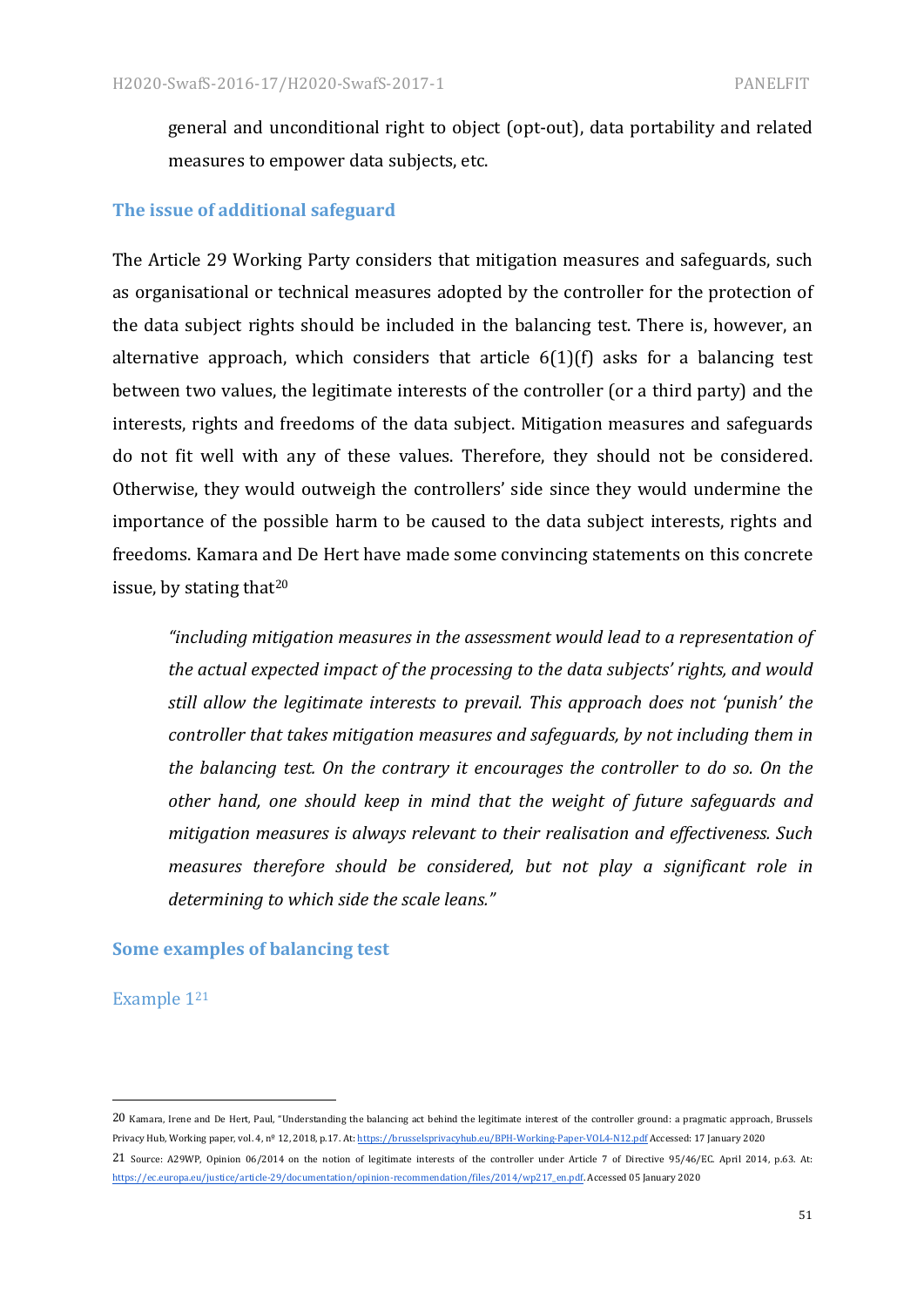general and unconditional right to object (opt-out), data portability and related measures to empower data subjects, etc.

### The issue of additional safeguard

The Article 29 Working Party considers that mitigation measures and safeguards, such as organisational or technical measures adopted by the controller for the protection of the data subject rights should be included in the balancing test. There is, however, an alternative approach, which considers that article 6(1)(f) asks for a balancing test between two values, the legitimate interests of the controller (or a third party) and the interests, rights and freedoms of the data subject. Mitigation measures and safeguards do not fit well with any of these values. Therefore, they should not be considered. Otherwise, they would outweigh the controllers' side since they would undermine the importance of the possible harm to be caused to the data subject interests, rights and freedoms. Kamara and De Hert have made some convincing statements on this concrete issue, by stating that[20]

> *"including mitigation measures in the assessment would lead to a representation of the actual expected impact of the processing to the data subjects' rights, and would still allow the legitimate interests to prevail. This approach does not 'punish' the controller that takes mitigation measures and safeguards, by not including them in the balancing test. On the contrary it encourages the controller to do so. On the other hand, one should keep in mind that the weight of future safeguards and mitigation measures is always relevant to their realisation and effectiveness. Such measures therefore should be considered, but not play a significant role in determining to which side the scale leans."*

### Some examples of balancing test

#### Example 1[21]

---

20 Kamara, Irene and De Hert, Paul, "Understanding the balancing act behind the legitimate interest of the controller ground: a pragmatic approach, Brussels Privacy Hub, Working paper, vol. 4, nº 12, 2018, p.17. At: https://brusselsprivacyhub.eu/BPH-Working-Paper-VOL4-N12.pdf Accessed: 17 January 2020

21 Source: A29WP, Opinion 06/2014 on the notion of legitimate interests of the controller under Article 7 of Directive 95/46/EC. April 2014, p.63. At: https://ec.europa.eu/justice/article-29/documentation/opinion-recommendation/files/2014/wp217_en.pdf. Accessed 05 January 2020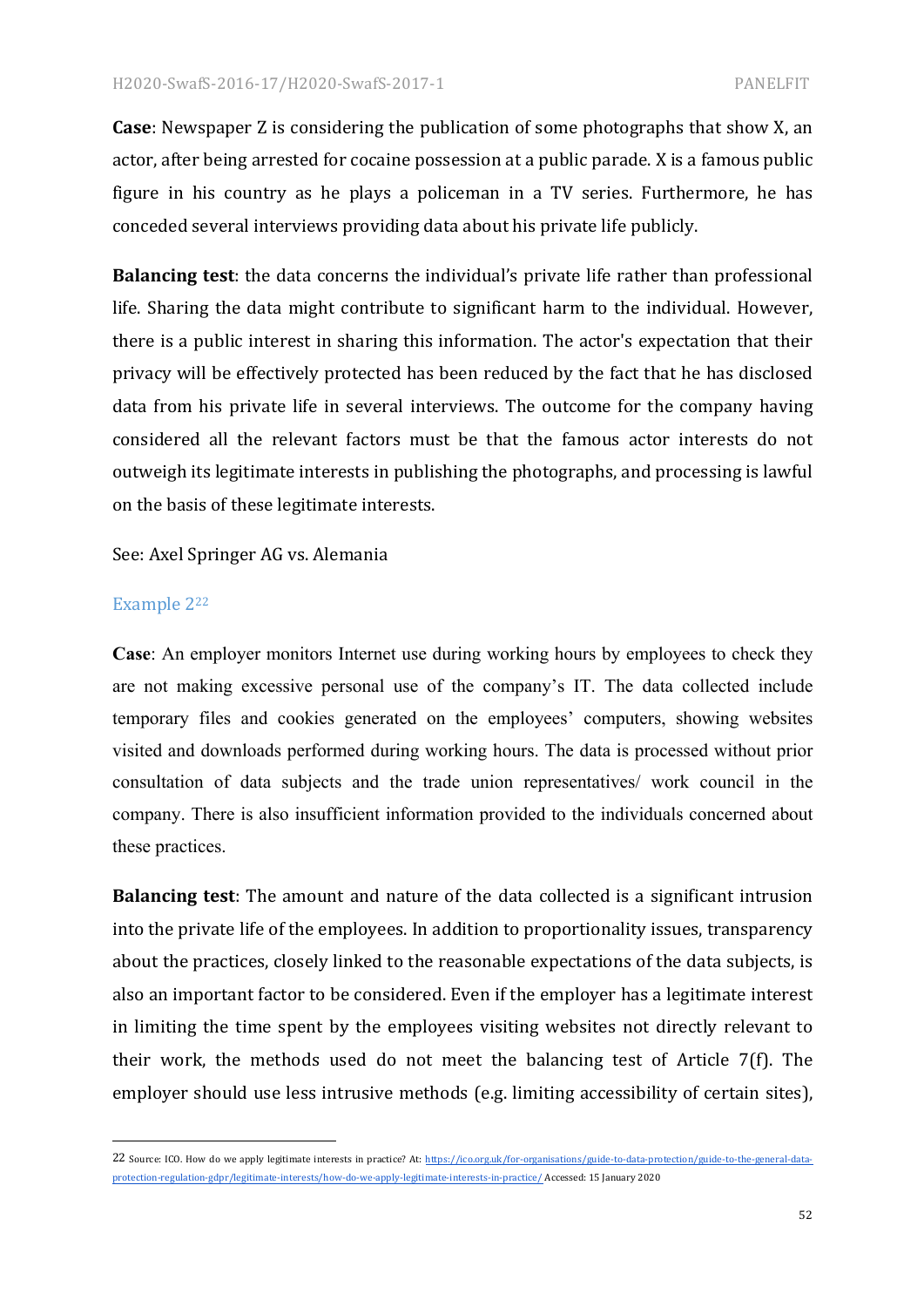**Case**: Newspaper Z is considering the publication of some photographs that show X, an actor, after being arrested for cocaine possession at a public parade. X is a famous public figure in his country as he plays a policeman in a TV series. Furthermore, he has conceded several interviews providing data about his private life publicly.

**Balancing test**: the data concerns the individual's private life rather than professional life. Sharing the data might contribute to significant harm to the individual. However, there is a public interest in sharing this information. The actor's expectation that their privacy will be effectively protected has been reduced by the fact that he has disclosed data from his private life in several interviews. The outcome for the company having considered all the relevant factors must be that the famous actor interests do not outweigh its legitimate interests in publishing the photographs, and processing is lawful on the basis of these legitimate interests.

See: Axel Springer AG vs. Alemania

### Example 2[22]

**Case**: An employer monitors Internet use during working hours by employees to check they are not making excessive personal use of the company's IT. The data collected include temporary files and cookies generated on the employees' computers, showing websites visited and downloads performed during working hours. The data is processed without prior consultation of data subjects and the trade union representatives/ work council in the company. There is also insufficient information provided to the individuals concerned about these practices.

**Balancing test**: The amount and nature of the data collected is a significant intrusion into the private life of the employees. In addition to proportionality issues, transparency about the practices, closely linked to the reasonable expectations of the data subjects, is also an important factor to be considered. Even if the employer has a legitimate interest in limiting the time spent by the employees visiting websites not directly relevant to their work, the methods used do not meet the balancing test of Article 7(f). The employer should use less intrusive methods (e.g. limiting accessibility of certain sites),

---

[22] Source: ICO. How do we apply legitimate interests in practice? At: https://ico.org.uk/for-organisations/guide-to-data-protection/guide-to-the-general-data-protection-regulation-gdpr/legitimate-interests/how-do-we-apply-legitimate-interests-in-practice/ Accessed: 15 January 2020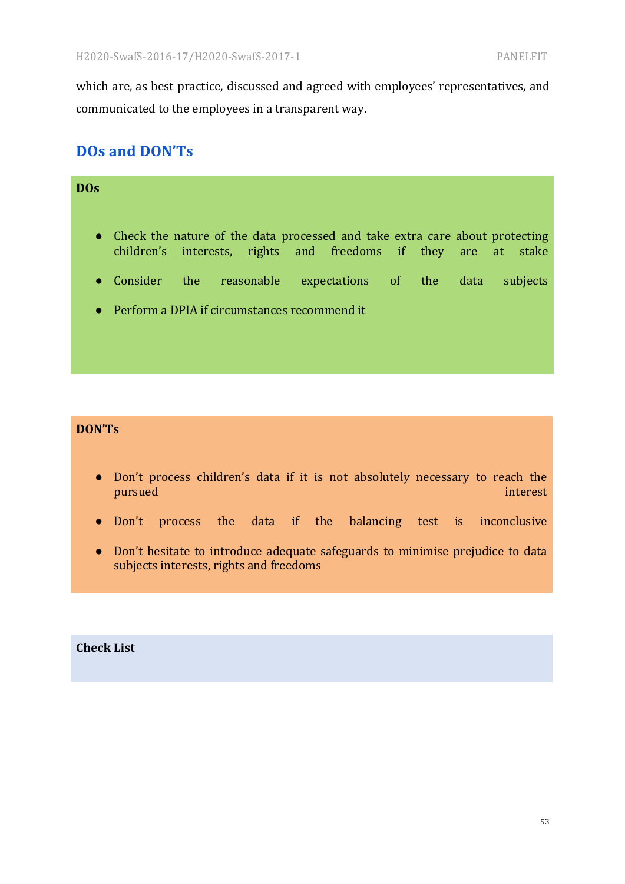which are, as best practice, discussed and agreed with employees' representatives, and communicated to the employees in a transparent way.

## DOs and DON'Ts

**DOs**

- Check the nature of the data processed and take extra care about protecting children's interests, rights and freedoms if they are at stake
- Consider the reasonable expectations of the data subjects
- Perform a DPIA if circumstances recommend it

**DON'Ts**

- Don't process children's data if it is not absolutely necessary to reach the pursued interest
- Don't process the data if the balancing test is inconclusive
- Don't hesitate to introduce adequate safeguards to minimise prejudice to data subjects interests, rights and freedoms

**Check List**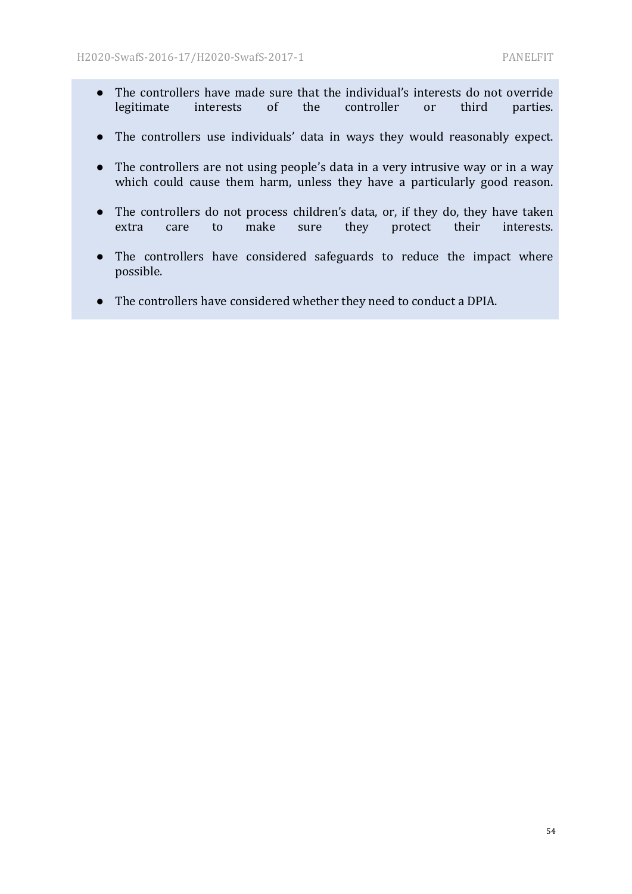- The controllers have made sure that the individual's interests do not override legitimate interests of the controller or third parties.
- The controllers use individuals' data in ways they would reasonably expect.
- The controllers are not using people's data in a very intrusive way or in a way which could cause them harm, unless they have a particularly good reason.
- The controllers do not process children's data, or, if they do, they have taken extra care to make sure they protect their interests.
- The controllers have considered safeguards to reduce the impact where possible.
- The controllers have considered whether they need to conduct a DPIA.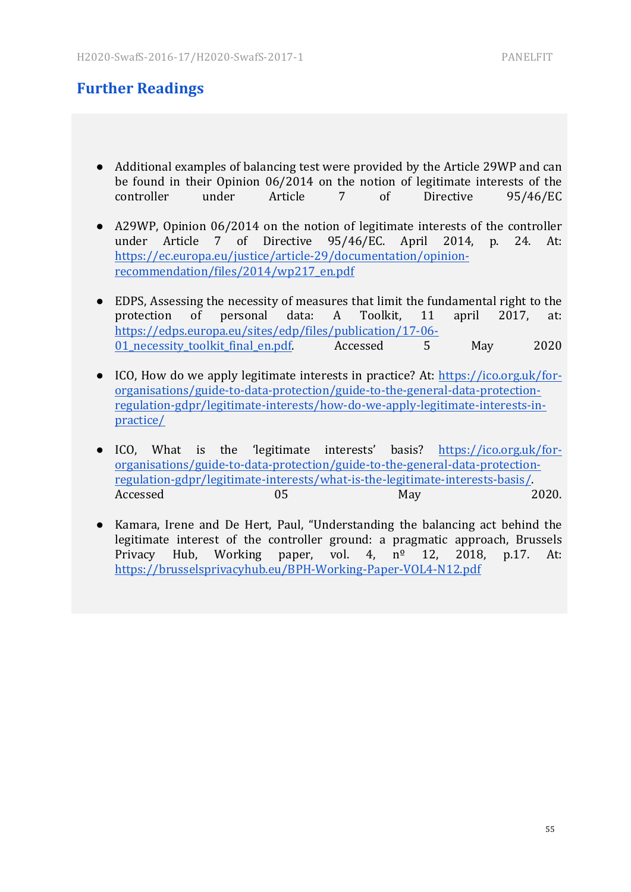## Further Readings

- Additional examples of balancing test were provided by the Article 29WP and can be found in their Opinion 06/2014 on the notion of legitimate interests of the controller under Article 7 of Directive 95/46/EC

- A29WP, Opinion 06/2014 on the notion of legitimate interests of the controller under Article 7 of Directive 95/46/EC. April 2014, p. 24. At: https://ec.europa.eu/justice/article-29/documentation/opinion-recommendation/files/2014/wp217_en.pdf

- EDPS, Assessing the necessity of measures that limit the fundamental right to the protection of personal data: A Toolkit, 11 april 2017, at: https://edps.europa.eu/sites/edp/files/publication/17-06-01_necessity_toolkit_final_en.pdf. Accessed 5 May 2020

- ICO, How do we apply legitimate interests in practice? At: https://ico.org.uk/for-organisations/guide-to-data-protection/guide-to-the-general-data-protection-regulation-gdpr/legitimate-interests/how-do-we-apply-legitimate-interests-in-practice/

- ICO, What is the 'legitimate interests' basis? https://ico.org.uk/for-organisations/guide-to-data-protection/guide-to-the-general-data-protection-regulation-gdpr/legitimate-interests/what-is-the-legitimate-interests-basis/. Accessed 05 May 2020.

- Kamara, Irene and De Hert, Paul, "Understanding the balancing act behind the legitimate interest of the controller ground: a pragmatic approach, Brussels Privacy Hub, Working paper, vol. 4, nº 12, 2018, p.17. At: https://brusselsprivacyhub.eu/BPH-Working-Paper-VOL4-N12.pdf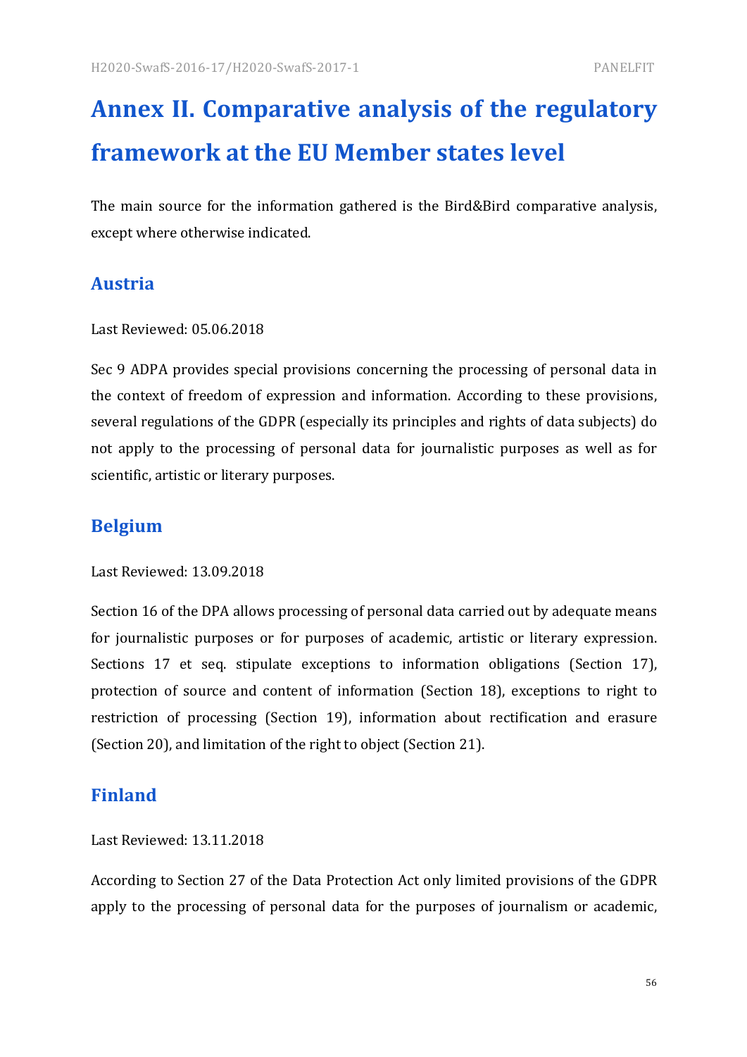# Annex II. Comparative analysis of the regulatory framework at the EU Member states level

The main source for the information gathered is the Bird&Bird comparative analysis, except where otherwise indicated.

## Austria

Last Reviewed: 05.06.2018

Sec 9 ADPA provides special provisions concerning the processing of personal data in the context of freedom of expression and information. According to these provisions, several regulations of the GDPR (especially its principles and rights of data subjects) do not apply to the processing of personal data for journalistic purposes as well as for scientific, artistic or literary purposes.

## Belgium

Last Reviewed: 13.09.2018

Section 16 of the DPA allows processing of personal data carried out by adequate means for journalistic purposes or for purposes of academic, artistic or literary expression. Sections 17 et seq. stipulate exceptions to information obligations (Section 17), protection of source and content of information (Section 18), exceptions to right to restriction of processing (Section 19), information about rectification and erasure (Section 20), and limitation of the right to object (Section 21).

## Finland

Last Reviewed: 13.11.2018

According to Section 27 of the Data Protection Act only limited provisions of the GDPR apply to the processing of personal data for the purposes of journalism or academic,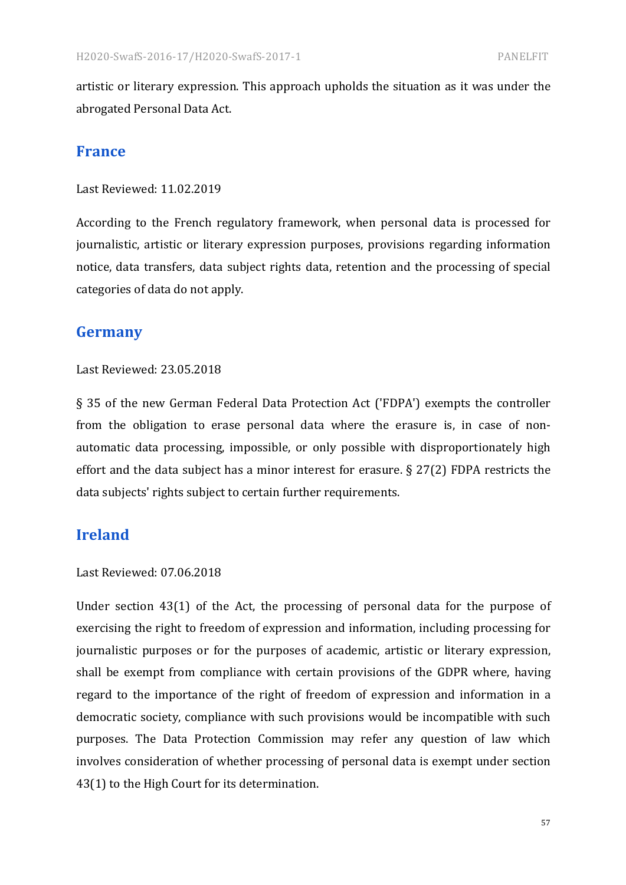artistic or literary expression. This approach upholds the situation as it was under the abrogated Personal Data Act.

## France

Last Reviewed: 11.02.2019

According to the French regulatory framework, when personal data is processed for journalistic, artistic or literary expression purposes, provisions regarding information notice, data transfers, data subject rights data, retention and the processing of special categories of data do not apply.

## Germany

Last Reviewed: 23.05.2018

§ 35 of the new German Federal Data Protection Act ('FDPA') exempts the controller from the obligation to erase personal data where the erasure is, in case of non-automatic data processing, impossible, or only possible with disproportionately high effort and the data subject has a minor interest for erasure. § 27(2) FDPA restricts the data subjects' rights subject to certain further requirements.

## Ireland

Last Reviewed: 07.06.2018

Under section 43(1) of the Act, the processing of personal data for the purpose of exercising the right to freedom of expression and information, including processing for journalistic purposes or for the purposes of academic, artistic or literary expression, shall be exempt from compliance with certain provisions of the GDPR where, having regard to the importance of the right of freedom of expression and information in a democratic society, compliance with such provisions would be incompatible with such purposes. The Data Protection Commission may refer any question of law which involves consideration of whether processing of personal data is exempt under section 43(1) to the High Court for its determination.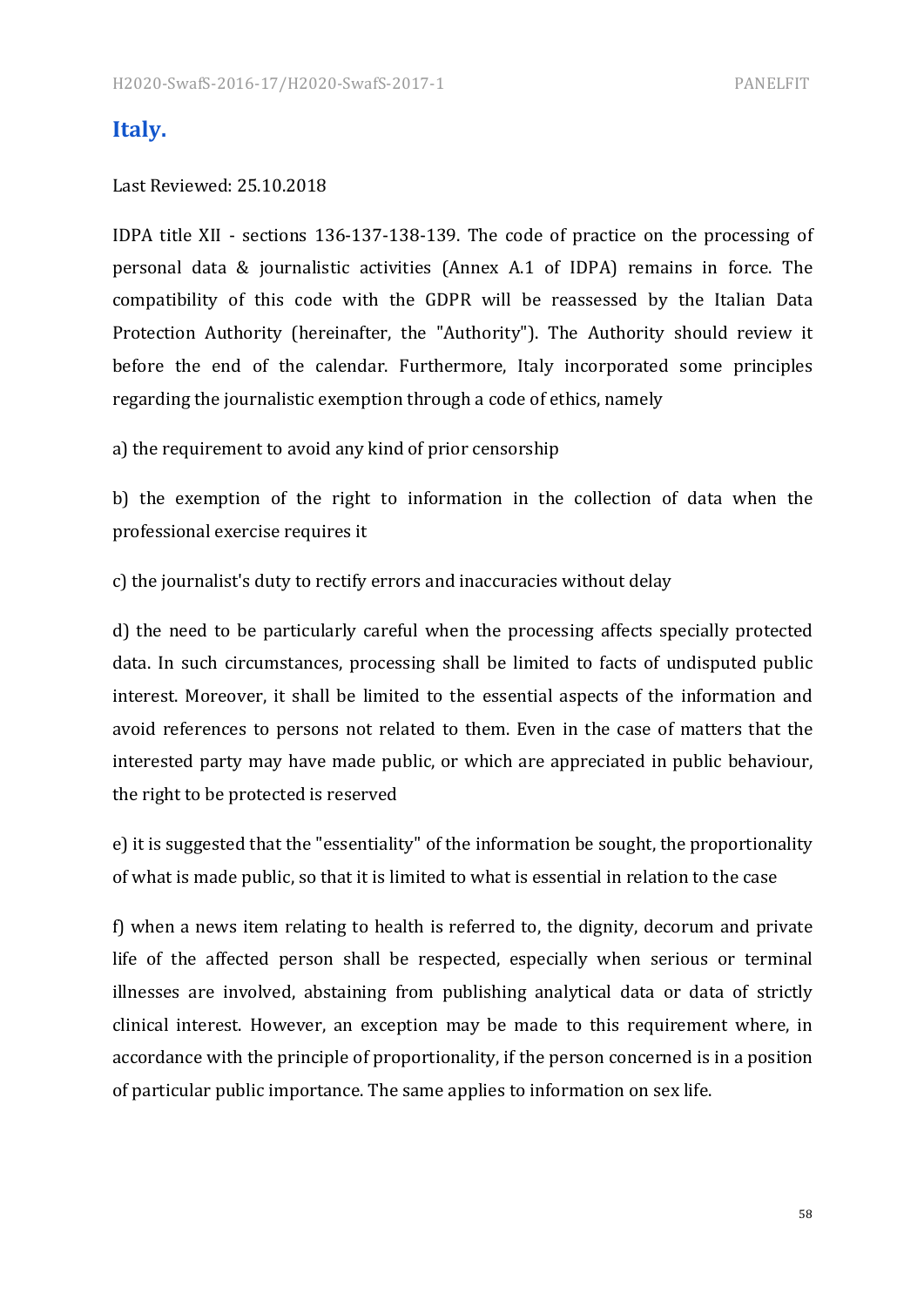## Italy.

Last Reviewed: 25.10.2018

IDPA title XII - sections 136-137-138-139. The code of practice on the processing of personal data & journalistic activities (Annex A.1 of IDPA) remains in force. The compatibility of this code with the GDPR will be reassessed by the Italian Data Protection Authority (hereinafter, the "Authority"). The Authority should review it before the end of the calendar. Furthermore, Italy incorporated some principles regarding the journalistic exemption through a code of ethics, namely

a) the requirement to avoid any kind of prior censorship

b) the exemption of the right to information in the collection of data when the professional exercise requires it

c) the journalist's duty to rectify errors and inaccuracies without delay

d) the need to be particularly careful when the processing affects specially protected data. In such circumstances, processing shall be limited to facts of undisputed public interest. Moreover, it shall be limited to the essential aspects of the information and avoid references to persons not related to them. Even in the case of matters that the interested party may have made public, or which are appreciated in public behaviour, the right to be protected is reserved

e) it is suggested that the "essentiality" of the information be sought, the proportionality of what is made public, so that it is limited to what is essential in relation to the case

f) when a news item relating to health is referred to, the dignity, decorum and private life of the affected person shall be respected, especially when serious or terminal illnesses are involved, abstaining from publishing analytical data or data of strictly clinical interest. However, an exception may be made to this requirement where, in accordance with the principle of proportionality, if the person concerned is in a position of particular public importance. The same applies to information on sex life.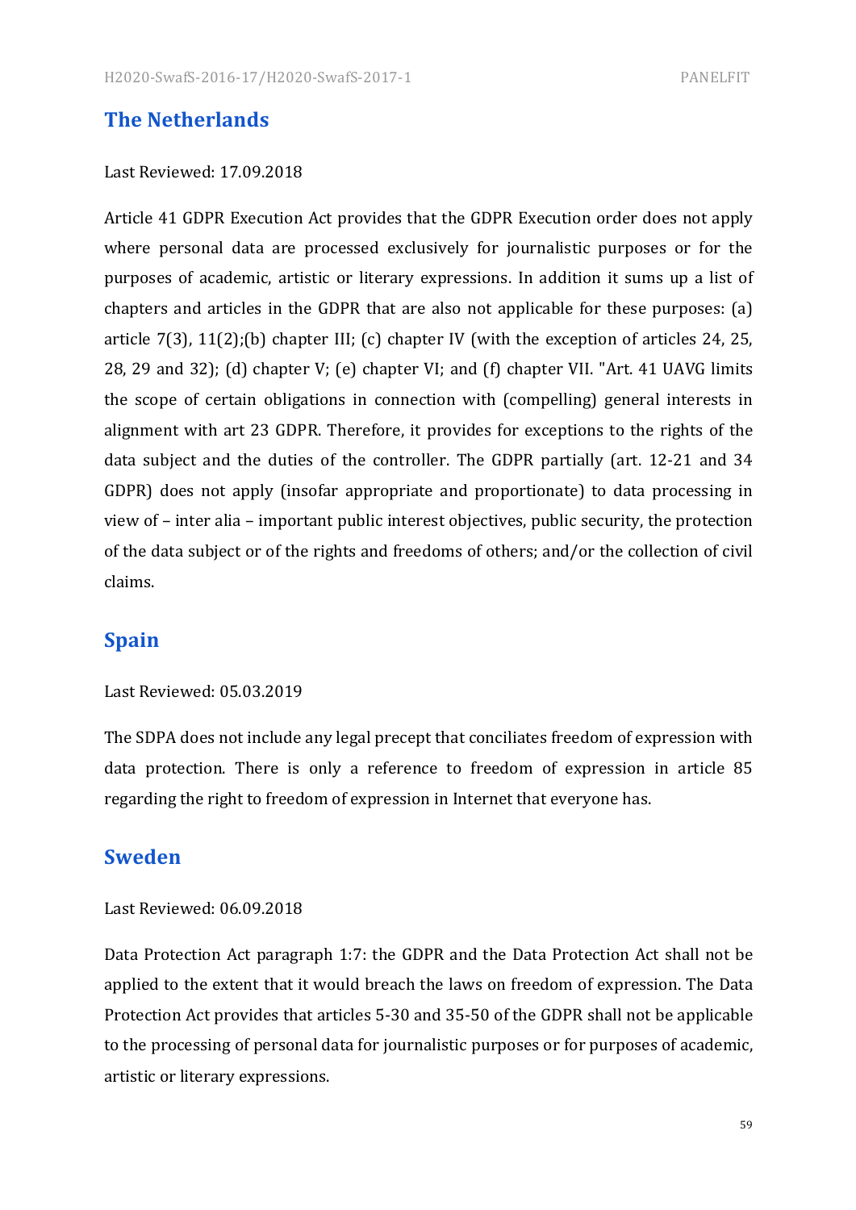## The Netherlands

Last Reviewed: 17.09.2018

Article 41 GDPR Execution Act provides that the GDPR Execution order does not apply where personal data are processed exclusively for journalistic purposes or for the purposes of academic, artistic or literary expressions. In addition it sums up a list of chapters and articles in the GDPR that are also not applicable for these purposes: (a) article 7(3), 11(2);(b) chapter III; (c) chapter IV (with the exception of articles 24, 25, 28, 29 and 32); (d) chapter V; (e) chapter VI; and (f) chapter VII. "Art. 41 UAVG limits the scope of certain obligations in connection with (compelling) general interests in alignment with art 23 GDPR. Therefore, it provides for exceptions to the rights of the data subject and the duties of the controller. The GDPR partially (art. 12-21 and 34 GDPR) does not apply (insofar appropriate and proportionate) to data processing in view of – inter alia – important public interest objectives, public security, the protection of the data subject or of the rights and freedoms of others; and/or the collection of civil claims.

## Spain

Last Reviewed: 05.03.2019

The SDPA does not include any legal precept that conciliates freedom of expression with data protection. There is only a reference to freedom of expression in article 85 regarding the right to freedom of expression in Internet that everyone has.

## Sweden

Last Reviewed: 06.09.2018

Data Protection Act paragraph 1:7: the GDPR and the Data Protection Act shall not be applied to the extent that it would breach the laws on freedom of expression. The Data Protection Act provides that articles 5-30 and 35-50 of the GDPR shall not be applicable to the processing of personal data for journalistic purposes or for purposes of academic, artistic or literary expressions.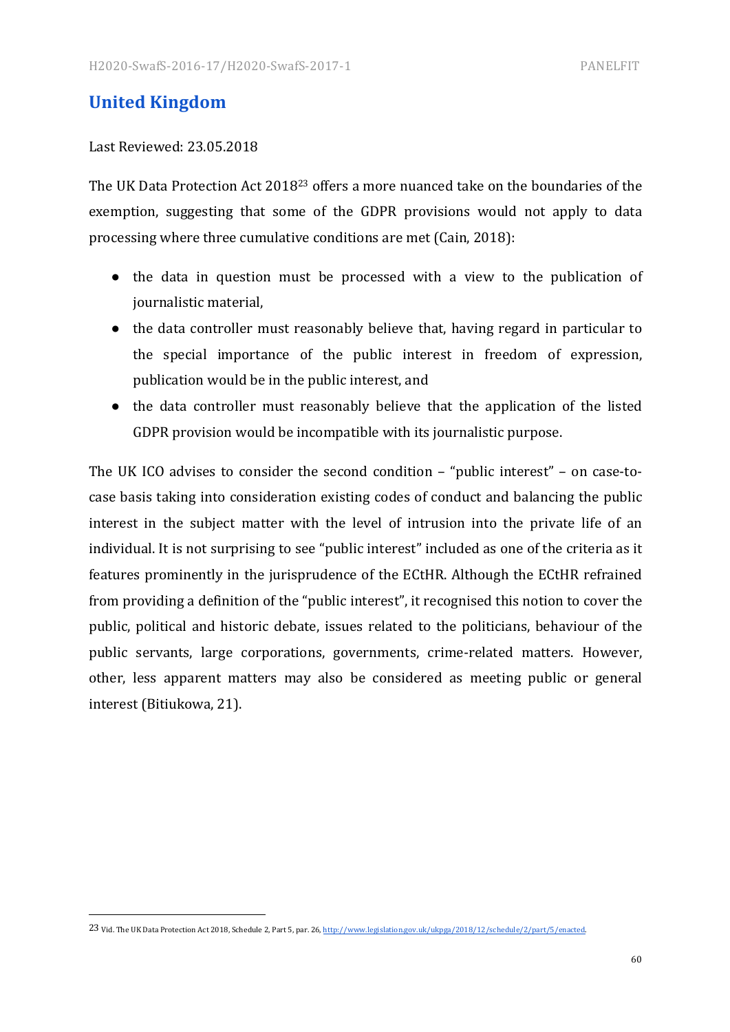## United Kingdom

Last Reviewed: 23.05.2018

The UK Data Protection Act 2018[23] offers a more nuanced take on the boundaries of the exemption, suggesting that some of the GDPR provisions would not apply to data processing where three cumulative conditions are met (Cain, 2018):

- the data in question must be processed with a view to the publication of journalistic material,
- the data controller must reasonably believe that, having regard in particular to the special importance of the public interest in freedom of expression, publication would be in the public interest, and
- the data controller must reasonably believe that the application of the listed GDPR provision would be incompatible with its journalistic purpose.

The UK ICO advises to consider the second condition – "public interest" – on case-to-case basis taking into consideration existing codes of conduct and balancing the public interest in the subject matter with the level of intrusion into the private life of an individual. It is not surprising to see "public interest" included as one of the criteria as it features prominently in the jurisprudence of the ECtHR. Although the ECtHR refrained from providing a definition of the "public interest", it recognised this notion to cover the public, political and historic debate, issues related to the politicians, behaviour of the public servants, large corporations, governments, crime-related matters. However, other, less apparent matters may also be considered as meeting public or general interest (Bitiukowa, 21).

---

[23] Vid. The UK Data Protection Act 2018, Schedule 2, Part 5, par. 26, http://www.legislation.gov.uk/ukpga/2018/12/schedule/2/part/5/enacted.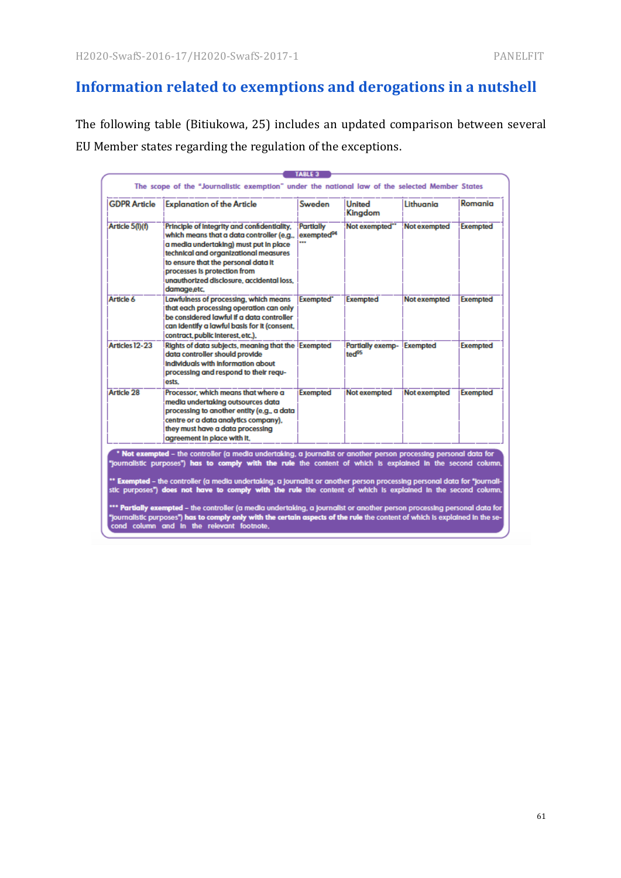## Information related to exemptions and derogations in a nutshell

The following table (Bitiukowa, 25) includes an updated comparison between several EU Member states regarding the regulation of the exceptions.

TABLE 3

The scope of the "Journalistic exemption" under the national law of the selected Member States

| GDPR Article | Explanation of the Article | Sweden | United Kingdom | Lithuania | Romania |
|---|---|---|---|---|---|
| Article 5(1)(f) | Principle of integrity and confidentiality, which means that a data controller (e.g., a media undertaking) must put in place technical and organizational measures to ensure that the personal data it processes is protection from unauthorized disclosure, accidental loss, damage,etc. | Partially exempted[94] *** | Not exempted** | Not exempted | Exempted |
| Article 6 | Lawfulness of processing, which means that each processing operation can only be considered lawful if a data controller can identify a lawful basis for it (consent, contract, public interest, etc.). | Exempted* | Exempted | Not exempted | Exempted |
| Articles 12-23 | Rights of data subjects, meaning that the data controller should provide individuals with information about processing and respond to their requests. | Exempted | Partially exempted[95] | Exempted | Exempted |
| Article 28 | Processor, which means that where a media undertaking outsources data processing to another entity (e.g., a data centre or a data analytics company), they must have a data processing agreement in place with it. | Exempted | Not exempted | Not exempted | Exempted |

\* **Not exempted** – the controller (a media undertaking, a journalist or another person processing personal data for "journalistic purposes") **has to comply with the rule** the content of which is explained in the second column.

\** **Exempted** – the controller (a media undertaking, a journalist or another person processing personal data for "journalistic purposes") **does not have to comply with the rule** the content of which is explained in the second column.

\*** **Partially exempted** – the controller (a media undertaking, a journalist or another person processing personal data for "journalistic purposes") **has to comply only with the certain aspects of the rule** the content of which is explained in the second column and in the relevant footnote.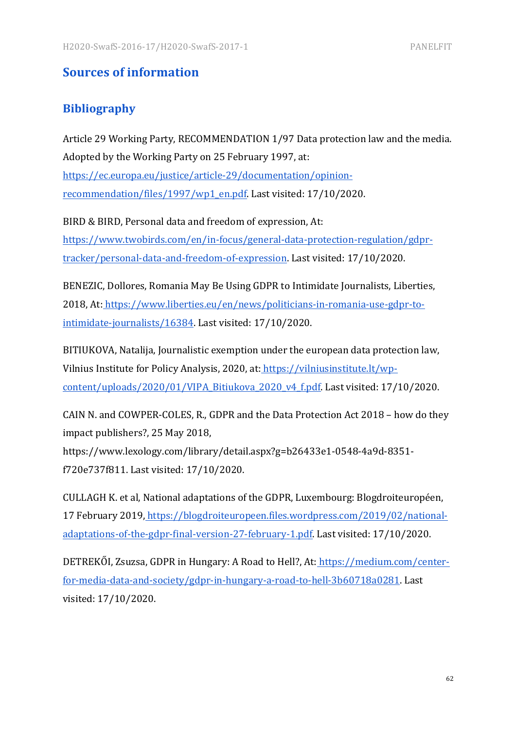## Sources of information

### Bibliography

Article 29 Working Party, RECOMMENDATION 1/97 Data protection law and the media. Adopted by the Working Party on 25 February 1997, at: https://ec.europa.eu/justice/article-29/documentation/opinion-recommendation/files/1997/wp1_en.pdf. Last visited: 17/10/2020.

BIRD & BIRD, Personal data and freedom of expression, At: https://www.twobirds.com/en/in-focus/general-data-protection-regulation/gdpr-tracker/personal-data-and-freedom-of-expression. Last visited: 17/10/2020.

BENEZIC, Dollores, Romania May Be Using GDPR to Intimidate Journalists, Liberties, 2018, At: https://www.liberties.eu/en/news/politicians-in-romania-use-gdpr-to-intimidate-journalists/16384. Last visited: 17/10/2020.

BITIUKOVA, Natalija, Journalistic exemption under the european data protection law, Vilnius Institute for Policy Analysis, 2020, at: https://vilniusinstitute.lt/wp-content/uploads/2020/01/VIPA_Bitiukova_2020_v4_f.pdf. Last visited: 17/10/2020.

CAIN N. and COWPER-COLES, R., GDPR and the Data Protection Act 2018 – how do they impact publishers?, 25 May 2018, https://www.lexology.com/library/detail.aspx?g=b26433e1-0548-4a9d-8351-f720e737f811. Last visited: 17/10/2020.

CULLAGH K. et al, National adaptations of the GDPR, Luxembourg: Blogdroiteuropéen, 17 February 2019, https://blogdroiteuropeen.files.wordpress.com/2019/02/national-adaptations-of-the-gdpr-final-version-27-february-1.pdf. Last visited: 17/10/2020.

DETREKŐI, Zsuzsa, GDPR in Hungary: A Road to Hell?, At: https://medium.com/center-for-media-data-and-society/gdpr-in-hungary-a-road-to-hell-3b60718a0281. Last visited: 17/10/2020.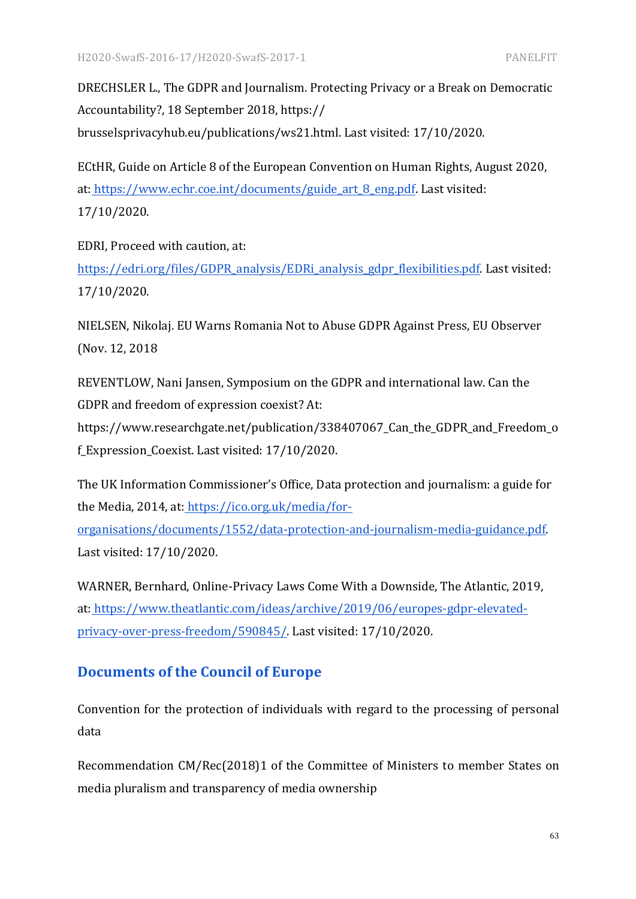DRECHSLER L., The GDPR and Journalism. Protecting Privacy or a Break on Democratic Accountability?, 18 September 2018, https:// brusselsprivacyhub.eu/publications/ws21.html. Last visited: 17/10/2020.

ECtHR, Guide on Article 8 of the European Convention on Human Rights, August 2020, at: https://www.echr.coe.int/documents/guide_art_8_eng.pdf. Last visited: 17/10/2020.

EDRI, Proceed with caution, at: https://edri.org/files/GDPR_analysis/EDRi_analysis_gdpr_flexibilities.pdf. Last visited: 17/10/2020.

NIELSEN, Nikolaj. EU Warns Romania Not to Abuse GDPR Against Press, EU Observer (Nov. 12, 2018

REVENTLOW, Nani Jansen, Symposium on the GDPR and international law. Can the GDPR and freedom of expression coexist? At: https://www.researchgate.net/publication/338407067_Can_the_GDPR_and_Freedom_of_Expression_Coexist. Last visited: 17/10/2020.

The UK Information Commissioner's Office, Data protection and journalism: a guide for the Media, 2014, at: https://ico.org.uk/media/for-organisations/documents/1552/data-protection-and-journalism-media-guidance.pdf. Last visited: 17/10/2020.

WARNER, Bernhard, Online-Privacy Laws Come With a Downside, The Atlantic, 2019, at: https://www.theatlantic.com/ideas/archive/2019/06/europes-gdpr-elevated-privacy-over-press-freedom/590845/. Last visited: 17/10/2020.

## Documents of the Council of Europe

Convention for the protection of individuals with regard to the processing of personal data

Recommendation CM/Rec(2018)1 of the Committee of Ministers to member States on media pluralism and transparency of media ownership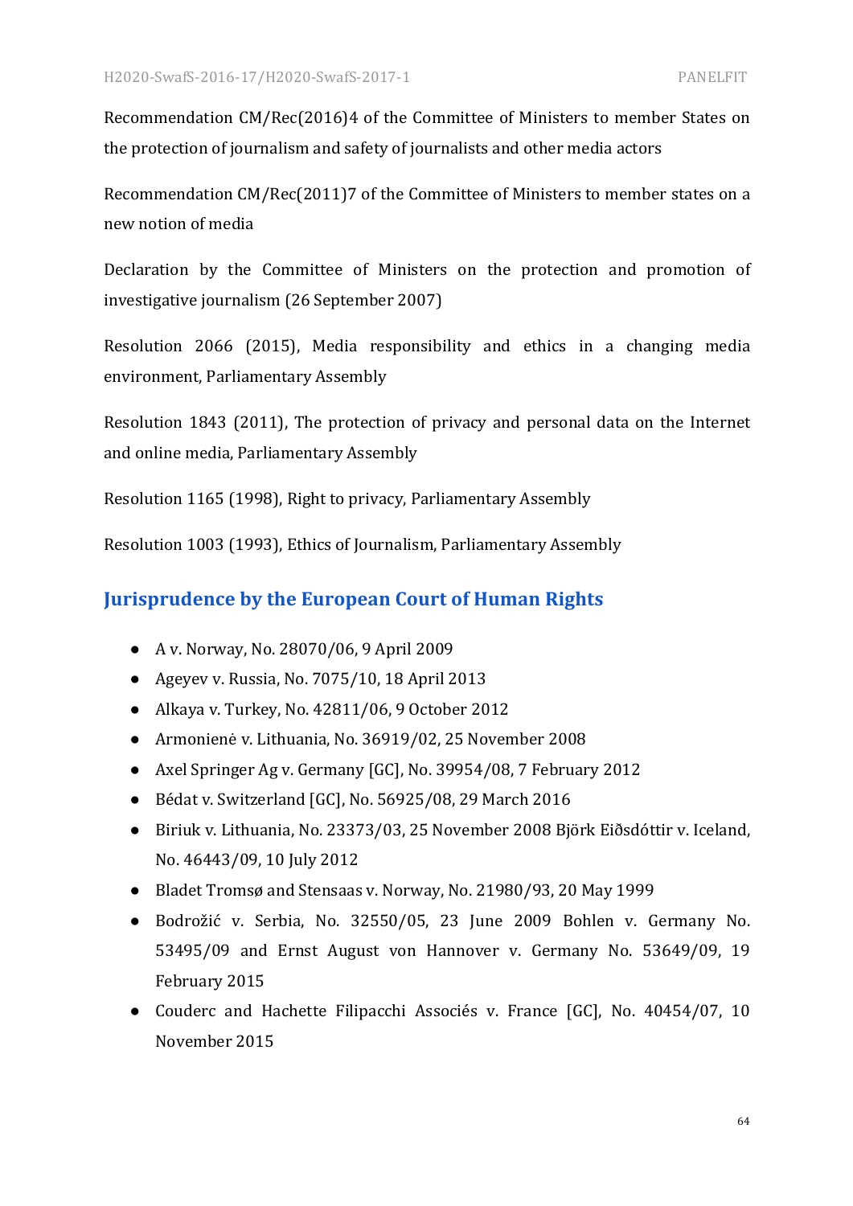Recommendation CM/Rec(2016)4 of the Committee of Ministers to member States on the protection of journalism and safety of journalists and other media actors

Recommendation CM/Rec(2011)7 of the Committee of Ministers to member states on a new notion of media

Declaration by the Committee of Ministers on the protection and promotion of investigative journalism (26 September 2007)

Resolution 2066 (2015), Media responsibility and ethics in a changing media environment, Parliamentary Assembly

Resolution 1843 (2011), The protection of privacy and personal data on the Internet and online media, Parliamentary Assembly

Resolution 1165 (1998), Right to privacy, Parliamentary Assembly

Resolution 1003 (1993), Ethics of Journalism, Parliamentary Assembly

## Jurisprudence by the European Court of Human Rights

- A v. Norway, No. 28070/06, 9 April 2009
- Ageyev v. Russia, No. 7075/10, 18 April 2013
- Alkaya v. Turkey, No. 42811/06, 9 October 2012
- Armonienė v. Lithuania, No. 36919/02, 25 November 2008
- Axel Springer Ag v. Germany [GC], No. 39954/08, 7 February 2012
- Bédat v. Switzerland [GC], No. 56925/08, 29 March 2016
- Biriuk v. Lithuania, No. 23373/03, 25 November 2008 Björk Eiðsdóttir v. Iceland, No. 46443/09, 10 July 2012
- Bladet Tromsø and Stensaas v. Norway, No. 21980/93, 20 May 1999
- Bodrožić v. Serbia, No. 32550/05, 23 June 2009 Bohlen v. Germany No. 53495/09 and Ernst August von Hannover v. Germany No. 53649/09, 19 February 2015
- Couderc and Hachette Filipacchi Associés v. France [GC], No. 40454/07, 10 November 2015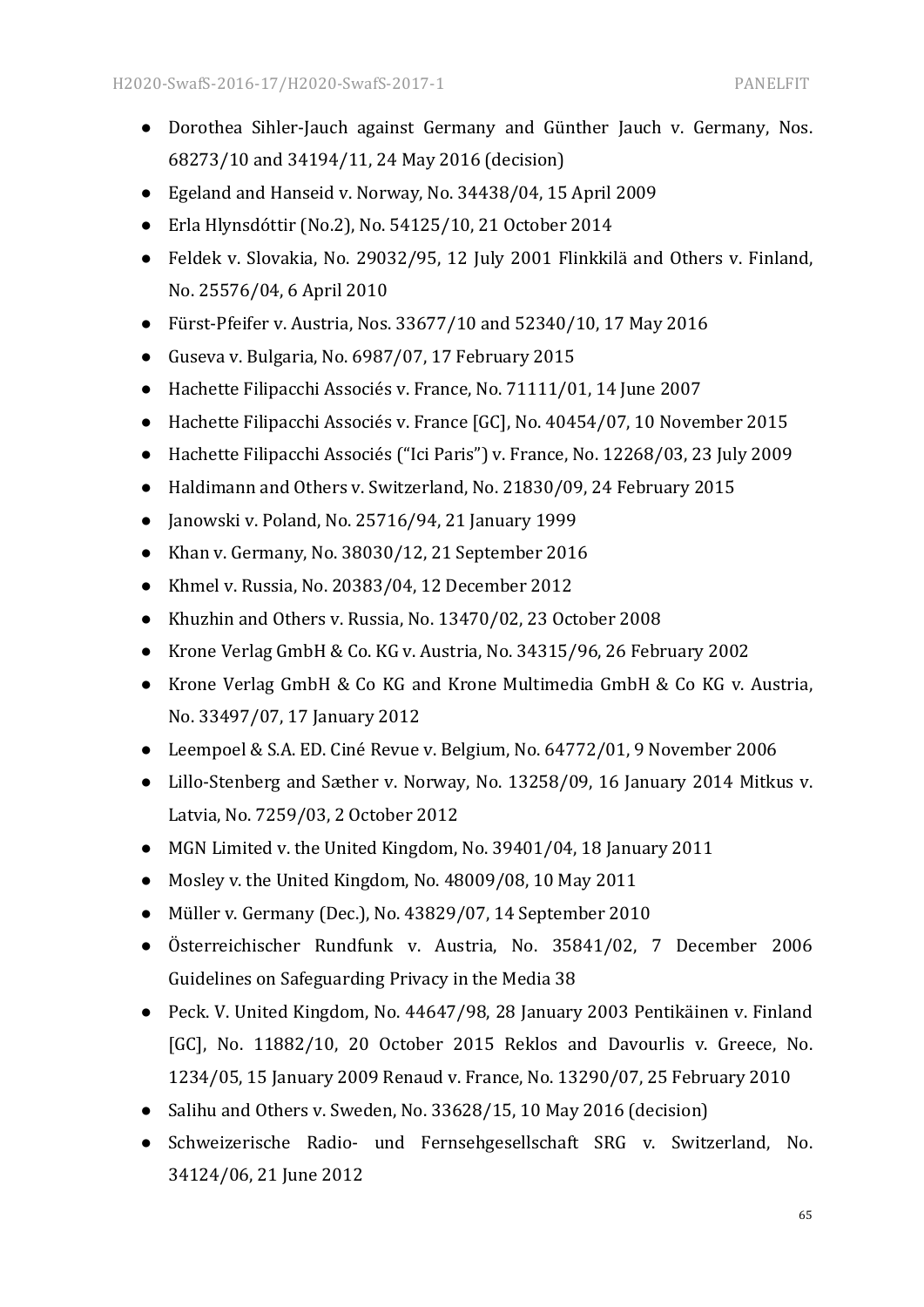- Dorothea Sihler-Jauch against Germany and Günther Jauch v. Germany, Nos. 68273/10 and 34194/11, 24 May 2016 (decision)
- Egeland and Hanseid v. Norway, No. 34438/04, 15 April 2009
- Erla Hlynsdóttir (No.2), No. 54125/10, 21 October 2014
- Feldek v. Slovakia, No. 29032/95, 12 July 2001 Flinkkilä and Others v. Finland, No. 25576/04, 6 April 2010
- Fürst-Pfeifer v. Austria, Nos. 33677/10 and 52340/10, 17 May 2016
- Guseva v. Bulgaria, No. 6987/07, 17 February 2015
- Hachette Filipacchi Associés v. France, No. 71111/01, 14 June 2007
- Hachette Filipacchi Associés v. France [GC], No. 40454/07, 10 November 2015
- Hachette Filipacchi Associés ("Ici Paris") v. France, No. 12268/03, 23 July 2009
- Haldimann and Others v. Switzerland, No. 21830/09, 24 February 2015
- Janowski v. Poland, No. 25716/94, 21 January 1999
- Khan v. Germany, No. 38030/12, 21 September 2016
- Khmel v. Russia, No. 20383/04, 12 December 2012
- Khuzhin and Others v. Russia, No. 13470/02, 23 October 2008
- Krone Verlag GmbH & Co. KG v. Austria, No. 34315/96, 26 February 2002
- Krone Verlag GmbH & Co KG and Krone Multimedia GmbH & Co KG v. Austria, No. 33497/07, 17 January 2012
- Leempoel & S.A. ED. Ciné Revue v. Belgium, No. 64772/01, 9 November 2006
- Lillo-Stenberg and Sæther v. Norway, No. 13258/09, 16 January 2014 Mitkus v. Latvia, No. 7259/03, 2 October 2012
- MGN Limited v. the United Kingdom, No. 39401/04, 18 January 2011
- Mosley v. the United Kingdom, No. 48009/08, 10 May 2011
- Müller v. Germany (Dec.), No. 43829/07, 14 September 2010
- Österreichischer Rundfunk v. Austria, No. 35841/02, 7 December 2006 Guidelines on Safeguarding Privacy in the Media 38
- Peck. V. United Kingdom, No. 44647/98, 28 January 2003 Pentikäinen v. Finland [GC], No. 11882/10, 20 October 2015 Reklos and Davourlis v. Greece, No. 1234/05, 15 January 2009 Renaud v. France, No. 13290/07, 25 February 2010
- Salihu and Others v. Sweden, No. 33628/15, 10 May 2016 (decision)
- Schweizerische Radio- und Fernsehgesellschaft SRG v. Switzerland, No. 34124/06, 21 June 2012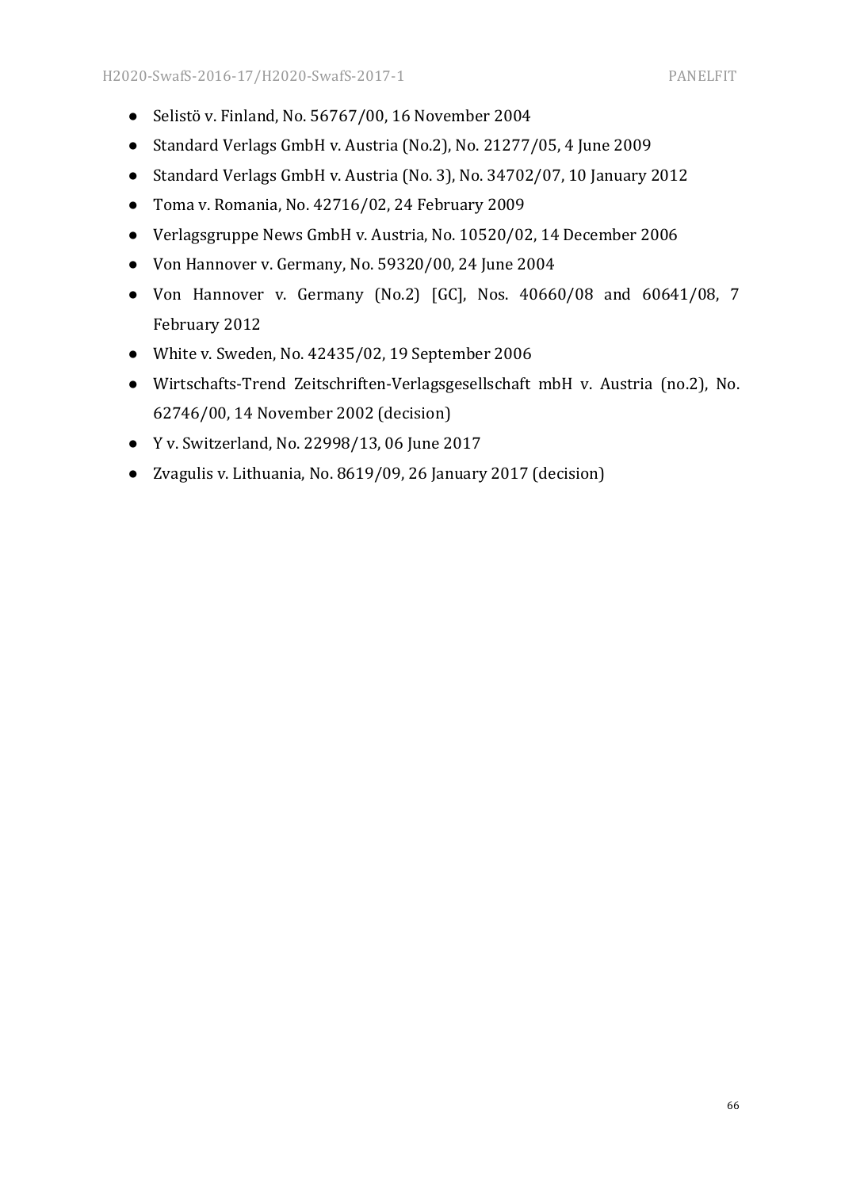- Selistö v. Finland, No. 56767/00, 16 November 2004
- Standard Verlags GmbH v. Austria (No.2), No. 21277/05, 4 June 2009
- Standard Verlags GmbH v. Austria (No. 3), No. 34702/07, 10 January 2012
- Toma v. Romania, No. 42716/02, 24 February 2009
- Verlagsgruppe News GmbH v. Austria, No. 10520/02, 14 December 2006
- Von Hannover v. Germany, No. 59320/00, 24 June 2004
- Von Hannover v. Germany (No.2) [GC], Nos. 40660/08 and 60641/08, 7 February 2012
- White v. Sweden, No. 42435/02, 19 September 2006
- Wirtschafts-Trend Zeitschriften-Verlagsgesellschaft mbH v. Austria (no.2), No. 62746/00, 14 November 2002 (decision)
- Y v. Switzerland, No. 22998/13, 06 June 2017
- Zvagulis v. Lithuania, No. 8619/09, 26 January 2017 (decision)